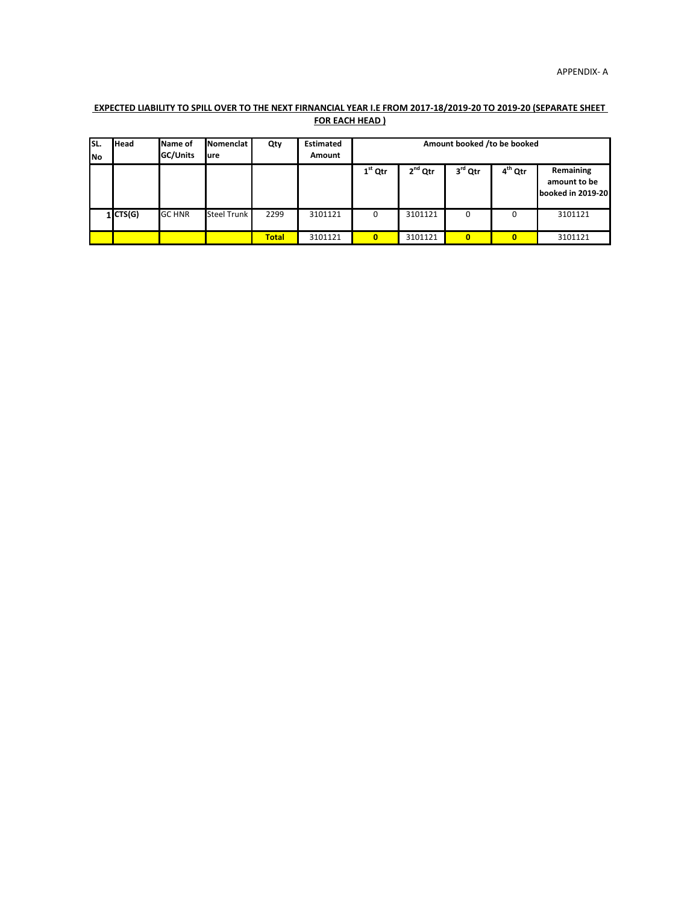APPENDIX- A

**EXPECTED LIABILITY TO SPILL OVER TO THE NEXT FIRNANCIAL YEAR I.E FROM 2017-18/2019-20 TO 2019-20 (SEPARATE SHEET FOR EACH HEAD )**

| SL. No | Head | Name of GC/Units | Nomenclature | Qty | Estimated Amount | Amount booked /to be booked | | | | |
|---|---|---|---|---|---|---|---|---|---|---|
| | | | | | | 1st Qtr | 2nd Qtr | 3rd Qtr | 4th Qtr | Remaining amount to be booked in 2019-20 |
| 1 | CTS(G) | GC HNR | Steel Trunk | 2299 | 3101121 | 0 | 3101121 | 0 | 0 | 3101121 |
| | | | | **Total** | 3101121 | **0** | 3101121 | **0** | **0** | 3101121 |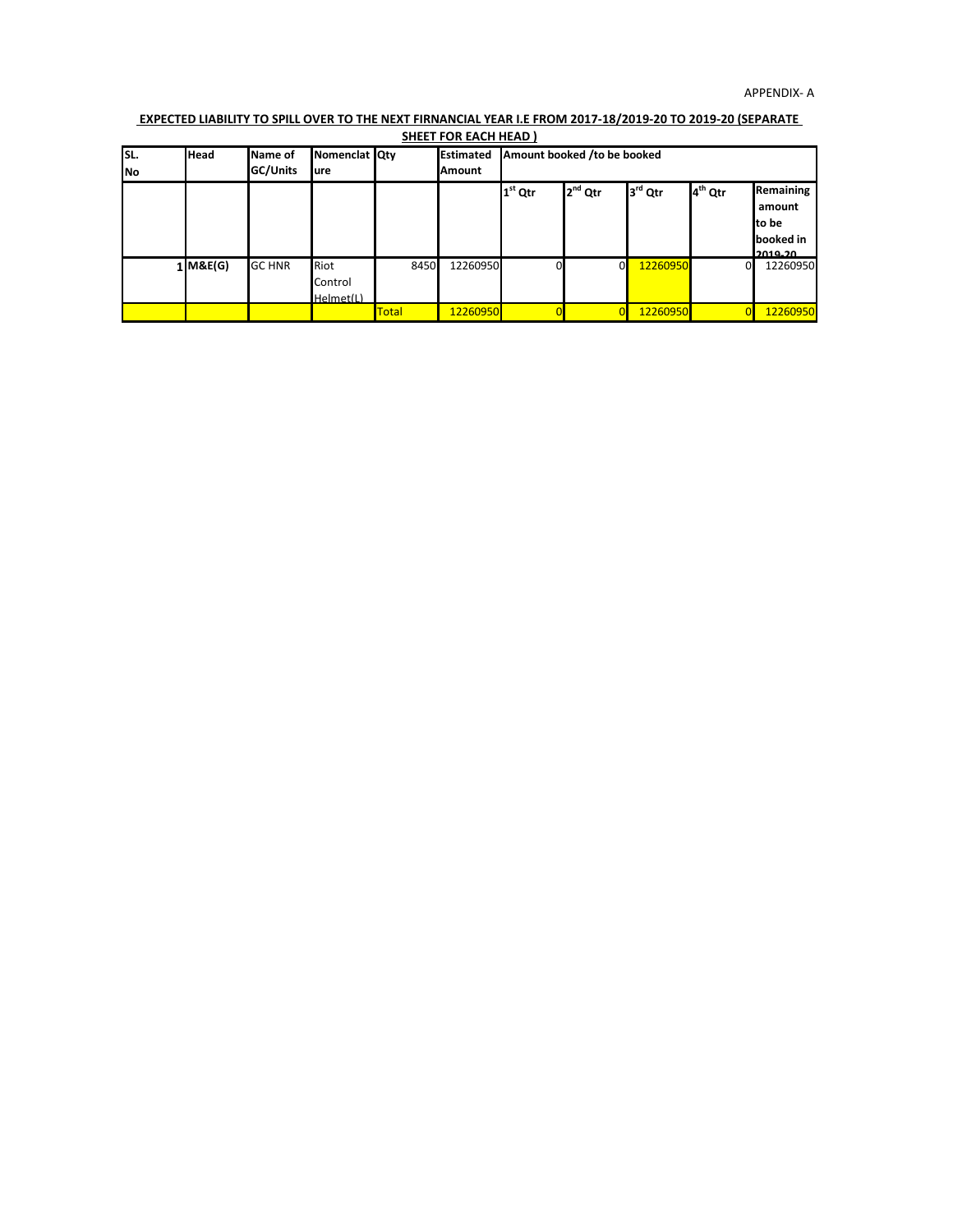APPENDIX- A

**EXPECTED LIABILITY TO SPILL OVER TO THE NEXT FIRNANCIAL YEAR I.E FROM 2017-18/2019-20 TO 2019-20 (SEPARATE SHEET FOR EACH HEAD )**

| SL. No | Head | Name of GC/Units | Nomenclature | Qty | Estimated Amount | Amount booked /to be booked | | | | |
|---|---|---|---|---|---|---|---|---|---|---|
| | | | | | | $1^{st}$ Qtr | $2^{nd}$ Qtr | $3^{rd}$ Qtr | $4^{th}$ Qtr | Remaining amount to be booked in 2019-20 |
| 1 | **M&E(G)** | GC HNR | Riot Control Helmet(L) | 8450 | 12260950 | 0 | 0 | 12260950 | 0 | 12260950 |
| | | | | Total | 12260950 | 0 | 0 | 12260950 | 0 | 12260950 |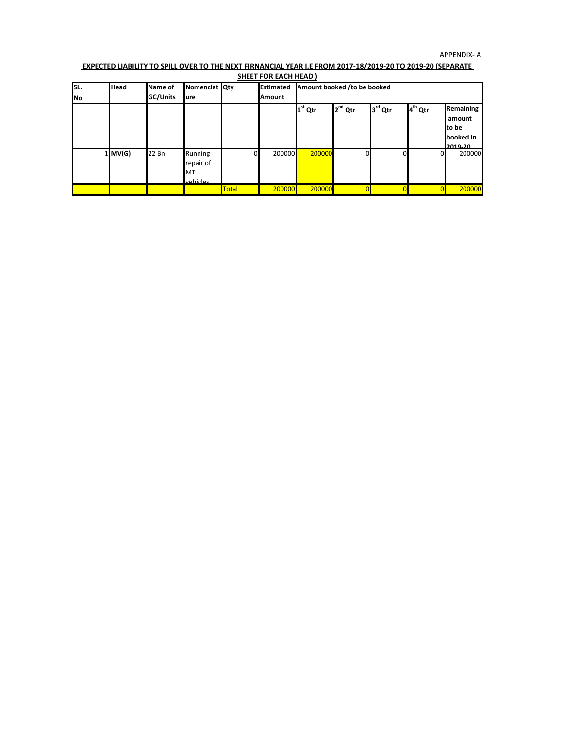APPENDIX- A

**EXPECTED LIABILITY TO SPILL OVER TO THE NEXT FIRNANCIAL YEAR I.E FROM 2017-18/2019-20 TO 2019-20 (SEPARATE SHEET FOR EACH HEAD )**

| SL. No | Head | Name of GC/Units | Nomenclature | Qty | Estimated Amount | Amount booked /to be booked | | | | |
|---|---|---|---|---|---|---|---|---|---|---|
| | | | | | | 1st Qtr | 2nd Qtr | 3rd Qtr | 4th Qtr | Remaining amount to be booked in 2019-20 |
| 1 | MV(G) | 22 Bn | Running repair of MT vehicles | 0 | 200000 | 200000 | 0 | 0 | 0 | 200000 |
| | | | | Total | 200000 | 200000 | 0 | 0 | 0 | 200000 |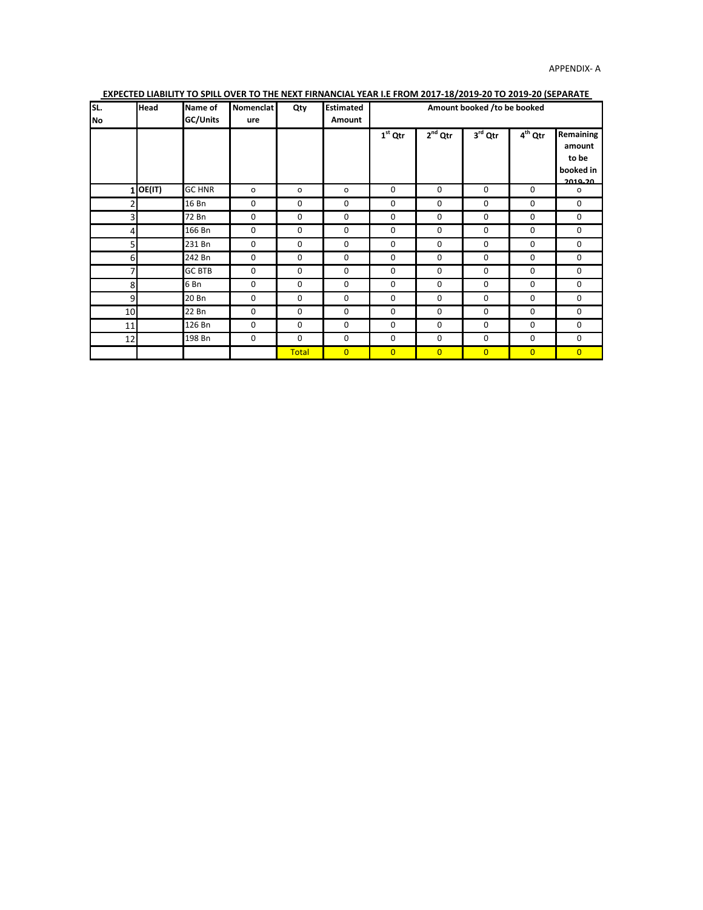APPENDIX- A

**EXPECTED LIABILITY TO SPILL OVER TO THE NEXT FIRNANCIAL YEAR I.E FROM 2017-18/2019-20 TO 2019-20 (SEPARATE**

| SL. No | Head | Name of GC/Units | Nomenclature | Qty | Estimated Amount | Amount booked /to be booked | | | | |
|---|---|---|---|---|---|---|---|---|---|---|
| | | | | | | 1st Qtr | 2nd Qtr | 3rd Qtr | 4th Qtr | Remaining amount to be booked in 2019-20 |
| 1 | OE(IT) | GC HNR | o | o | o | 0 | 0 | 0 | 0 | o |
| 2 | | 16 Bn | 0 | 0 | 0 | 0 | 0 | 0 | 0 | 0 |
| 3 | | 72 Bn | 0 | 0 | 0 | 0 | 0 | 0 | 0 | 0 |
| 4 | | 166 Bn | 0 | 0 | 0 | 0 | 0 | 0 | 0 | 0 |
| 5 | | 231 Bn | 0 | 0 | 0 | 0 | 0 | 0 | 0 | 0 |
| 6 | | 242 Bn | 0 | 0 | 0 | 0 | 0 | 0 | 0 | 0 |
| 7 | | GC BTB | 0 | 0 | 0 | 0 | 0 | 0 | 0 | 0 |
| 8 | | 6 Bn | 0 | 0 | 0 | 0 | 0 | 0 | 0 | 0 |
| 9 | | 20 Bn | 0 | 0 | 0 | 0 | 0 | 0 | 0 | 0 |
| 10 | | 22 Bn | 0 | 0 | 0 | 0 | 0 | 0 | 0 | 0 |
| 11 | | 126 Bn | 0 | 0 | 0 | 0 | 0 | 0 | 0 | 0 |
| 12 | | 198 Bn | 0 | 0 | 0 | 0 | 0 | 0 | 0 | 0 |
| | | | | Total | 0 | 0 | 0 | 0 | 0 | 0 |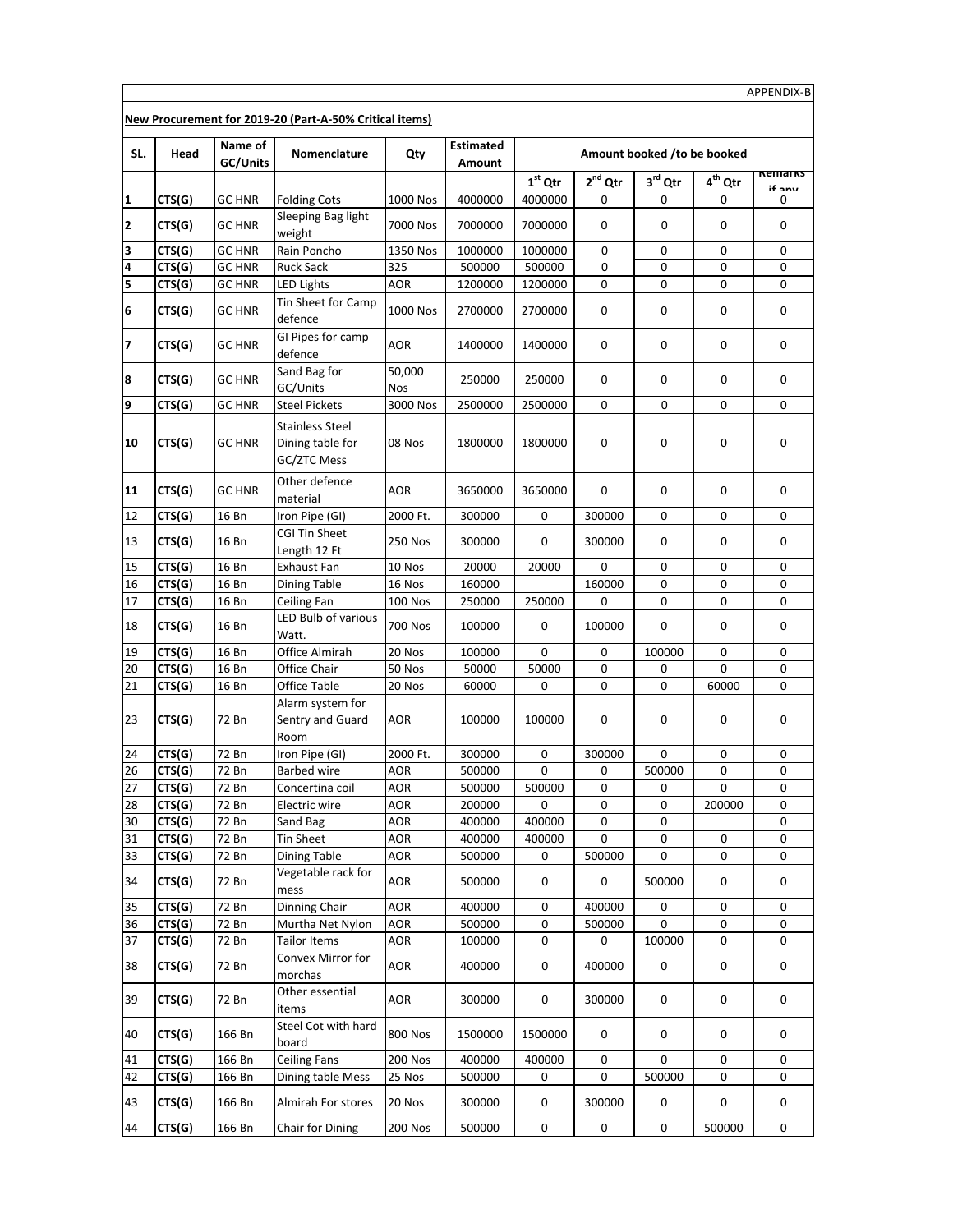APPENDIX-B

**New Procurement for 2019-20 (Part-A-50% Critical items)**

| SL. | Head | Name of GC/Units | Nomenclature | Qty | Estimated Amount | Amount booked /to be booked | | | | |
|---|---|---|---|---|---|---|---|---|---|---|
| | | | | | | 1st Qtr | 2nd Qtr | 3rd Qtr | 4th Qtr | Remarks if any |
| 1 | CTS(G) | GC HNR | Folding Cots | 1000 Nos | 4000000 | 4000000 | 0 | 0 | 0 | 0 |
| 2 | CTS(G) | GC HNR | Sleeping Bag light weight | 7000 Nos | 7000000 | 7000000 | 0 | 0 | 0 | 0 |
| 3 | CTS(G) | GC HNR | Rain Poncho | 1350 Nos | 1000000 | 1000000 | 0 | 0 | 0 | 0 |
| 4 | CTS(G) | GC HNR | Ruck Sack | 325 | 500000 | 500000 | 0 | 0 | 0 | 0 |
| 5 | CTS(G) | GC HNR | LED Lights | AOR | 1200000 | 1200000 | 0 | 0 | 0 | 0 |
| 6 | CTS(G) | GC HNR | Tin Sheet for Camp defence | 1000 Nos | 2700000 | 2700000 | 0 | 0 | 0 | 0 |
| 7 | CTS(G) | GC HNR | GI Pipes for camp defence | AOR | 1400000 | 1400000 | 0 | 0 | 0 | 0 |
| 8 | CTS(G) | GC HNR | Sand Bag for GC/Units | 50,000 Nos | 250000 | 250000 | 0 | 0 | 0 | 0 |
| 9 | CTS(G) | GC HNR | Steel Pickets | 3000 Nos | 2500000 | 2500000 | 0 | 0 | 0 | 0 |
| 10 | CTS(G) | GC HNR | Stainless Steel Dining table for GC/ZTC Mess | 08 Nos | 1800000 | 1800000 | 0 | 0 | 0 | 0 |
| 11 | CTS(G) | GC HNR | Other defence material | AOR | 3650000 | 3650000 | 0 | 0 | 0 | 0 |
| 12 | CTS(G) | 16 Bn | Iron Pipe (GI) | 2000 Ft. | 300000 | 0 | 300000 | 0 | 0 | 0 |
| 13 | CTS(G) | 16 Bn | CGI Tin Sheet Length 12 Ft | 250 Nos | 300000 | 0 | 300000 | 0 | 0 | 0 |
| 15 | CTS(G) | 16 Bn | Exhaust Fan | 10 Nos | 20000 | 20000 | 0 | 0 | 0 | 0 |
| 16 | CTS(G) | 16 Bn | Dining Table | 16 Nos | 160000 | | 160000 | 0 | 0 | 0 |
| 17 | CTS(G) | 16 Bn | Ceiling Fan | 100 Nos | 250000 | 250000 | 0 | 0 | 0 | 0 |
| 18 | CTS(G) | 16 Bn | LED Bulb of various Watt. | 700 Nos | 100000 | 0 | 100000 | 0 | 0 | 0 |
| 19 | CTS(G) | 16 Bn | Office Almirah | 20 Nos | 100000 | 0 | 0 | 100000 | 0 | 0 |
| 20 | CTS(G) | 16 Bn | Office Chair | 50 Nos | 50000 | 50000 | 0 | 0 | 0 | 0 |
| 21 | CTS(G) | 16 Bn | Office Table | 20 Nos | 60000 | 0 | 0 | 0 | 60000 | 0 |
| 23 | CTS(G) | 72 Bn | Alarm system for Sentry and Guard Room | AOR | 100000 | 100000 | 0 | 0 | 0 | 0 |
| 24 | CTS(G) | 72 Bn | Iron Pipe (GI) | 2000 Ft. | 300000 | 0 | 300000 | 0 | 0 | 0 |
| 26 | CTS(G) | 72 Bn | Barbed wire | AOR | 500000 | 0 | 0 | 500000 | 0 | 0 |
| 27 | CTS(G) | 72 Bn | Concertina coil | AOR | 500000 | 500000 | 0 | 0 | 0 | 0 |
| 28 | CTS(G) | 72 Bn | Electric wire | AOR | 200000 | 0 | 0 | 0 | 200000 | 0 |
| 30 | CTS(G) | 72 Bn | Sand Bag | AOR | 400000 | 400000 | 0 | 0 | | 0 |
| 31 | CTS(G) | 72 Bn | Tin Sheet | AOR | 400000 | 400000 | 0 | 0 | 0 | 0 |
| 33 | CTS(G) | 72 Bn | Dining Table | AOR | 500000 | 0 | 500000 | 0 | 0 | 0 |
| 34 | CTS(G) | 72 Bn | Vegetable rack for mess | AOR | 500000 | 0 | 0 | 500000 | 0 | 0 |
| 35 | CTS(G) | 72 Bn | Dinning Chair | AOR | 400000 | 0 | 400000 | 0 | 0 | 0 |
| 36 | CTS(G) | 72 Bn | Murtha Net Nylon | AOR | 500000 | 0 | 500000 | 0 | 0 | 0 |
| 37 | CTS(G) | 72 Bn | Tailor Items | AOR | 100000 | 0 | 0 | 100000 | 0 | 0 |
| 38 | CTS(G) | 72 Bn | Convex Mirror for morchas | AOR | 400000 | 0 | 400000 | 0 | 0 | 0 |
| 39 | CTS(G) | 72 Bn | Other essential items | AOR | 300000 | 0 | 300000 | 0 | 0 | 0 |
| 40 | CTS(G) | 166 Bn | Steel Cot with hard board | 800 Nos | 1500000 | 1500000 | 0 | 0 | 0 | 0 |
| 41 | CTS(G) | 166 Bn | Ceiling Fans | 200 Nos | 400000 | 400000 | 0 | 0 | 0 | 0 |
| 42 | CTS(G) | 166 Bn | Dining table Mess | 25 Nos | 500000 | 0 | 0 | 500000 | 0 | 0 |
| 43 | CTS(G) | 166 Bn | Almirah For stores | 20 Nos | 300000 | 0 | 300000 | 0 | 0 | 0 |
| 44 | CTS(G) | 166 Bn | Chair for Dining | 200 Nos | 500000 | 0 | 0 | 0 | 500000 | 0 |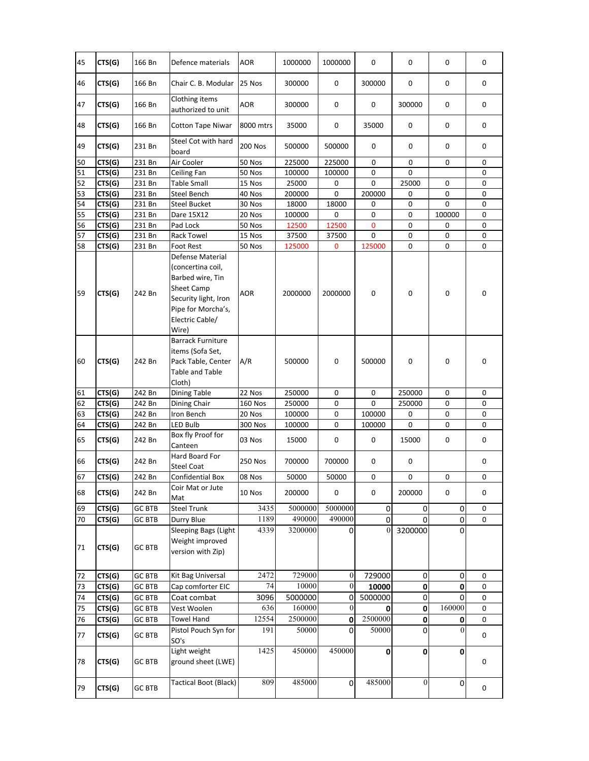| 45 | CTS(G) | 166 Bn | Defence materials | AOR | 1000000 | 1000000 | 0 | 0 | 0 | 0 |
|---|---|---|---|---|---|---|---|---|---|---|
| 46 | CTS(G) | 166 Bn | Chair C. B. Modular | 25 Nos | 300000 | 0 | 300000 | 0 | 0 | 0 |
| 47 | CTS(G) | 166 Bn | Clothing items authorized to unit | AOR | 300000 | 0 | 0 | 300000 | 0 | 0 |
| 48 | CTS(G) | 166 Bn | Cotton Tape Niwar | 8000 mtrs | 35000 | 0 | 35000 | 0 | 0 | 0 |
| 49 | CTS(G) | 231 Bn | Steel Cot with hard board | 200 Nos | 500000 | 500000 | 0 | 0 | 0 | 0 |
| 50 | CTS(G) | 231 Bn | Air Cooler | 50 Nos | 225000 | 225000 | 0 | 0 | 0 | 0 |
| 51 | CTS(G) | 231 Bn | Ceiling Fan | 50 Nos | 100000 | 100000 | 0 | 0 | | 0 |
| 52 | CTS(G) | 231 Bn | Table Small | 15 Nos | 25000 | 0 | 0 | 25000 | 0 | 0 |
| 53 | CTS(G) | 231 Bn | Steel Bench | 40 Nos | 200000 | 0 | 200000 | 0 | 0 | 0 |
| 54 | CTS(G) | 231 Bn | Steel Bucket | 30 Nos | 18000 | 18000 | 0 | 0 | 0 | 0 |
| 55 | CTS(G) | 231 Bn | Dare 15X12 | 20 Nos | 100000 | 0 | 0 | 0 | 100000 | 0 |
| 56 | CTS(G) | 231 Bn | Pad Lock | 50 Nos | 12500 | 12500 | 0 | 0 | 0 | 0 |
| 57 | CTS(G) | 231 Bn | Rack Towel | 15 Nos | 37500 | 37500 | 0 | 0 | 0 | 0 |
| 58 | CTS(G) | 231 Bn | Foot Rest | 50 Nos | 125000 | 0 | 125000 | 0 | 0 | 0 |
| 59 | CTS(G) | 242 Bn | Defense Material (concertina coil, Barbed wire, Tin Sheet Camp Security light, Iron Pipe for Morcha's, Electric Cable/ Wire) | AOR | 2000000 | 2000000 | 0 | 0 | 0 | 0 |
| 60 | CTS(G) | 242 Bn | Barrack Furniture items (Sofa Set, Pack Table, Center Table and Table Cloth) | A/R | 500000 | 0 | 500000 | 0 | 0 | 0 |
| 61 | CTS(G) | 242 Bn | Dining Table | 22 Nos | 250000 | 0 | 0 | 250000 | 0 | 0 |
| 62 | CTS(G) | 242 Bn | Dining Chair | 160 Nos | 250000 | 0 | 0 | 250000 | 0 | 0 |
| 63 | CTS(G) | 242 Bn | Iron Bench | 20 Nos | 100000 | 0 | 100000 | 0 | 0 | 0 |
| 64 | CTS(G) | 242 Bn | LED Bulb | 300 Nos | 100000 | 0 | 100000 | 0 | 0 | 0 |
| 65 | CTS(G) | 242 Bn | Box fly Proof for Canteen | 03 Nos | 15000 | 0 | 0 | 15000 | 0 | 0 |
| 66 | CTS(G) | 242 Bn | Hard Board For Steel Coat | 250 Nos | 700000 | 700000 | 0 | 0 | | 0 |
| 67 | CTS(G) | 242 Bn | Confidential Box | 08 Nos | 50000 | 50000 | 0 | 0 | 0 | 0 |
| 68 | CTS(G) | 242 Bn | Coir Mat or Jute Mat | 10 Nos | 200000 | 0 | 0 | 200000 | 0 | 0 |
| 69 | CTS(G) | GC BTB | Steel Trunk | 3435 | 5000000 | 5000000 | 0 | 0 | 0 | 0 |
| 70 | CTS(G) | GC BTB | Durry Blue | 1189 | 490000 | 490000 | 0 | 0 | 0 | 0 |
| 71 | CTS(G) | GC BTB | Sleeping Bags (Light Weight improved version with Zip) | 4339 | 3200000 | 0 | 0 | 3200000 | 0 | |
| 72 | CTS(G) | GC BTB | Kit Bag Universal | 2472 | 729000 | 0 | 729000 | 0 | 0 | 0 |
| 73 | CTS(G) | GC BTB | Cap comforter EIC | 74 | 10000 | 0 | **10000** | **0** | **0** | 0 |
| 74 | CTS(G) | GC BTB | Coat combat | 3096 | 5000000 | 0 | 5000000 | 0 | 0 | 0 |
| 75 | CTS(G) | GC BTB | Vest Woolen | 636 | 160000 | 0 | **0** | **0** | 160000 | 0 |
| 76 | CTS(G) | GC BTB | Towel Hand | 12554 | 2500000 | **0** | 2500000 | **0** | **0** | 0 |
| 77 | CTS(G) | GC BTB | Pistol Pouch Syn for SO's | 191 | 50000 | 0 | 50000 | 0 | 0 | 0 |
| 78 | CTS(G) | GC BTB | Light weight ground sheet (LWE) | 1425 | 450000 | 450000 | **0** | **0** | **0** | 0 |
| 79 | CTS(G) | GC BTB | Tactical Boot (Black) | 809 | 485000 | 0 | 485000 | 0 | 0 | 0 |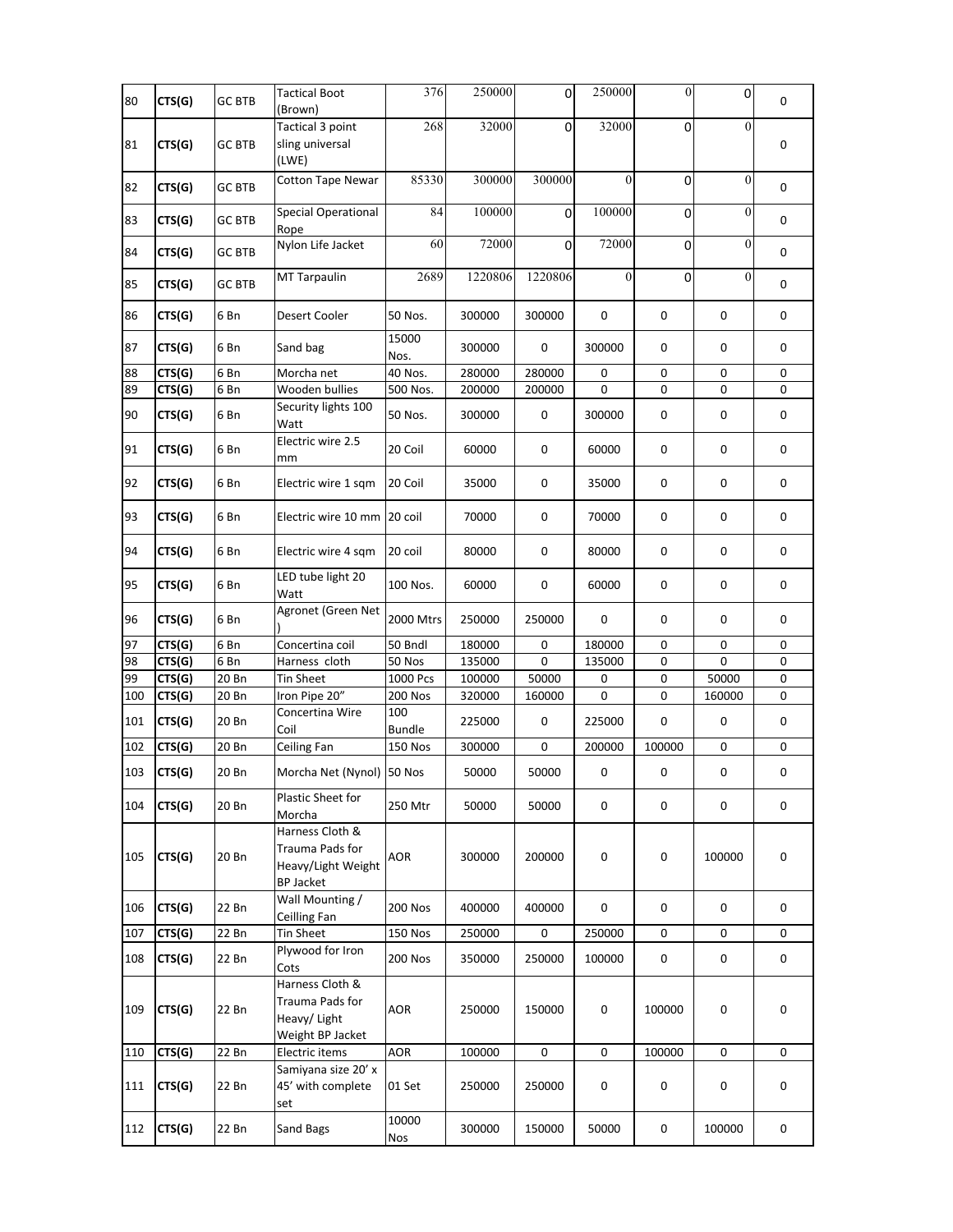| 80 | CTS(G) | GC BTB | Tactical Boot (Brown) | 376 | 250000 | 0 | 250000 | 0 | 0 | 0 |
|---|---|---|---|---|---|---|---|---|---|---|
| 81 | CTS(G) | GC BTB | Tactical 3 point sling universal (LWE) | 268 | 32000 | 0 | 32000 | 0 | 0 | 0 |
| 82 | CTS(G) | GC BTB | Cotton Tape Newar | 85330 | 300000 | 300000 | 0 | 0 | 0 | 0 |
| 83 | CTS(G) | GC BTB | Special Operational Rope | 84 | 100000 | 0 | 100000 | 0 | 0 | 0 |
| 84 | CTS(G) | GC BTB | Nylon Life Jacket | 60 | 72000 | 0 | 72000 | 0 | 0 | 0 |
| 85 | CTS(G) | GC BTB | MT Tarpaulin | 2689 | 1220806 | 1220806 | 0 | 0 | 0 | 0 |
| 86 | CTS(G) | 6 Bn | Desert Cooler | 50 Nos. | 300000 | 300000 | 0 | 0 | 0 | 0 |
| 87 | CTS(G) | 6 Bn | Sand bag | 15000 Nos. | 300000 | 0 | 300000 | 0 | 0 | 0 |
| 88 | CTS(G) | 6 Bn | Morcha net | 40 Nos. | 280000 | 280000 | 0 | 0 | 0 | 0 |
| 89 | CTS(G) | 6 Bn | Wooden bullies | 500 Nos. | 200000 | 200000 | 0 | 0 | 0 | 0 |
| 90 | CTS(G) | 6 Bn | Security lights 100 Watt | 50 Nos. | 300000 | 0 | 300000 | 0 | 0 | 0 |
| 91 | CTS(G) | 6 Bn | Electric wire 2.5 mm | 20 Coil | 60000 | 0 | 60000 | 0 | 0 | 0 |
| 92 | CTS(G) | 6 Bn | Electric wire 1 sqm | 20 Coil | 35000 | 0 | 35000 | 0 | 0 | 0 |
| 93 | CTS(G) | 6 Bn | Electric wire 10 mm | 20 coil | 70000 | 0 | 70000 | 0 | 0 | 0 |
| 94 | CTS(G) | 6 Bn | Electric wire 4 sqm | 20 coil | 80000 | 0 | 80000 | 0 | 0 | 0 |
| 95 | CTS(G) | 6 Bn | LED tube light 20 Watt | 100 Nos. | 60000 | 0 | 60000 | 0 | 0 | 0 |
| 96 | CTS(G) | 6 Bn | Agronet (Green Net ) | 2000 Mtrs | 250000 | 250000 | 0 | 0 | 0 | 0 |
| 97 | CTS(G) | 6 Bn | Concertina coil | 50 Bndl | 180000 | 0 | 180000 | 0 | 0 | 0 |
| 98 | CTS(G) | 6 Bn | Harness cloth | 50 Nos | 135000 | 0 | 135000 | 0 | 0 | 0 |
| 99 | CTS(G) | 20 Bn | Tin Sheet | 1000 Pcs | 100000 | 50000 | 0 | 0 | 50000 | 0 |
| 100 | CTS(G) | 20 Bn | Iron Pipe 20" | 200 Nos | 320000 | 160000 | 0 | 0 | 160000 | 0 |
| 101 | CTS(G) | 20 Bn | Concertina Wire Coil | 100 Bundle | 225000 | 0 | 225000 | 0 | 0 | 0 |
| 102 | CTS(G) | 20 Bn | Ceiling Fan | 150 Nos | 300000 | 0 | 200000 | 100000 | 0 | 0 |
| 103 | CTS(G) | 20 Bn | Morcha Net (Nynol) | 50 Nos | 50000 | 50000 | 0 | 0 | 0 | 0 |
| 104 | CTS(G) | 20 Bn | Plastic Sheet for Morcha | 250 Mtr | 50000 | 50000 | 0 | 0 | 0 | 0 |
| 105 | CTS(G) | 20 Bn | Harness Cloth & Trauma Pads for Heavy/Light Weight BP Jacket | AOR | 300000 | 200000 | 0 | 0 | 100000 | 0 |
| 106 | CTS(G) | 22 Bn | Wall Mounting / Ceilling Fan | 200 Nos | 400000 | 400000 | 0 | 0 | 0 | 0 |
| 107 | CTS(G) | 22 Bn | Tin Sheet | 150 Nos | 250000 | 0 | 250000 | 0 | 0 | 0 |
| 108 | CTS(G) | 22 Bn | Plywood for Iron Cots | 200 Nos | 350000 | 250000 | 100000 | 0 | 0 | 0 |
| 109 | CTS(G) | 22 Bn | Harness Cloth & Trauma Pads for Heavy/ Light Weight BP Jacket | AOR | 250000 | 150000 | 0 | 100000 | 0 | 0 |
| 110 | CTS(G) | 22 Bn | Electric items | AOR | 100000 | 0 | 0 | 100000 | 0 | 0 |
| 111 | CTS(G) | 22 Bn | Samiyana size 20' x 45' with complete set | 01 Set | 250000 | 250000 | 0 | 0 | 0 | 0 |
| 112 | CTS(G) | 22 Bn | Sand Bags | 10000 Nos | 300000 | 150000 | 50000 | 0 | 100000 | 0 |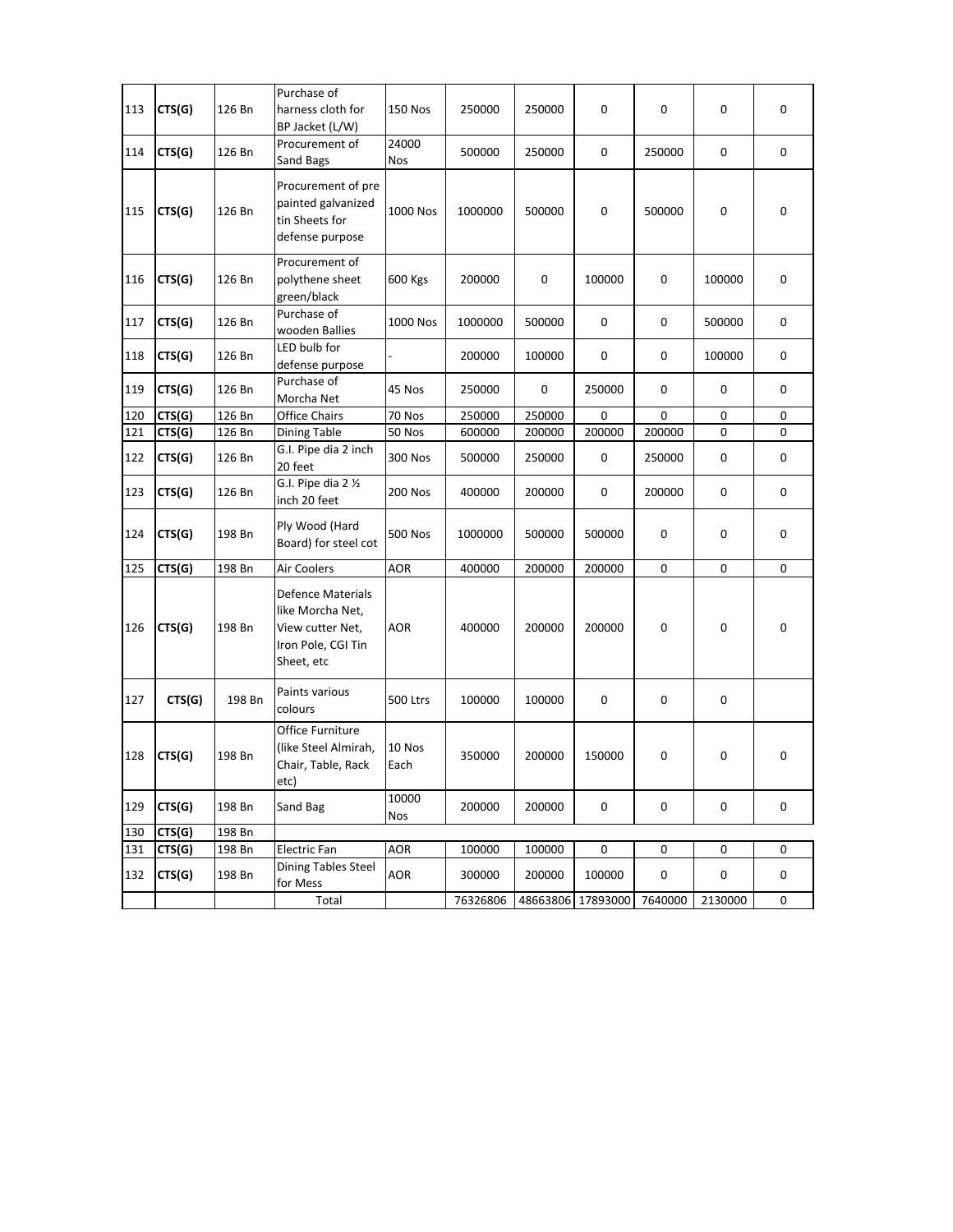| 113 | CTS(G) | 126 Bn | Purchase of harness cloth for BP Jacket (L/W) | 150 Nos | 250000 | 250000 | 0 | 0 | 0 | 0 |
|---|---|---|---|---|---|---|---|---|---|---|
| 114 | CTS(G) | 126 Bn | Procurement of Sand Bags | 24000 Nos | 500000 | 250000 | 0 | 250000 | 0 | 0 |
| 115 | CTS(G) | 126 Bn | Procurement of pre painted galvanized tin Sheets for defense purpose | 1000 Nos | 1000000 | 500000 | 0 | 500000 | 0 | 0 |
| 116 | CTS(G) | 126 Bn | Procurement of polythene sheet green/black | 600 Kgs | 200000 | 0 | 100000 | 0 | 100000 | 0 |
| 117 | CTS(G) | 126 Bn | Purchase of wooden Ballies | 1000 Nos | 1000000 | 500000 | 0 | 0 | 500000 | 0 |
| 118 | CTS(G) | 126 Bn | LED bulb for defense purpose | - | 200000 | 100000 | 0 | 0 | 100000 | 0 |
| 119 | CTS(G) | 126 Bn | Purchase of Morcha Net | 45 Nos | 250000 | 0 | 250000 | 0 | 0 | 0 |
| 120 | CTS(G) | 126 Bn | Office Chairs | 70 Nos | 250000 | 250000 | 0 | 0 | 0 | 0 |
| 121 | CTS(G) | 126 Bn | Dining Table | 50 Nos | 600000 | 200000 | 200000 | 200000 | 0 | 0 |
| 122 | CTS(G) | 126 Bn | G.I. Pipe dia 2 inch 20 feet | 300 Nos | 500000 | 250000 | 0 | 250000 | 0 | 0 |
| 123 | CTS(G) | 126 Bn | G.I. Pipe dia 2 ½ inch 20 feet | 200 Nos | 400000 | 200000 | 0 | 200000 | 0 | 0 |
| 124 | CTS(G) | 198 Bn | Ply Wood (Hard Board) for steel cot | 500 Nos | 1000000 | 500000 | 500000 | 0 | 0 | 0 |
| 125 | CTS(G) | 198 Bn | Air Coolers | AOR | 400000 | 200000 | 200000 | 0 | 0 | 0 |
| 126 | CTS(G) | 198 Bn | Defence Materials like Morcha Net, View cutter Net, Iron Pole, CGI Tin Sheet, etc | AOR | 400000 | 200000 | 200000 | 0 | 0 | 0 |
| 127 | CTS(G) | 198 Bn | Paints various colours | 500 Ltrs | 100000 | 100000 | 0 | 0 | 0 | |
| 128 | CTS(G) | 198 Bn | Office Furniture (like Steel Almirah, Chair, Table, Rack etc) | 10 Nos Each | 350000 | 200000 | 150000 | 0 | 0 | 0 |
| 129 | CTS(G) | 198 Bn | Sand Bag | 10000 Nos | 200000 | 200000 | 0 | 0 | 0 | 0 |
| 130 | CTS(G) | 198 Bn | | | | | | | | |
| 131 | CTS(G) | 198 Bn | Electric Fan | AOR | 100000 | 100000 | 0 | 0 | 0 | 0 |
| 132 | CTS(G) | 198 Bn | Dining Tables Steel for Mess | AOR | 300000 | 200000 | 100000 | 0 | 0 | 0 |
| | | | Total | | 76326806 | 48663806 | 17893000 | 7640000 | 2130000 | 0 |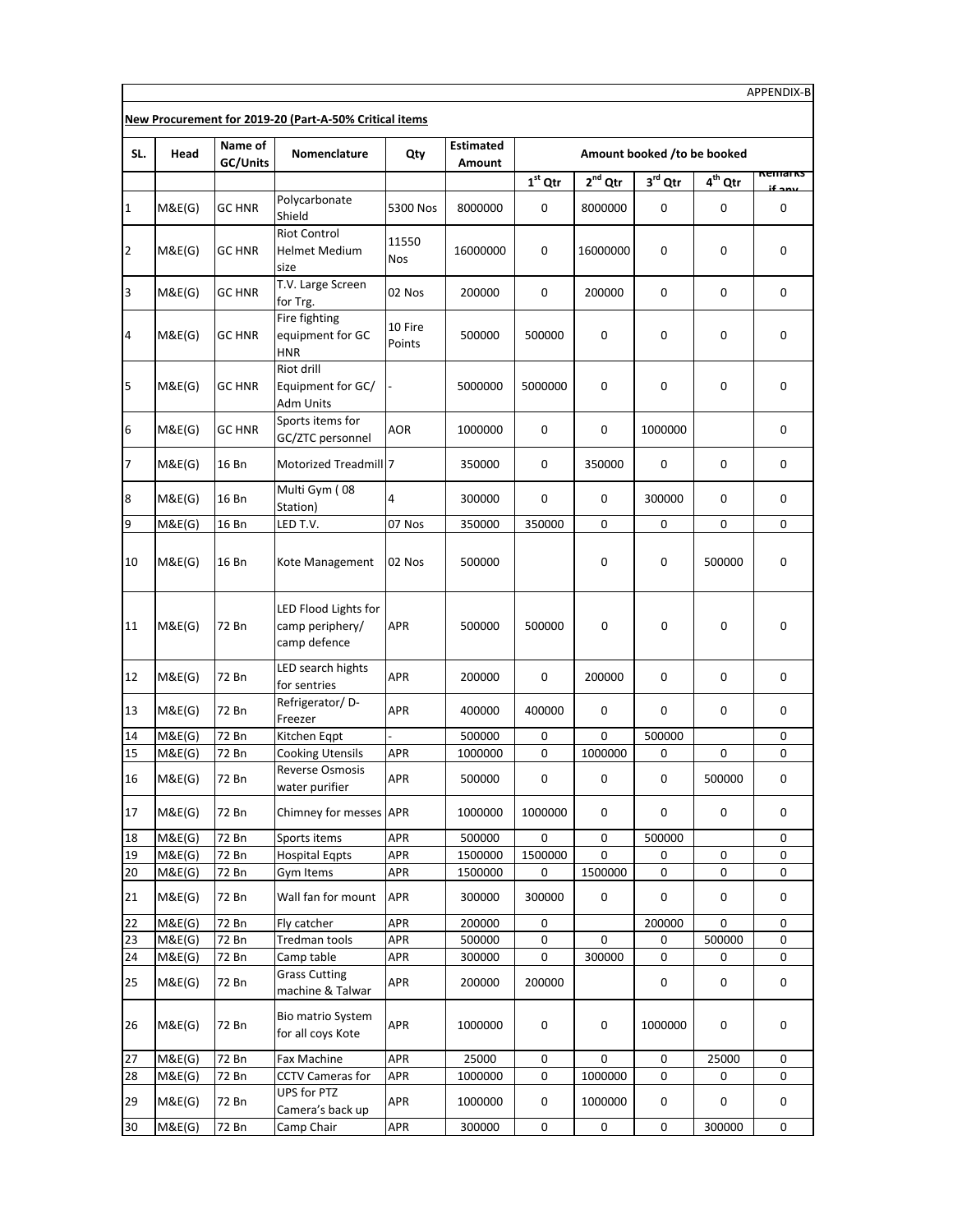APPENDIX-B

**New Procurement for 2019-20 (Part-A-50% Critical items**

| SL. | Head | Name of GC/Units | Nomenclature | Qty | Estimated Amount | Amount booked /to be booked | | | | |
|---|---|---|---|---|---|---|---|---|---|---|
| | | | | | | 1st Qtr | 2nd Qtr | 3rd Qtr | 4th Qtr | Remarks if any |
| 1 | M&E(G) | GC HNR | Polycarbonate Shield | 5300 Nos | 8000000 | 0 | 8000000 | 0 | 0 | 0 |
| 2 | M&E(G) | GC HNR | Riot Control Helmet Medium size | 11550 Nos | 16000000 | 0 | 16000000 | 0 | 0 | 0 |
| 3 | M&E(G) | GC HNR | T.V. Large Screen for Trg. | 02 Nos | 200000 | 0 | 200000 | 0 | 0 | 0 |
| 4 | M&E(G) | GC HNR | Fire fighting equipment for GC HNR | 10 Fire Points | 500000 | 500000 | 0 | 0 | 0 | 0 |
| 5 | M&E(G) | GC HNR | Riot drill Equipment for GC/ Adm Units | - | 5000000 | 5000000 | 0 | 0 | 0 | 0 |
| 6 | M&E(G) | GC HNR | Sports items for GC/ZTC personnel | AOR | 1000000 | 0 | 0 | 1000000 | | 0 |
| 7 | M&E(G) | 16 Bn | Motorized Treadmill | 7 | 350000 | 0 | 350000 | 0 | 0 | 0 |
| 8 | M&E(G) | 16 Bn | Multi Gym ( 08 Station) | 4 | 300000 | 0 | 0 | 300000 | 0 | 0 |
| 9 | M&E(G) | 16 Bn | LED T.V. | 07 Nos | 350000 | 350000 | 0 | 0 | 0 | 0 |
| 10 | M&E(G) | 16 Bn | Kote Management | 02 Nos | 500000 | | 0 | 0 | 500000 | 0 |
| 11 | M&E(G) | 72 Bn | LED Flood Lights for camp periphery/ camp defence | APR | 500000 | 500000 | 0 | 0 | 0 | 0 |
| 12 | M&E(G) | 72 Bn | LED search hights for sentries | APR | 200000 | 0 | 200000 | 0 | 0 | 0 |
| 13 | M&E(G) | 72 Bn | Refrigerator/ D-Freezer | APR | 400000 | 400000 | 0 | 0 | 0 | 0 |
| 14 | M&E(G) | 72 Bn | Kitchen Eqpt | - | 500000 | 0 | 0 | 500000 | | 0 |
| 15 | M&E(G) | 72 Bn | Cooking Utensils | APR | 1000000 | 0 | 1000000 | 0 | 0 | 0 |
| 16 | M&E(G) | 72 Bn | Reverse Osmosis water purifier | APR | 500000 | 0 | 0 | 0 | 500000 | 0 |
| 17 | M&E(G) | 72 Bn | Chimney for messes | APR | 1000000 | 1000000 | 0 | 0 | 0 | 0 |
| 18 | M&E(G) | 72 Bn | Sports items | APR | 500000 | 0 | 0 | 500000 | | 0 |
| 19 | M&E(G) | 72 Bn | Hospital Eqpts | APR | 1500000 | 1500000 | 0 | 0 | 0 | 0 |
| 20 | M&E(G) | 72 Bn | Gym Items | APR | 1500000 | 0 | 1500000 | 0 | 0 | 0 |
| 21 | M&E(G) | 72 Bn | Wall fan for mount | APR | 300000 | 300000 | 0 | 0 | 0 | 0 |
| 22 | M&E(G) | 72 Bn | Fly catcher | APR | 200000 | 0 | | 200000 | 0 | 0 |
| 23 | M&E(G) | 72 Bn | Tredman tools | APR | 500000 | 0 | 0 | 0 | 500000 | 0 |
| 24 | M&E(G) | 72 Bn | Camp table | APR | 300000 | 0 | 300000 | 0 | 0 | 0 |
| 25 | M&E(G) | 72 Bn | Grass Cutting machine & Talwar | APR | 200000 | 200000 | | 0 | 0 | 0 |
| 26 | M&E(G) | 72 Bn | Bio matrio System for all coys Kote | APR | 1000000 | 0 | 0 | 1000000 | 0 | 0 |
| 27 | M&E(G) | 72 Bn | Fax Machine | APR | 25000 | 0 | 0 | 0 | 25000 | 0 |
| 28 | M&E(G) | 72 Bn | CCTV Cameras for | APR | 1000000 | 0 | 1000000 | 0 | 0 | 0 |
| 29 | M&E(G) | 72 Bn | UPS for PTZ Camera's back up | APR | 1000000 | 0 | 1000000 | 0 | 0 | 0 |
| 30 | M&E(G) | 72 Bn | Camp Chair | APR | 300000 | 0 | 0 | 0 | 300000 | 0 |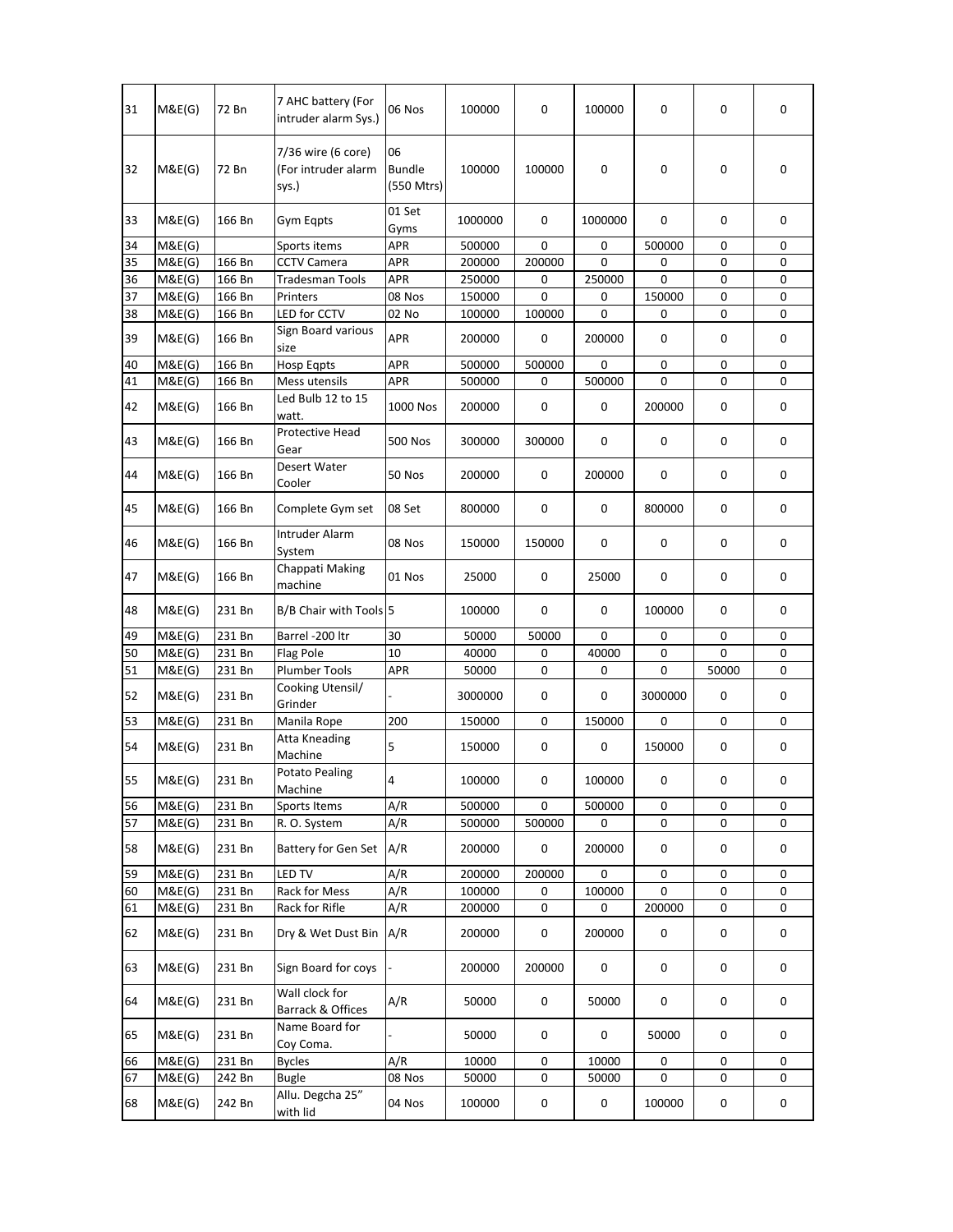| | | | | | | | | | | |
|---|---|---|---|---|---|---|---|---|---|---|
| 31 | M&E(G) | 72 Bn | 7 AHC battery (For intruder alarm Sys.) | 06 Nos | 100000 | 0 | 100000 | 0 | 0 | 0 |
| 32 | M&E(G) | 72 Bn | 7/36 wire (6 core) (For intruder alarm sys.) | 06 Bundle (550 Mtrs) | 100000 | 100000 | 0 | 0 | 0 | 0 |
| 33 | M&E(G) | 166 Bn | Gym Eqpts | 01 Set Gyms | 1000000 | 0 | 1000000 | 0 | 0 | 0 |
| 34 | M&E(G) | | Sports items | APR | 500000 | 0 | 0 | 500000 | 0 | 0 |
| 35 | M&E(G) | 166 Bn | CCTV Camera | APR | 200000 | 200000 | 0 | 0 | 0 | 0 |
| 36 | M&E(G) | 166 Bn | Tradesman Tools | APR | 250000 | 0 | 250000 | 0 | 0 | 0 |
| 37 | M&E(G) | 166 Bn | Printers | 08 Nos | 150000 | 0 | 0 | 150000 | 0 | 0 |
| 38 | M&E(G) | 166 Bn | LED for CCTV | 02 No | 100000 | 100000 | 0 | 0 | 0 | 0 |
| 39 | M&E(G) | 166 Bn | Sign Board various size | APR | 200000 | 0 | 200000 | 0 | 0 | 0 |
| 40 | M&E(G) | 166 Bn | Hosp Eqpts | APR | 500000 | 500000 | 0 | 0 | 0 | 0 |
| 41 | M&E(G) | 166 Bn | Mess utensils | APR | 500000 | 0 | 500000 | 0 | 0 | 0 |
| 42 | M&E(G) | 166 Bn | Led Bulb 12 to 15 watt. | 1000 Nos | 200000 | 0 | 0 | 200000 | 0 | 0 |
| 43 | M&E(G) | 166 Bn | Protective Head Gear | 500 Nos | 300000 | 300000 | 0 | 0 | 0 | 0 |
| 44 | M&E(G) | 166 Bn | Desert Water Cooler | 50 Nos | 200000 | 0 | 200000 | 0 | 0 | 0 |
| 45 | M&E(G) | 166 Bn | Complete Gym set | 08 Set | 800000 | 0 | 0 | 800000 | 0 | 0 |
| 46 | M&E(G) | 166 Bn | Intruder Alarm System | 08 Nos | 150000 | 150000 | 0 | 0 | 0 | 0 |
| 47 | M&E(G) | 166 Bn | Chappati Making machine | 01 Nos | 25000 | 0 | 25000 | 0 | 0 | 0 |
| 48 | M&E(G) | 231 Bn | B/B Chair with Tools | 5 | 100000 | 0 | 0 | 100000 | 0 | 0 |
| 49 | M&E(G) | 231 Bn | Barrel -200 ltr | 30 | 50000 | 50000 | 0 | 0 | 0 | 0 |
| 50 | M&E(G) | 231 Bn | Flag Pole | 10 | 40000 | 0 | 40000 | 0 | 0 | 0 |
| 51 | M&E(G) | 231 Bn | Plumber Tools | APR | 50000 | 0 | 0 | 0 | 50000 | 0 |
| 52 | M&E(G) | 231 Bn | Cooking Utensil/ Grinder | - | 3000000 | 0 | 0 | 3000000 | 0 | 0 |
| 53 | M&E(G) | 231 Bn | Manila Rope | 200 | 150000 | 0 | 150000 | 0 | 0 | 0 |
| 54 | M&E(G) | 231 Bn | Atta Kneading Machine | 5 | 150000 | 0 | 0 | 150000 | 0 | 0 |
| 55 | M&E(G) | 231 Bn | Potato Pealing Machine | 4 | 100000 | 0 | 100000 | 0 | 0 | 0 |
| 56 | M&E(G) | 231 Bn | Sports Items | A/R | 500000 | 0 | 500000 | 0 | 0 | 0 |
| 57 | M&E(G) | 231 Bn | R. O. System | A/R | 500000 | 500000 | 0 | 0 | 0 | 0 |
| 58 | M&E(G) | 231 Bn | Battery for Gen Set | A/R | 200000 | 0 | 200000 | 0 | 0 | 0 |
| 59 | M&E(G) | 231 Bn | LED TV | A/R | 200000 | 200000 | 0 | 0 | 0 | 0 |
| 60 | M&E(G) | 231 Bn | Rack for Mess | A/R | 100000 | 0 | 100000 | 0 | 0 | 0 |
| 61 | M&E(G) | 231 Bn | Rack for Rifle | A/R | 200000 | 0 | 0 | 200000 | 0 | 0 |
| 62 | M&E(G) | 231 Bn | Dry & Wet Dust Bin | A/R | 200000 | 0 | 200000 | 0 | 0 | 0 |
| 63 | M&E(G) | 231 Bn | Sign Board for coys | - | 200000 | 200000 | 0 | 0 | 0 | 0 |
| 64 | M&E(G) | 231 Bn | Wall clock for Barrack & Offices | A/R | 50000 | 0 | 50000 | 0 | 0 | 0 |
| 65 | M&E(G) | 231 Bn | Name Board for Coy Coma. | - | 50000 | 0 | 0 | 50000 | 0 | 0 |
| 66 | M&E(G) | 231 Bn | Bycles | A/R | 10000 | 0 | 10000 | 0 | 0 | 0 |
| 67 | M&E(G) | 242 Bn | Bugle | 08 Nos | 50000 | 0 | 50000 | 0 | 0 | 0 |
| 68 | M&E(G) | 242 Bn | Allu. Degcha 25" with lid | 04 Nos | 100000 | 0 | 0 | 100000 | 0 | 0 |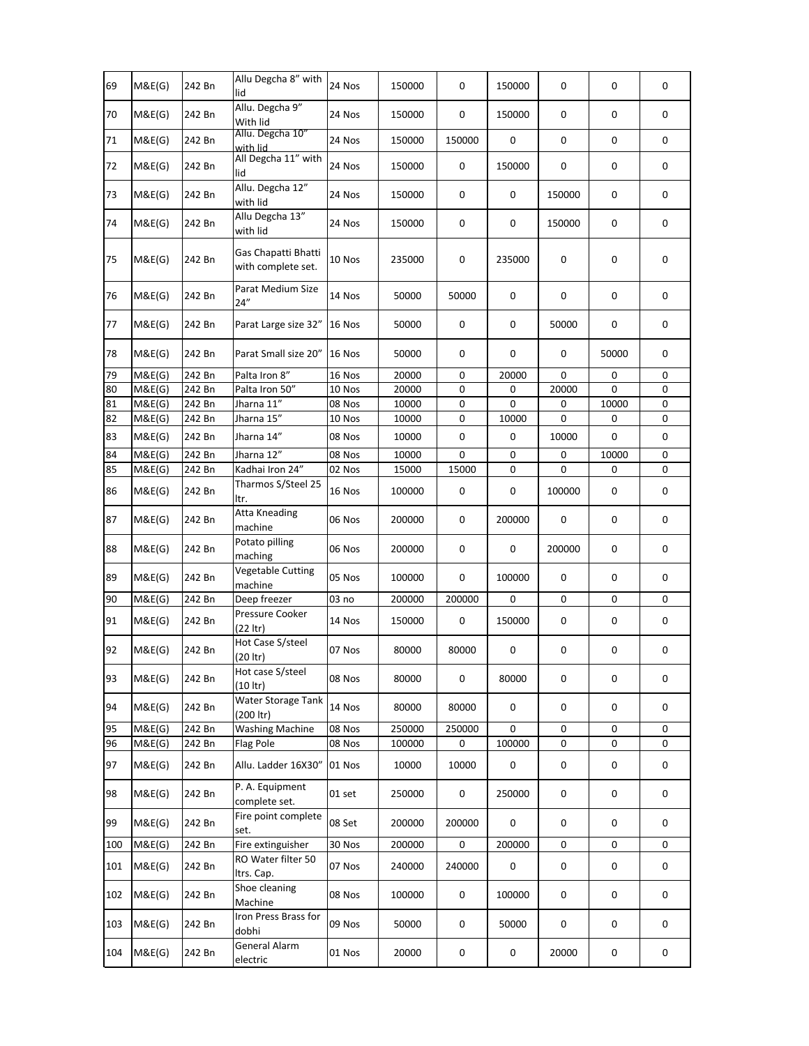| 69 | M&E(G) | 242 Bn | Allu Degcha 8" with lid | 24 Nos | 150000 | 0 | 150000 | 0 | 0 | 0 |
|---|---|---|---|---|---|---|---|---|---|---|
| 70 | M&E(G) | 242 Bn | Allu. Degcha 9" With lid | 24 Nos | 150000 | 0 | 150000 | 0 | 0 | 0 |
| 71 | M&E(G) | 242 Bn | Allu. Degcha 10" with lid | 24 Nos | 150000 | 150000 | 0 | 0 | 0 | 0 |
| 72 | M&E(G) | 242 Bn | All Degcha 11" with lid | 24 Nos | 150000 | 0 | 150000 | 0 | 0 | 0 |
| 73 | M&E(G) | 242 Bn | Allu. Degcha 12" with lid | 24 Nos | 150000 | 0 | 0 | 150000 | 0 | 0 |
| 74 | M&E(G) | 242 Bn | Allu Degcha 13" with lid | 24 Nos | 150000 | 0 | 0 | 150000 | 0 | 0 |
| 75 | M&E(G) | 242 Bn | Gas Chapatti Bhatti with complete set. | 10 Nos | 235000 | 0 | 235000 | 0 | 0 | 0 |
| 76 | M&E(G) | 242 Bn | Parat Medium Size 24" | 14 Nos | 50000 | 50000 | 0 | 0 | 0 | 0 |
| 77 | M&E(G) | 242 Bn | Parat Large size 32" | 16 Nos | 50000 | 0 | 0 | 50000 | 0 | 0 |
| 78 | M&E(G) | 242 Bn | Parat Small size 20" | 16 Nos | 50000 | 0 | 0 | 0 | 50000 | 0 |
| 79 | M&E(G) | 242 Bn | Palta Iron 8" | 16 Nos | 20000 | 0 | 20000 | 0 | 0 | 0 |
| 80 | M&E(G) | 242 Bn | Palta Iron 50" | 10 Nos | 20000 | 0 | 0 | 20000 | 0 | 0 |
| 81 | M&E(G) | 242 Bn | Jharna 11" | 08 Nos | 10000 | 0 | 0 | 0 | 10000 | 0 |
| 82 | M&E(G) | 242 Bn | Jharna 15" | 10 Nos | 10000 | 0 | 10000 | 0 | 0 | 0 |
| 83 | M&E(G) | 242 Bn | Jharna 14" | 08 Nos | 10000 | 0 | 0 | 10000 | 0 | 0 |
| 84 | M&E(G) | 242 Bn | Jharna 12" | 08 Nos | 10000 | 0 | 0 | 0 | 10000 | 0 |
| 85 | M&E(G) | 242 Bn | Kadhai Iron 24" | 02 Nos | 15000 | 15000 | 0 | 0 | 0 | 0 |
| 86 | M&E(G) | 242 Bn | Tharmos S/Steel 25 ltr. | 16 Nos | 100000 | 0 | 0 | 100000 | 0 | 0 |
| 87 | M&E(G) | 242 Bn | Atta Kneading machine | 06 Nos | 200000 | 0 | 200000 | 0 | 0 | 0 |
| 88 | M&E(G) | 242 Bn | Potato pilling maching | 06 Nos | 200000 | 0 | 0 | 200000 | 0 | 0 |
| 89 | M&E(G) | 242 Bn | Vegetable Cutting machine | 05 Nos | 100000 | 0 | 100000 | 0 | 0 | 0 |
| 90 | M&E(G) | 242 Bn | Deep freezer | 03 no | 200000 | 200000 | 0 | 0 | 0 | 0 |
| 91 | M&E(G) | 242 Bn | Pressure Cooker (22 ltr) | 14 Nos | 150000 | 0 | 150000 | 0 | 0 | 0 |
| 92 | M&E(G) | 242 Bn | Hot Case S/steel (20 ltr) | 07 Nos | 80000 | 80000 | 0 | 0 | 0 | 0 |
| 93 | M&E(G) | 242 Bn | Hot case S/steel (10 ltr) | 08 Nos | 80000 | 0 | 80000 | 0 | 0 | 0 |
| 94 | M&E(G) | 242 Bn | Water Storage Tank (200 ltr) | 14 Nos | 80000 | 80000 | 0 | 0 | 0 | 0 |
| 95 | M&E(G) | 242 Bn | Washing Machine | 08 Nos | 250000 | 250000 | 0 | 0 | 0 | 0 |
| 96 | M&E(G) | 242 Bn | Flag Pole | 08 Nos | 100000 | 0 | 100000 | 0 | 0 | 0 |
| 97 | M&E(G) | 242 Bn | Allu. Ladder 16X30" | 01 Nos | 10000 | 10000 | 0 | 0 | 0 | 0 |
| 98 | M&E(G) | 242 Bn | P. A. Equipment complete set. | 01 set | 250000 | 0 | 250000 | 0 | 0 | 0 |
| 99 | M&E(G) | 242 Bn | Fire point complete set. | 08 Set | 200000 | 200000 | 0 | 0 | 0 | 0 |
| 100 | M&E(G) | 242 Bn | Fire extinguisher | 30 Nos | 200000 | 0 | 200000 | 0 | 0 | 0 |
| 101 | M&E(G) | 242 Bn | RO Water filter 50 ltrs. Cap. | 07 Nos | 240000 | 240000 | 0 | 0 | 0 | 0 |
| 102 | M&E(G) | 242 Bn | Shoe cleaning Machine | 08 Nos | 100000 | 0 | 100000 | 0 | 0 | 0 |
| 103 | M&E(G) | 242 Bn | Iron Press Brass for dobhi | 09 Nos | 50000 | 0 | 50000 | 0 | 0 | 0 |
| 104 | M&E(G) | 242 Bn | General Alarm electric | 01 Nos | 20000 | 0 | 0 | 20000 | 0 | 0 |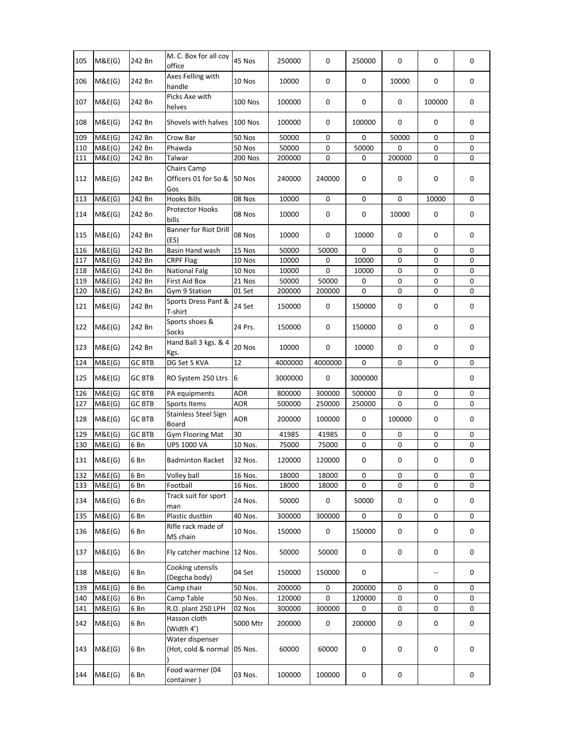| | | | | | | | | | | |
|---|---|---|---|---|---|---|---|---|---|---|
| 105 | M&E(G) | 242 Bn | M. C. Box for all coy office | 45 Nos | 250000 | 0 | 250000 | 0 | 0 | 0 |
| 106 | M&E(G) | 242 Bn | Axes Felling with handle | 10 Nos | 10000 | 0 | 0 | 10000 | 0 | 0 |
| 107 | M&E(G) | 242 Bn | Picks Axe with helves | 100 Nos | 100000 | 0 | 0 | 0 | 100000 | 0 |
| 108 | M&E(G) | 242 Bn | Shovels with halves | 100 Nos | 100000 | 0 | 100000 | 0 | 0 | 0 |
| 109 | M&E(G) | 242 Bn | Crow Bar | 50 Nos | 50000 | 0 | 0 | 50000 | 0 | 0 |
| 110 | M&E(G) | 242 Bn | Phawda | 50 Nos | 50000 | 0 | 50000 | 0 | 0 | 0 |
| 111 | M&E(G) | 242 Bn | Talwar | 200 Nos | 200000 | 0 | 0 | 200000 | 0 | 0 |
| 112 | M&E(G) | 242 Bn | Chairs Camp Officers 01 for So & Gos | 50 Nos | 240000 | 240000 | 0 | 0 | 0 | 0 |
| 113 | M&E(G) | 242 Bn | Hooks Bills | 08 Nos | 10000 | 0 | 0 | 0 | 10000 | 0 |
| 114 | M&E(G) | 242 Bn | Protector Hooks bills | 08 Nos | 10000 | 0 | 0 | 10000 | 0 | 0 |
| 115 | M&E(G) | 242 Bn | Banner for Riot Drill (ES) | 08 Nos | 10000 | 0 | 10000 | 0 | 0 | 0 |
| 116 | M&E(G) | 242 Bn | Basin Hand wash | 15 Nos | 50000 | 50000 | 0 | 0 | 0 | 0 |
| 117 | M&E(G) | 242 Bn | CRPF Flag | 10 Nos | 10000 | 0 | 10000 | 0 | 0 | 0 |
| 118 | M&E(G) | 242 Bn | National Falg | 10 Nos | 10000 | 0 | 10000 | 0 | 0 | 0 |
| 119 | M&E(G) | 242 Bn | First Aid Box | 21 Nos | 50000 | 50000 | 0 | 0 | 0 | 0 |
| 120 | M&E(G) | 242 Bn | Gym 9 Station | 01 Set | 200000 | 200000 | 0 | 0 | 0 | 0 |
| 121 | M&E(G) | 242 Bn | Sports Dress Pant & T-shirt | 24 Set | 150000 | 0 | 150000 | 0 | 0 | 0 |
| 122 | M&E(G) | 242 Bn | Sports shoes & Socks | 24 Prs. | 150000 | 0 | 150000 | 0 | 0 | 0 |
| 123 | M&E(G) | 242 Bn | Hand Ball 3 kgs. & 4 Kgs. | 20 Nos | 10000 | 0 | 10000 | 0 | 0 | 0 |
| 124 | M&E(G) | GC BTB | DG Set 5 KVA | 12 | 4000000 | 4000000 | 0 | 0 | 0 | 0 |
| 125 | M&E(G) | GC BTB | RO System 250 Ltrs | 6 | 3000000 | 0 | 3000000 | | | 0 |
| 126 | M&E(G) | GC BTB | PA equipments | AOR | 800000 | 300000 | 500000 | 0 | 0 | 0 |
| 127 | M&E(G) | GC BTB | Sports Items | AOR | 500000 | 250000 | 250000 | 0 | 0 | 0 |
| 128 | M&E(G) | GC BTB | Stainless Steel Sign Board | AOR | 200000 | 100000 | 0 | 100000 | 0 | 0 |
| 129 | M&E(G) | GC BTB | Gym Flooring Mat | 30 | 41985 | 41985 | 0 | 0 | 0 | 0 |
| 130 | M&E(G) | 6 Bn | UPS 1000 VA | 10 Nos. | 75000 | 75000 | 0 | 0 | 0 | 0 |
| 131 | M&E(G) | 6 Bn | Badminton Racket | 32 Nos. | 120000 | 120000 | 0 | 0 | 0 | 0 |
| 132 | M&E(G) | 6 Bn | Volley ball | 16 Nos. | 18000 | 18000 | 0 | 0 | 0 | 0 |
| 133 | M&E(G) | 6 Bn | Football | 16 Nos. | 18000 | 18000 | 0 | 0 | 0 | 0 |
| 134 | M&E(G) | 6 Bn | Track suit for sport man | 24 Nos. | 50000 | 0 | 50000 | 0 | 0 | 0 |
| 135 | M&E(G) | 6 Bn | Plastic dustbin | 40 Nos. | 300000 | 300000 | 0 | 0 | 0 | 0 |
| 136 | M&E(G) | 6 Bn | Rifle rack made of MS chain | 10 Nos. | 150000 | 0 | 150000 | 0 | 0 | 0 |
| 137 | M&E(G) | 6 Bn | Fly catcher machine | 12 Nos. | 50000 | 50000 | 0 | 0 | 0 | 0 |
| 138 | M&E(G) | 6 Bn | Cooking utensils (Degcha body) | 04 Set | 150000 | 150000 | 0 | | -- | 0 |
| 139 | M&E(G) | 6 Bn | Camp chair | 50 Nos. | 200000 | 0 | 200000 | 0 | 0 | 0 |
| 140 | M&E(G) | 6 Bn | Camp Table | 50 Nos. | 120000 | 0 | 120000 | 0 | 0 | 0 |
| 141 | M&E(G) | 6 Bn | R.O. plant 250 LPH | 02 Nos | 300000 | 300000 | 0 | 0 | 0 | 0 |
| 142 | M&E(G) | 6 Bn | Hasson cloth (Width 4') | 5000 Mtr | 200000 | 0 | 200000 | 0 | 0 | 0 |
| 143 | M&E(G) | 6 Bn | Water dispenser (Hot, cold & normal ) | 05 Nos. | 60000 | 60000 | 0 | 0 | 0 | 0 |
| 144 | M&E(G) | 6 Bn | Food warmer (04 container ) | 03 Nos. | 100000 | 100000 | 0 | 0 | | 0 |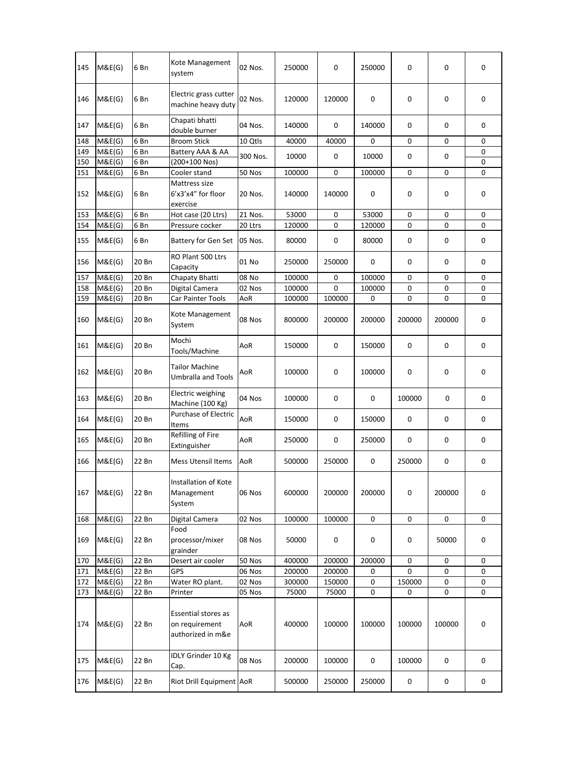| 145 | M&E(G) | 6 Bn | Kote Management system | 02 Nos. | 250000 | 0 | 250000 | 0 | 0 | 0 |
|---|---|---|---|---|---|---|---|---|---|---|
| 146 | M&E(G) | 6 Bn | Electric grass cutter machine heavy duty | 02 Nos. | 120000 | 120000 | 0 | 0 | 0 | 0 |
| 147 | M&E(G) | 6 Bn | Chapati bhatti double burner | 04 Nos. | 140000 | 0 | 140000 | 0 | 0 | 0 |
| 148 | M&E(G) | 6 Bn | Broom Stick | 10 Qtls | 40000 | 40000 | 0 | 0 | 0 | 0 |
| 149 | M&E(G) | 6 Bn | Battery AAA & AA | 300 Nos. | 10000 | 0 | 10000 | 0 | 0 | 0 |
| 150 | M&E(G) | 6 Bn | (200+100 Nos) | | | | | | | 0 |
| 151 | M&E(G) | 6 Bn | Cooler stand | 50 Nos | 100000 | 0 | 100000 | 0 | 0 | 0 |
| 152 | M&E(G) | 6 Bn | Mattress size 6'x3'x4" for floor exercise | 20 Nos. | 140000 | 140000 | 0 | 0 | 0 | 0 |
| 153 | M&E(G) | 6 Bn | Hot case (20 Ltrs) | 21 Nos. | 53000 | 0 | 53000 | 0 | 0 | 0 |
| 154 | M&E(G) | 6 Bn | Pressure cocker | 20 Ltrs | 120000 | 0 | 120000 | 0 | 0 | 0 |
| 155 | M&E(G) | 6 Bn | Battery for Gen Set | 05 Nos. | 80000 | 0 | 80000 | 0 | 0 | 0 |
| 156 | M&E(G) | 20 Bn | RO Plant 500 Ltrs Capacity | 01 No | 250000 | 250000 | 0 | 0 | 0 | 0 |
| 157 | M&E(G) | 20 Bn | Chapaty Bhatti | 08 No | 100000 | 0 | 100000 | 0 | 0 | 0 |
| 158 | M&E(G) | 20 Bn | Digital Camera | 02 Nos | 100000 | 0 | 100000 | 0 | 0 | 0 |
| 159 | M&E(G) | 20 Bn | Car Painter Tools | AoR | 100000 | 100000 | 0 | 0 | 0 | 0 |
| 160 | M&E(G) | 20 Bn | Kote Management System | 08 Nos | 800000 | 200000 | 200000 | 200000 | 200000 | 0 |
| 161 | M&E(G) | 20 Bn | Mochi Tools/Machine | AoR | 150000 | 0 | 150000 | 0 | 0 | 0 |
| 162 | M&E(G) | 20 Bn | Tailor Machine Umbralla and Tools | AoR | 100000 | 0 | 100000 | 0 | 0 | 0 |
| 163 | M&E(G) | 20 Bn | Electric weighing Machine (100 Kg) | 04 Nos | 100000 | 0 | 0 | 100000 | 0 | 0 |
| 164 | M&E(G) | 20 Bn | Purchase of Electric Items | AoR | 150000 | 0 | 150000 | 0 | 0 | 0 |
| 165 | M&E(G) | 20 Bn | Refilling of Fire Extinguisher | AoR | 250000 | 0 | 250000 | 0 | 0 | 0 |
| 166 | M&E(G) | 22 Bn | Mess Utensil Items | AoR | 500000 | 250000 | 0 | 250000 | 0 | 0 |
| 167 | M&E(G) | 22 Bn | Installation of Kote Management System | 06 Nos | 600000 | 200000 | 200000 | 0 | 200000 | 0 |
| 168 | M&E(G) | 22 Bn | Digital Camera | 02 Nos | 100000 | 100000 | 0 | 0 | 0 | 0 |
| 169 | M&E(G) | 22 Bn | Food processor/mixer grainder | 08 Nos | 50000 | 0 | 0 | 0 | 50000 | 0 |
| 170 | M&E(G) | 22 Bn | Desert air cooler | 50 Nos | 400000 | 200000 | 200000 | 0 | 0 | 0 |
| 171 | M&E(G) | 22 Bn | GPS | 06 Nos | 200000 | 200000 | 0 | 0 | 0 | 0 |
| 172 | M&E(G) | 22 Bn | Water RO plant. | 02 Nos | 300000 | 150000 | 0 | 150000 | 0 | 0 |
| 173 | M&E(G) | 22 Bn | Printer | 05 Nos | 75000 | 75000 | 0 | 0 | 0 | 0 |
| 174 | M&E(G) | 22 Bn | Essential stores as on requirement authorized in m&e | AoR | 400000 | 100000 | 100000 | 100000 | 100000 | 0 |
| 175 | M&E(G) | 22 Bn | IDLY Grinder 10 Kg Cap. | 08 Nos | 200000 | 100000 | 0 | 100000 | 0 | 0 |
| 176 | M&E(G) | 22 Bn | Riot Drill Equipment | AoR | 500000 | 250000 | 250000 | 0 | 0 | 0 |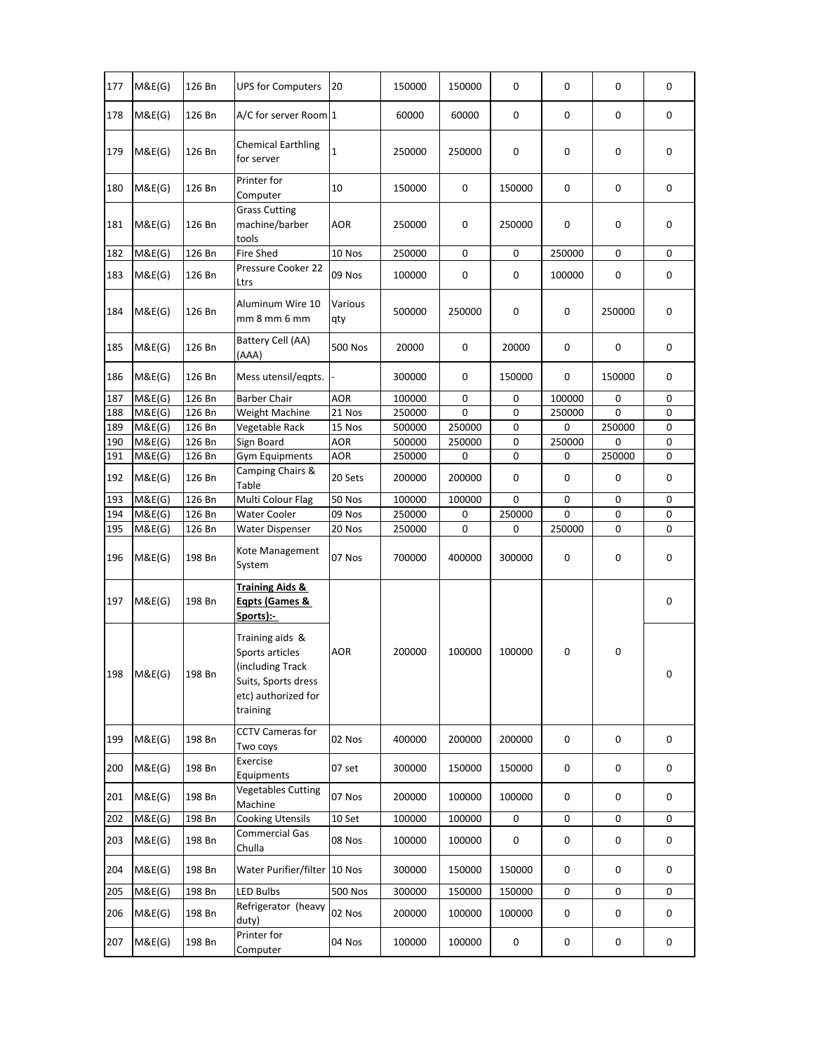| 177 | M&E(G) | 126 Bn | UPS for Computers | 20 | 150000 | 150000 | 0 | 0 | 0 | 0 |
|---|---|---|---|---|---|---|---|---|---|---|
| 178 | M&E(G) | 126 Bn | A/C for server Room | 1 | 60000 | 60000 | 0 | 0 | 0 | 0 |
| 179 | M&E(G) | 126 Bn | Chemical Earthling for server | 1 | 250000 | 250000 | 0 | 0 | 0 | 0 |
| 180 | M&E(G) | 126 Bn | Printer for Computer | 10 | 150000 | 0 | 150000 | 0 | 0 | 0 |
| 181 | M&E(G) | 126 Bn | Grass Cutting machine/barber tools | AOR | 250000 | 0 | 250000 | 0 | 0 | 0 |
| 182 | M&E(G) | 126 Bn | Fire Shed | 10 Nos | 250000 | 0 | 0 | 250000 | 0 | 0 |
| 183 | M&E(G) | 126 Bn | Pressure Cooker 22 Ltrs | 09 Nos | 100000 | 0 | 0 | 100000 | 0 | 0 |
| 184 | M&E(G) | 126 Bn | Aluminum Wire 10 mm 8 mm 6 mm | Various qty | 500000 | 250000 | 0 | 0 | 250000 | 0 |
| 185 | M&E(G) | 126 Bn | Battery Cell (AA) (AAA) | 500 Nos | 20000 | 0 | 20000 | 0 | 0 | 0 |
| 186 | M&E(G) | 126 Bn | Mess utensil/eqpts. | - | 300000 | 0 | 150000 | 0 | 150000 | 0 |
| 187 | M&E(G) | 126 Bn | Barber Chair | AOR | 100000 | 0 | 0 | 100000 | 0 | 0 |
| 188 | M&E(G) | 126 Bn | Weight Machine | 21 Nos | 250000 | 0 | 0 | 250000 | 0 | 0 |
| 189 | M&E(G) | 126 Bn | Vegetable Rack | 15 Nos | 500000 | 250000 | 0 | 0 | 250000 | 0 |
| 190 | M&E(G) | 126 Bn | Sign Board | AOR | 500000 | 250000 | 0 | 250000 | 0 | 0 |
| 191 | M&E(G) | 126 Bn | Gym Equipments | AOR | 250000 | 0 | 0 | 0 | 250000 | 0 |
| 192 | M&E(G) | 126 Bn | Camping Chairs & Table | 20 Sets | 200000 | 200000 | 0 | 0 | 0 | 0 |
| 193 | M&E(G) | 126 Bn | Multi Colour Flag | 50 Nos | 100000 | 100000 | 0 | 0 | 0 | 0 |
| 194 | M&E(G) | 126 Bn | Water Cooler | 09 Nos | 250000 | 0 | 250000 | 0 | 0 | 0 |
| 195 | M&E(G) | 126 Bn | Water Dispenser | 20 Nos | 250000 | 0 | 0 | 250000 | 0 | 0 |
| 196 | M&E(G) | 198 Bn | Kote Management System | 07 Nos | 700000 | 400000 | 300000 | 0 | 0 | 0 |
| 197 | M&E(G) | 198 Bn | **Training Aids & Eqpts (Games & Sports):-** | AOR | 200000 | 100000 | 100000 | 0 | 0 | 0 |
| 198 | M&E(G) | 198 Bn | Training aids & Sports articles (including Track Suits, Sports dress etc) authorized for training | | | | | | | 0 |
| 199 | M&E(G) | 198 Bn | CCTV Cameras for Two coys | 02 Nos | 400000 | 200000 | 200000 | 0 | 0 | 0 |
| 200 | M&E(G) | 198 Bn | Exercise Equipments | 07 set | 300000 | 150000 | 150000 | 0 | 0 | 0 |
| 201 | M&E(G) | 198 Bn | Vegetables Cutting Machine | 07 Nos | 200000 | 100000 | 100000 | 0 | 0 | 0 |
| 202 | M&E(G) | 198 Bn | Cooking Utensils | 10 Set | 100000 | 100000 | 0 | 0 | 0 | 0 |
| 203 | M&E(G) | 198 Bn | Commercial Gas Chulla | 08 Nos | 100000 | 100000 | 0 | 0 | 0 | 0 |
| 204 | M&E(G) | 198 Bn | Water Purifier/filter | 10 Nos | 300000 | 150000 | 150000 | 0 | 0 | 0 |
| 205 | M&E(G) | 198 Bn | LED Bulbs | 500 Nos | 300000 | 150000 | 150000 | 0 | 0 | 0 |
| 206 | M&E(G) | 198 Bn | Refrigerator (heavy duty) | 02 Nos | 200000 | 100000 | 100000 | 0 | 0 | 0 |
| 207 | M&E(G) | 198 Bn | Printer for Computer | 04 Nos | 100000 | 100000 | 0 | 0 | 0 | 0 |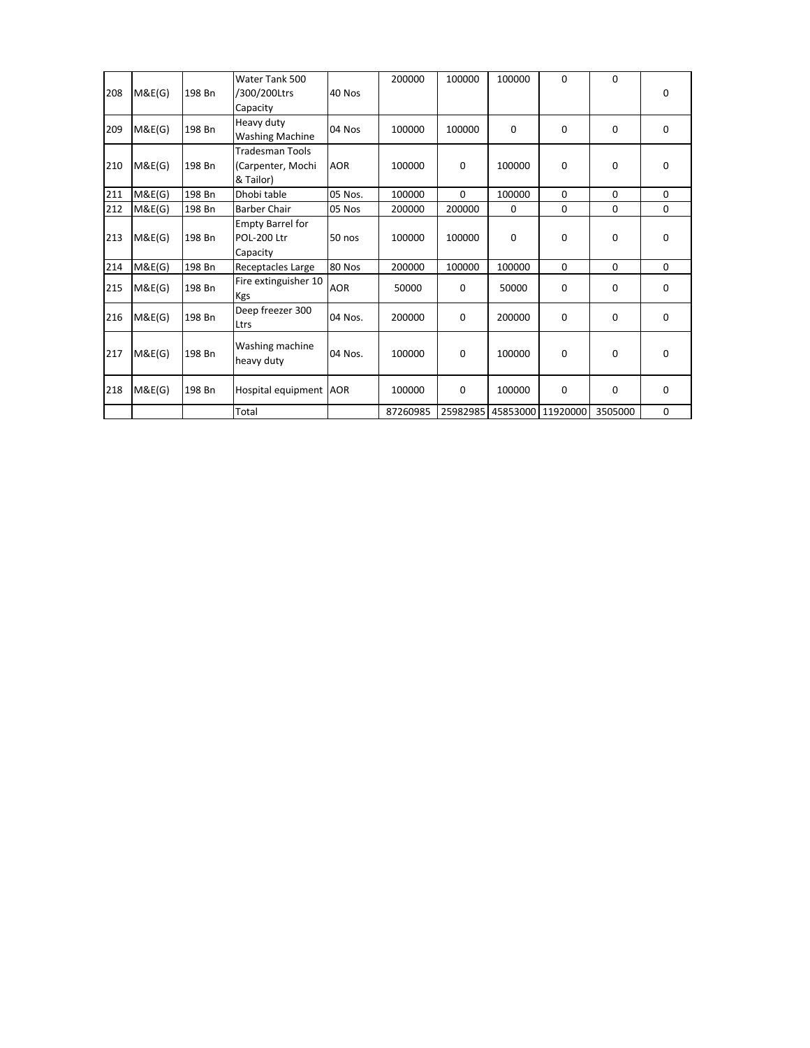| 208 | M&E(G) | 198 Bn | Water Tank 500 /300/200Ltrs Capacity | 40 Nos | 200000 | 100000 | 100000 | 0 | 0 | 0 |
|---|---|---|---|---|---|---|---|---|---|---|
| 209 | M&E(G) | 198 Bn | Heavy duty Washing Machine | 04 Nos | 100000 | 100000 | 0 | 0 | 0 | 0 |
| 210 | M&E(G) | 198 Bn | Tradesman Tools (Carpenter, Mochi & Tailor) | AOR | 100000 | 0 | 100000 | 0 | 0 | 0 |
| 211 | M&E(G) | 198 Bn | Dhobi table | 05 Nos. | 100000 | 0 | 100000 | 0 | 0 | 0 |
| 212 | M&E(G) | 198 Bn | Barber Chair | 05 Nos | 200000 | 200000 | 0 | 0 | 0 | 0 |
| 213 | M&E(G) | 198 Bn | Empty Barrel for POL-200 Ltr Capacity | 50 nos | 100000 | 100000 | 0 | 0 | 0 | 0 |
| 214 | M&E(G) | 198 Bn | Receptacles Large | 80 Nos | 200000 | 100000 | 100000 | 0 | 0 | 0 |
| 215 | M&E(G) | 198 Bn | Fire extinguisher 10 Kgs | AOR | 50000 | 0 | 50000 | 0 | 0 | 0 |
| 216 | M&E(G) | 198 Bn | Deep freezer 300 Ltrs | 04 Nos. | 200000 | 0 | 200000 | 0 | 0 | 0 |
| 217 | M&E(G) | 198 Bn | Washing machine heavy duty | 04 Nos. | 100000 | 0 | 100000 | 0 | 0 | 0 |
| 218 | M&E(G) | 198 Bn | Hospital equipment | AOR | 100000 | 0 | 100000 | 0 | 0 | 0 |
| | | | Total | | 87260985 | 25982985 | 45853000 | 11920000 | 3505000 | 0 |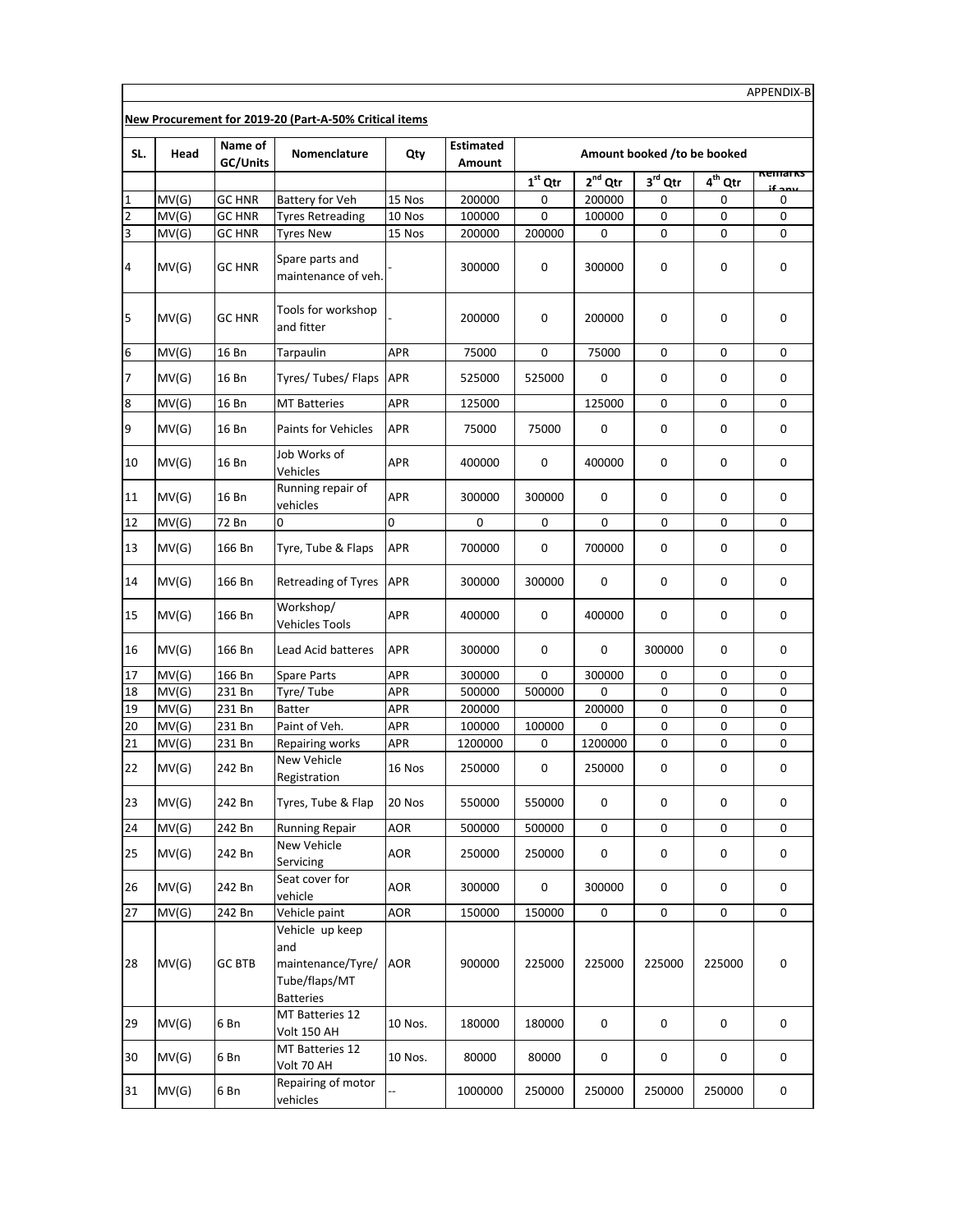APPENDIX-B

**New Procurement for 2019-20 (Part-A-50% Critical items**

| SL. | Head | Name of GC/Units | Nomenclature | Qty | Estimated Amount | Amount booked /to be booked | | | | |
|---|---|---|---|---|---|---|---|---|---|---|
| | | | | | | 1st Qtr | 2nd Qtr | 3rd Qtr | 4th Qtr | Remarks if any |
| 1 | MV(G) | GC HNR | Battery for Veh | 15 Nos | 200000 | 0 | 200000 | 0 | 0 | 0 |
| 2 | MV(G) | GC HNR | Tyres Retreading | 10 Nos | 100000 | 0 | 100000 | 0 | 0 | 0 |
| 3 | MV(G) | GC HNR | Tyres New | 15 Nos | 200000 | 200000 | 0 | 0 | 0 | 0 |
| 4 | MV(G) | GC HNR | Spare parts and maintenance of veh. | - | 300000 | 0 | 300000 | 0 | 0 | 0 |
| 5 | MV(G) | GC HNR | Tools for workshop and fitter | - | 200000 | 0 | 200000 | 0 | 0 | 0 |
| 6 | MV(G) | 16 Bn | Tarpaulin | APR | 75000 | 0 | 75000 | 0 | 0 | 0 |
| 7 | MV(G) | 16 Bn | Tyres/ Tubes/ Flaps | APR | 525000 | 525000 | 0 | 0 | 0 | 0 |
| 8 | MV(G) | 16 Bn | MT Batteries | APR | 125000 | | 125000 | 0 | 0 | 0 |
| 9 | MV(G) | 16 Bn | Paints for Vehicles | APR | 75000 | 75000 | 0 | 0 | 0 | 0 |
| 10 | MV(G) | 16 Bn | Job Works of Vehicles | APR | 400000 | 0 | 400000 | 0 | 0 | 0 |
| 11 | MV(G) | 16 Bn | Running repair of vehicles | APR | 300000 | 300000 | 0 | 0 | 0 | 0 |
| 12 | MV(G) | 72 Bn | 0 | 0 | 0 | 0 | 0 | 0 | 0 | 0 |
| 13 | MV(G) | 166 Bn | Tyre, Tube & Flaps | APR | 700000 | 0 | 700000 | 0 | 0 | 0 |
| 14 | MV(G) | 166 Bn | Retreading of Tyres | APR | 300000 | 300000 | 0 | 0 | 0 | 0 |
| 15 | MV(G) | 166 Bn | Workshop/ Vehicles Tools | APR | 400000 | 0 | 400000 | 0 | 0 | 0 |
| 16 | MV(G) | 166 Bn | Lead Acid batteres | APR | 300000 | 0 | 0 | 300000 | 0 | 0 |
| 17 | MV(G) | 166 Bn | Spare Parts | APR | 300000 | 0 | 300000 | 0 | 0 | 0 |
| 18 | MV(G) | 231 Bn | Tyre/ Tube | APR | 500000 | 500000 | 0 | 0 | 0 | 0 |
| 19 | MV(G) | 231 Bn | Batter | APR | 200000 | | 200000 | 0 | 0 | 0 |
| 20 | MV(G) | 231 Bn | Paint of Veh. | APR | 100000 | 100000 | 0 | 0 | 0 | 0 |
| 21 | MV(G) | 231 Bn | Repairing works | APR | 1200000 | 0 | 1200000 | 0 | 0 | 0 |
| 22 | MV(G) | 242 Bn | New Vehicle Registration | 16 Nos | 250000 | 0 | 250000 | 0 | 0 | 0 |
| 23 | MV(G) | 242 Bn | Tyres, Tube & Flap | 20 Nos | 550000 | 550000 | 0 | 0 | 0 | 0 |
| 24 | MV(G) | 242 Bn | Running Repair | AOR | 500000 | 500000 | 0 | 0 | 0 | 0 |
| 25 | MV(G) | 242 Bn | New Vehicle Servicing | AOR | 250000 | 250000 | 0 | 0 | 0 | 0 |
| 26 | MV(G) | 242 Bn | Seat cover for vehicle | AOR | 300000 | 0 | 300000 | 0 | 0 | 0 |
| 27 | MV(G) | 242 Bn | Vehicle paint | AOR | 150000 | 150000 | 0 | 0 | 0 | 0 |
| 28 | MV(G) | GC BTB | Vehicle up keep and maintenance/Tyre/ Tube/flaps/MT Batteries | AOR | 900000 | 225000 | 225000 | 225000 | 225000 | 0 |
| 29 | MV(G) | 6 Bn | MT Batteries 12 Volt 150 AH | 10 Nos. | 180000 | 180000 | 0 | 0 | 0 | 0 |
| 30 | MV(G) | 6 Bn | MT Batteries 12 Volt 70 AH | 10 Nos. | 80000 | 80000 | 0 | 0 | 0 | 0 |
| 31 | MV(G) | 6 Bn | Repairing of motor vehicles | -- | 1000000 | 250000 | 250000 | 250000 | 250000 | 0 |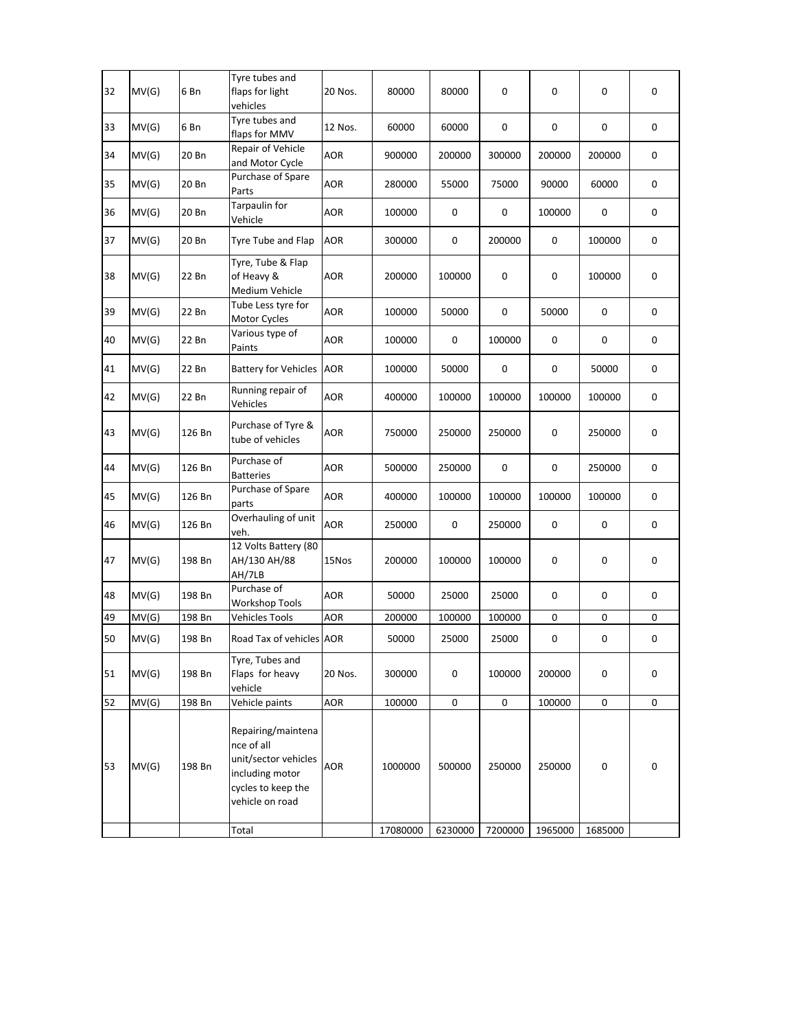| 32 | MV(G) | 6 Bn | Tyre tubes and flaps for light vehicles | 20 Nos. | 80000 | 80000 | 0 | 0 | 0 | 0 |
|---|---|---|---|---|---|---|---|---|---|---|
| 33 | MV(G) | 6 Bn | Tyre tubes and flaps for MMV | 12 Nos. | 60000 | 60000 | 0 | 0 | 0 | 0 |
| 34 | MV(G) | 20 Bn | Repair of Vehicle and Motor Cycle | AOR | 900000 | 200000 | 300000 | 200000 | 200000 | 0 |
| 35 | MV(G) | 20 Bn | Purchase of Spare Parts | AOR | 280000 | 55000 | 75000 | 90000 | 60000 | 0 |
| 36 | MV(G) | 20 Bn | Tarpaulin for Vehicle | AOR | 100000 | 0 | 0 | 100000 | 0 | 0 |
| 37 | MV(G) | 20 Bn | Tyre Tube and Flap | AOR | 300000 | 0 | 200000 | 0 | 100000 | 0 |
| 38 | MV(G) | 22 Bn | Tyre, Tube & Flap of Heavy & Medium Vehicle | AOR | 200000 | 100000 | 0 | 0 | 100000 | 0 |
| 39 | MV(G) | 22 Bn | Tube Less tyre for Motor Cycles | AOR | 100000 | 50000 | 0 | 50000 | 0 | 0 |
| 40 | MV(G) | 22 Bn | Various type of Paints | AOR | 100000 | 0 | 100000 | 0 | 0 | 0 |
| 41 | MV(G) | 22 Bn | Battery for Vehicles | AOR | 100000 | 50000 | 0 | 0 | 50000 | 0 |
| 42 | MV(G) | 22 Bn | Running repair of Vehicles | AOR | 400000 | 100000 | 100000 | 100000 | 100000 | 0 |
| 43 | MV(G) | 126 Bn | Purchase of Tyre & tube of vehicles | AOR | 750000 | 250000 | 250000 | 0 | 250000 | 0 |
| 44 | MV(G) | 126 Bn | Purchase of Batteries | AOR | 500000 | 250000 | 0 | 0 | 250000 | 0 |
| 45 | MV(G) | 126 Bn | Purchase of Spare parts | AOR | 400000 | 100000 | 100000 | 100000 | 100000 | 0 |
| 46 | MV(G) | 126 Bn | Overhauling of unit veh. | AOR | 250000 | 0 | 250000 | 0 | 0 | 0 |
| 47 | MV(G) | 198 Bn | 12 Volts Battery (80 AH/130 AH/88 AH/7LB | 15Nos | 200000 | 100000 | 100000 | 0 | 0 | 0 |
| 48 | MV(G) | 198 Bn | Purchase of Workshop Tools | AOR | 50000 | 25000 | 25000 | 0 | 0 | 0 |
| 49 | MV(G) | 198 Bn | Vehicles Tools | AOR | 200000 | 100000 | 100000 | 0 | 0 | 0 |
| 50 | MV(G) | 198 Bn | Road Tax of vehicles | AOR | 50000 | 25000 | 25000 | 0 | 0 | 0 |
| 51 | MV(G) | 198 Bn | Tyre, Tubes and Flaps for heavy vehicle | 20 Nos. | 300000 | 0 | 100000 | 200000 | 0 | 0 |
| 52 | MV(G) | 198 Bn | Vehicle paints | AOR | 100000 | 0 | 0 | 100000 | 0 | 0 |
| 53 | MV(G) | 198 Bn | Repairing/maintenance of all unit/sector vehicles including motor cycles to keep the vehicle on road | AOR | 1000000 | 500000 | 250000 | 250000 | 0 | 0 |
| | | | Total | | 17080000 | 6230000 | 7200000 | 1965000 | 1685000 | |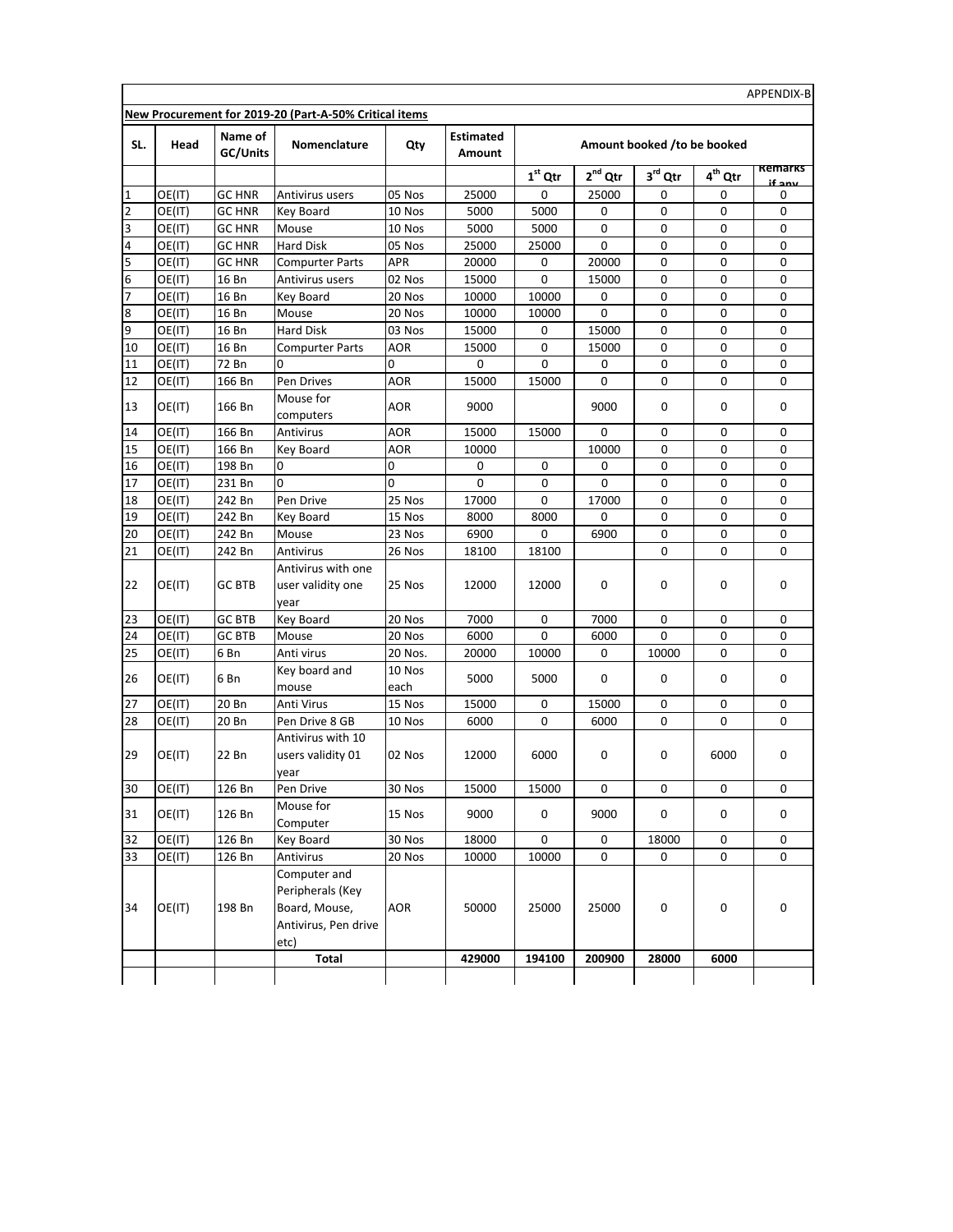APPENDIX-B

**New Procurement for 2019-20 (Part-A-50% Critical items**

| SL. | Head | Name of GC/Units | Nomenclature | Qty | Estimated Amount | Amount booked /to be booked | | | | |
|---|---|---|---|---|---|---|---|---|---|---|
| | | | | | | 1st Qtr | 2nd Qtr | 3rd Qtr | 4th Qtr | Remarks if any |
| 1 | OE(IT) | GC HNR | Antivirus users | 05 Nos | 25000 | 0 | 25000 | 0 | 0 | 0 |
| 2 | OE(IT) | GC HNR | Key Board | 10 Nos | 5000 | 5000 | 0 | 0 | 0 | 0 |
| 3 | OE(IT) | GC HNR | Mouse | 10 Nos | 5000 | 5000 | 0 | 0 | 0 | 0 |
| 4 | OE(IT) | GC HNR | Hard Disk | 05 Nos | 25000 | 25000 | 0 | 0 | 0 | 0 |
| 5 | OE(IT) | GC HNR | Compurter Parts | APR | 20000 | 0 | 20000 | 0 | 0 | 0 |
| 6 | OE(IT) | 16 Bn | Antivirus users | 02 Nos | 15000 | 0 | 15000 | 0 | 0 | 0 |
| 7 | OE(IT) | 16 Bn | Key Board | 20 Nos | 10000 | 10000 | 0 | 0 | 0 | 0 |
| 8 | OE(IT) | 16 Bn | Mouse | 20 Nos | 10000 | 10000 | 0 | 0 | 0 | 0 |
| 9 | OE(IT) | 16 Bn | Hard Disk | 03 Nos | 15000 | 0 | 15000 | 0 | 0 | 0 |
| 10 | OE(IT) | 16 Bn | Compurter Parts | AOR | 15000 | 0 | 15000 | 0 | 0 | 0 |
| 11 | OE(IT) | 72 Bn | 0 | 0 | 0 | 0 | 0 | 0 | 0 | 0 |
| 12 | OE(IT) | 166 Bn | Pen Drives | AOR | 15000 | 15000 | 0 | 0 | 0 | 0 |
| 13 | OE(IT) | 166 Bn | Mouse for computers | AOR | 9000 | | 9000 | 0 | 0 | 0 |
| 14 | OE(IT) | 166 Bn | Antivirus | AOR | 15000 | 15000 | 0 | 0 | 0 | 0 |
| 15 | OE(IT) | 166 Bn | Key Board | AOR | 10000 | | 10000 | 0 | 0 | 0 |
| 16 | OE(IT) | 198 Bn | 0 | 0 | 0 | 0 | 0 | 0 | 0 | 0 |
| 17 | OE(IT) | 231 Bn | 0 | 0 | 0 | 0 | 0 | 0 | 0 | 0 |
| 18 | OE(IT) | 242 Bn | Pen Drive | 25 Nos | 17000 | 0 | 17000 | 0 | 0 | 0 |
| 19 | OE(IT) | 242 Bn | Key Board | 15 Nos | 8000 | 8000 | 0 | 0 | 0 | 0 |
| 20 | OE(IT) | 242 Bn | Mouse | 23 Nos | 6900 | 0 | 6900 | 0 | 0 | 0 |
| 21 | OE(IT) | 242 Bn | Antivirus | 26 Nos | 18100 | 18100 | | 0 | 0 | 0 |
| 22 | OE(IT) | GC BTB | Antivirus with one user validity one year | 25 Nos | 12000 | 12000 | 0 | 0 | 0 | 0 |
| 23 | OE(IT) | GC BTB | Key Board | 20 Nos | 7000 | 0 | 7000 | 0 | 0 | 0 |
| 24 | OE(IT) | GC BTB | Mouse | 20 Nos | 6000 | 0 | 6000 | 0 | 0 | 0 |
| 25 | OE(IT) | 6 Bn | Anti virus | 20 Nos. | 20000 | 10000 | 0 | 10000 | 0 | 0 |
| 26 | OE(IT) | 6 Bn | Key board and mouse | 10 Nos each | 5000 | 5000 | 0 | 0 | 0 | 0 |
| 27 | OE(IT) | 20 Bn | Anti Virus | 15 Nos | 15000 | 0 | 15000 | 0 | 0 | 0 |
| 28 | OE(IT) | 20 Bn | Pen Drive 8 GB | 10 Nos | 6000 | 0 | 6000 | 0 | 0 | 0 |
| 29 | OE(IT) | 22 Bn | Antivirus with 10 users validity 01 year | 02 Nos | 12000 | 6000 | 0 | 0 | 6000 | 0 |
| 30 | OE(IT) | 126 Bn | Pen Drive | 30 Nos | 15000 | 15000 | 0 | 0 | 0 | 0 |
| 31 | OE(IT) | 126 Bn | Mouse for Computer | 15 Nos | 9000 | 0 | 9000 | 0 | 0 | 0 |
| 32 | OE(IT) | 126 Bn | Key Board | 30 Nos | 18000 | 0 | 0 | 18000 | 0 | 0 |
| 33 | OE(IT) | 126 Bn | Antivirus | 20 Nos | 10000 | 10000 | 0 | 0 | 0 | 0 |
| 34 | OE(IT) | 198 Bn | Computer and Peripherals (Key Board, Mouse, Antivirus, Pen drive etc) | AOR | 50000 | 25000 | 25000 | 0 | 0 | 0 |
| | | | **Total** | | **429000** | **194100** | **200900** | **28000** | **6000** | |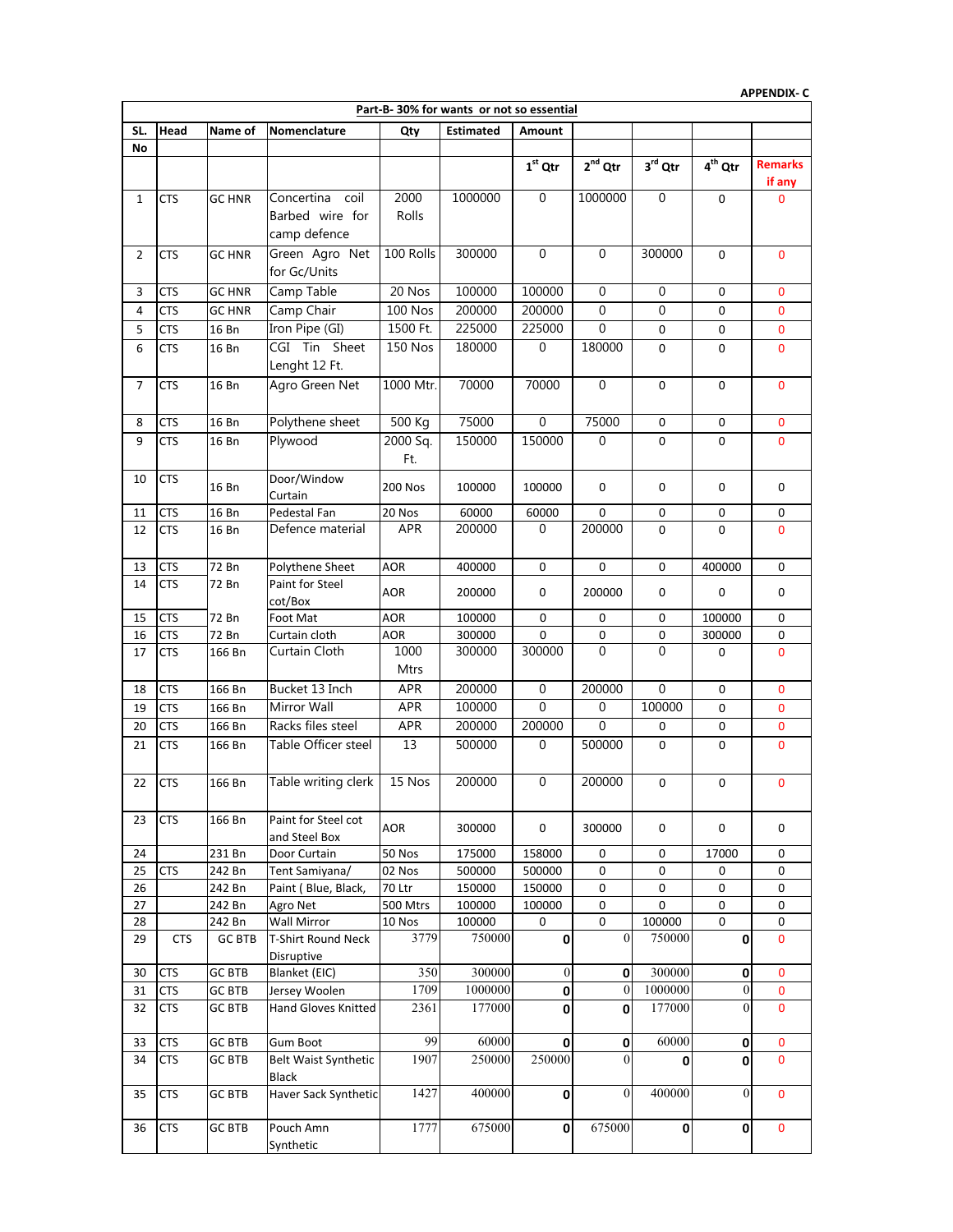**APPENDIX- C**

| SL. No | Head | Name of | Nomenclature | Qty | Estimated | Amount | | | | |
|---|---|---|---|---|---|---|---|---|---|---|
| **Part-B- 30% for wants or not so essential** | | | | | | | | | | |
| | | | | | | 1st Qtr | 2nd Qtr | 3rd Qtr | 4th Qtr | Remarks if any |
| 1 | CTS | GC HNR | Concertina coil Barbed wire for camp defence | 2000 Rolls | 1000000 | 0 | 1000000 | 0 | 0 | 0 |
| 2 | CTS | GC HNR | Green Agro Net for Gc/Units | 100 Rolls | 300000 | 0 | 0 | 300000 | 0 | 0 |
| 3 | CTS | GC HNR | Camp Table | 20 Nos | 100000 | 100000 | 0 | 0 | 0 | 0 |
| 4 | CTS | GC HNR | Camp Chair | 100 Nos | 200000 | 200000 | 0 | 0 | 0 | 0 |
| 5 | CTS | 16 Bn | Iron Pipe (GI) | 1500 Ft. | 225000 | 225000 | 0 | 0 | 0 | 0 |
| 6 | CTS | 16 Bn | CGI Tin Sheet Lenght 12 Ft. | 150 Nos | 180000 | 0 | 180000 | 0 | 0 | 0 |
| 7 | CTS | 16 Bn | Agro Green Net | 1000 Mtr. | 70000 | 70000 | 0 | 0 | 0 | 0 |
| 8 | CTS | 16 Bn | Polythene sheet | 500 Kg | 75000 | 0 | 75000 | 0 | 0 | 0 |
| 9 | CTS | 16 Bn | Plywood | 2000 Sq. Ft. | 150000 | 150000 | 0 | 0 | 0 | 0 |
| 10 | CTS | 16 Bn | Door/Window Curtain | 200 Nos | 100000 | 100000 | 0 | 0 | 0 | 0 |
| 11 | CTS | 16 Bn | Pedestal Fan | 20 Nos | 60000 | 60000 | 0 | 0 | 0 | 0 |
| 12 | CTS | 16 Bn | Defence material | APR | 200000 | 0 | 200000 | 0 | 0 | 0 |
| 13 | CTS | 72 Bn | Polythene Sheet | AOR | 400000 | 0 | 0 | 0 | 400000 | 0 |
| 14 | CTS | 72 Bn | Paint for Steel cot/Box | AOR | 200000 | 0 | 200000 | 0 | 0 | 0 |
| 15 | CTS | 72 Bn | Foot Mat | AOR | 100000 | 0 | 0 | 0 | 100000 | 0 |
| 16 | CTS | 72 Bn | Curtain cloth | AOR | 300000 | 0 | 0 | 0 | 300000 | 0 |
| 17 | CTS | 166 Bn | Curtain Cloth | 1000 Mtrs | 300000 | 300000 | 0 | 0 | 0 | 0 |
| 18 | CTS | 166 Bn | Bucket 13 Inch | APR | 200000 | 0 | 200000 | 0 | 0 | 0 |
| 19 | CTS | 166 Bn | Mirror Wall | APR | 100000 | 0 | 0 | 100000 | 0 | 0 |
| 20 | CTS | 166 Bn | Racks files steel | APR | 200000 | 200000 | 0 | 0 | 0 | 0 |
| 21 | CTS | 166 Bn | Table Officer steel | 13 | 500000 | 0 | 500000 | 0 | 0 | 0 |
| 22 | CTS | 166 Bn | Table writing clerk | 15 Nos | 200000 | 0 | 200000 | 0 | 0 | 0 |
| 23 | CTS | 166 Bn | Paint for Steel cot and Steel Box | AOR | 300000 | 0 | 300000 | 0 | 0 | 0 |
| 24 | | 231 Bn | Door Curtain | 50 Nos | 175000 | 158000 | 0 | 0 | 17000 | 0 |
| 25 | CTS | 242 Bn | Tent Samiyana/ | 02 Nos | 500000 | 500000 | 0 | 0 | 0 | 0 |
| 26 | | 242 Bn | Paint ( Blue, Black, | 70 Ltr | 150000 | 150000 | 0 | 0 | 0 | 0 |
| 27 | | 242 Bn | Agro Net | 500 Mtrs | 100000 | 100000 | 0 | 0 | 0 | 0 |
| 28 | | 242 Bn | Wall Mirror | 10 Nos | 100000 | 0 | 0 | 100000 | 0 | 0 |
| 29 | CTS | GC BTB | T-Shirt Round Neck Disruptive | 3779 | 750000 | 0 | 0 | 750000 | 0 | 0 |
| 30 | CTS | GC BTB | Blanket (EIC) | 350 | 300000 | 0 | 0 | 300000 | 0 | 0 |
| 31 | CTS | GC BTB | Jersey Woolen | 1709 | 1000000 | 0 | 0 | 1000000 | 0 | 0 |
| 32 | CTS | GC BTB | Hand Gloves Knitted | 2361 | 177000 | 0 | 0 | 177000 | 0 | 0 |
| 33 | CTS | GC BTB | Gum Boot | 99 | 60000 | 0 | 0 | 60000 | 0 | 0 |
| 34 | CTS | GC BTB | Belt Waist Synthetic Black | 1907 | 250000 | 250000 | 0 | 0 | 0 | 0 |
| 35 | CTS | GC BTB | Haver Sack Synthetic | 1427 | 400000 | 0 | 0 | 400000 | 0 | 0 |
| 36 | CTS | GC BTB | Pouch Amn Synthetic | 1777 | 675000 | 0 | 675000 | 0 | 0 | 0 |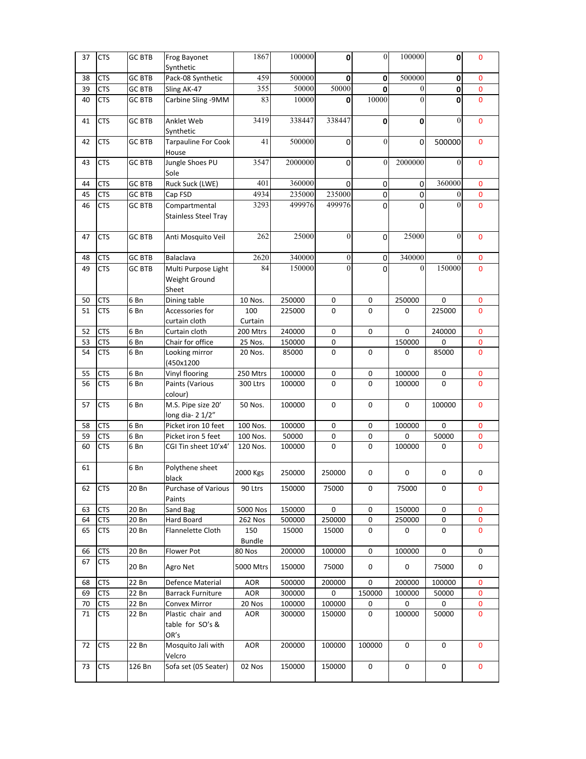| 37 | CTS | GC BTB | Frog Bayonet Synthetic | 1867 | 100000 | 0 | 0 | 100000 | 0 | 0 |
|---|---|---|---|---|---|---|---|---|---|---|
| 38 | CTS | GC BTB | Pack-08 Synthetic | 459 | 500000 | 0 | 0 | 500000 | 0 | 0 |
| 39 | CTS | GC BTB | Sling AK-47 | 355 | 50000 | 50000 | 0 | 0 | 0 | 0 |
| 40 | CTS | GC BTB | Carbine Sling -9MM | 83 | 10000 | 0 | 10000 | 0 | 0 | 0 |
| 41 | CTS | GC BTB | Anklet Web Synthetic | 3419 | 338447 | 338447 | 0 | 0 | 0 | 0 |
| 42 | CTS | GC BTB | Tarpauline For Cook House | 41 | 500000 | 0 | 0 | 0 | 500000 | 0 |
| 43 | CTS | GC BTB | Jungle Shoes PU Sole | 3547 | 2000000 | 0 | 0 | 2000000 | 0 | 0 |
| 44 | CTS | GC BTB | Ruck Suck (LWE) | 401 | 360000 | 0 | 0 | 0 | 360000 | 0 |
| 45 | CTS | GC BTB | Cap FSD | 4934 | 235000 | 235000 | 0 | 0 | 0 | 0 |
| 46 | CTS | GC BTB | Compartmental Stainless Steel Tray | 3293 | 499976 | 499976 | 0 | 0 | 0 | 0 |
| 47 | CTS | GC BTB | Anti Mosquito Veil | 262 | 25000 | 0 | 0 | 25000 | 0 | 0 |
| 48 | CTS | GC BTB | Balaclava | 2620 | 340000 | 0 | 0 | 340000 | 0 | 0 |
| 49 | CTS | GC BTB | Multi Purpose Light Weight Ground Sheet | 84 | 150000 | 0 | 0 | 0 | 150000 | 0 |
| 50 | CTS | 6 Bn | Dining table | 10 Nos. | 250000 | 0 | 0 | 250000 | 0 | 0 |
| 51 | CTS | 6 Bn | Accessories for curtain cloth | 100 Curtain | 225000 | 0 | 0 | 0 | 225000 | 0 |
| 52 | CTS | 6 Bn | Curtain cloth | 200 Mtrs | 240000 | 0 | 0 | 0 | 240000 | 0 |
| 53 | CTS | 6 Bn | Chair for office | 25 Nos. | 150000 | 0 | | 150000 | 0 | 0 |
| 54 | CTS | 6 Bn | Looking mirror (450x1200 | 20 Nos. | 85000 | 0 | 0 | 0 | 85000 | 0 |
| 55 | CTS | 6 Bn | Vinyl flooring | 250 Mtrs | 100000 | 0 | 0 | 100000 | 0 | 0 |
| 56 | CTS | 6 Bn | Paints (Various colour) | 300 Ltrs | 100000 | 0 | 0 | 100000 | 0 | 0 |
| 57 | CTS | 6 Bn | M.S. Pipe size 20' long dia- 2 1/2" | 50 Nos. | 100000 | 0 | 0 | 0 | 100000 | 0 |
| 58 | CTS | 6 Bn | Picket iron 10 feet | 100 Nos. | 100000 | 0 | 0 | 100000 | 0 | 0 |
| 59 | CTS | 6 Bn | Picket iron 5 feet | 100 Nos. | 50000 | 0 | 0 | 0 | 50000 | 0 |
| 60 | CTS | 6 Bn | CGI Tin sheet 10'x4' | 120 Nos. | 100000 | 0 | 0 | 100000 | 0 | 0 |
| 61 | | 6 Bn | Polythene sheet black | 2000 Kgs | 250000 | 250000 | 0 | 0 | 0 | 0 |
| 62 | CTS | 20 Bn | Purchase of Various Paints | 90 Ltrs | 150000 | 75000 | 0 | 75000 | 0 | 0 |
| 63 | CTS | 20 Bn | Sand Bag | 5000 Nos | 150000 | 0 | 0 | 150000 | 0 | 0 |
| 64 | CTS | 20 Bn | Hard Board | 262 Nos | 500000 | 250000 | 0 | 250000 | 0 | 0 |
| 65 | CTS | 20 Bn | Flannelette Cloth | 150 Bundle | 15000 | 15000 | 0 | 0 | 0 | 0 |
| 66 | CTS | 20 Bn | Flower Pot | 80 Nos | 200000 | 100000 | 0 | 100000 | 0 | 0 |
| 67 | CTS | 20 Bn | Agro Net | 5000 Mtrs | 150000 | 75000 | 0 | 0 | 75000 | 0 |
| 68 | CTS | 22 Bn | Defence Material | AOR | 500000 | 200000 | 0 | 200000 | 100000 | 0 |
| 69 | CTS | 22 Bn | Barrack Furniture | AOR | 300000 | 0 | 150000 | 100000 | 50000 | 0 |
| 70 | CTS | 22 Bn | Convex Mirror | 20 Nos | 100000 | 100000 | 0 | 0 | 0 | 0 |
| 71 | CTS | 22 Bn | Plastic chair and table for SO's & OR's | AOR | 300000 | 150000 | 0 | 100000 | 50000 | 0 |
| 72 | CTS | 22 Bn | Mosquito Jali with Velcro | AOR | 200000 | 100000 | 100000 | 0 | 0 | 0 |
| 73 | CTS | 126 Bn | Sofa set (05 Seater) | 02 Nos | 150000 | 150000 | 0 | 0 | 0 | 0 |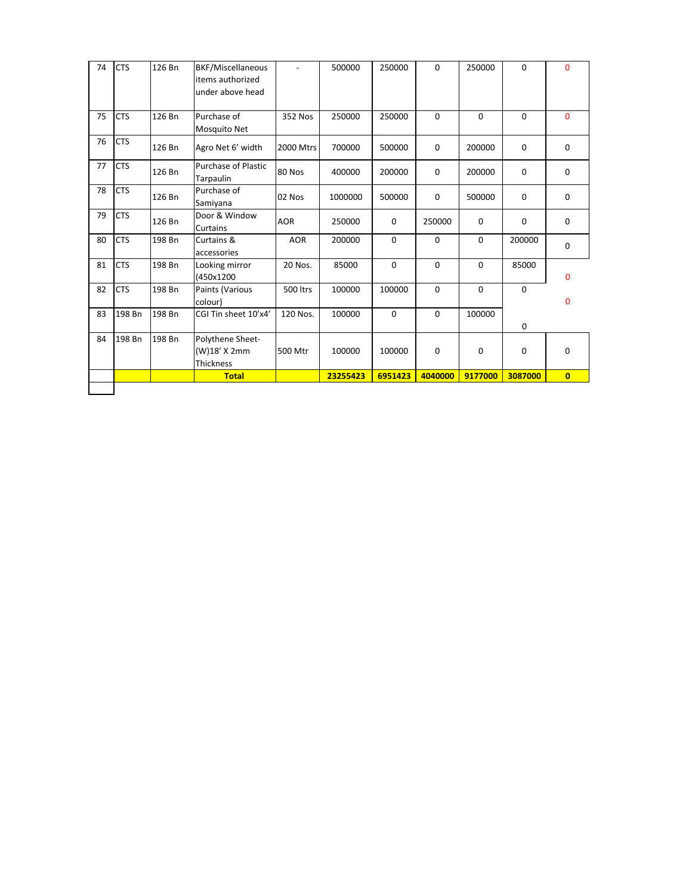| 74 | CTS | 126 Bn | BKF/Miscellaneous items authorized under above head | - | 500000 | 250000 | 0 | 250000 | 0 | 0 |
|---|---|---|---|---|---|---|---|---|---|---|
| 75 | CTS | 126 Bn | Purchase of Mosquito Net | 352 Nos | 250000 | 250000 | 0 | 0 | 0 | 0 |
| 76 | CTS | 126 Bn | Agro Net 6' width | 2000 Mtrs | 700000 | 500000 | 0 | 200000 | 0 | 0 |
| 77 | CTS | 126 Bn | Purchase of Plastic Tarpaulin | 80 Nos | 400000 | 200000 | 0 | 200000 | 0 | 0 |
| 78 | CTS | 126 Bn | Purchase of Samiyana | 02 Nos | 1000000 | 500000 | 0 | 500000 | 0 | 0 |
| 79 | CTS | 126 Bn | Door & Window Curtains | AOR | 250000 | 0 | 250000 | 0 | 0 | 0 |
| 80 | CTS | 198 Bn | Curtains & accessories | AOR | 200000 | 0 | 0 | 0 | 200000 | 0 |
| 81 | CTS | 198 Bn | Looking mirror (450x1200 | 20 Nos. | 85000 | 0 | 0 | 0 | 85000 | 0 |
| 82 | CTS | 198 Bn | Paints (Various colour) | 500 ltrs | 100000 | 100000 | 0 | 0 | 0 | 0 |
| 83 | 198 Bn | 198 Bn | CGI Tin sheet 10'x4' | 120 Nos. | 100000 | 0 | 0 | 100000 | 0 | |
| 84 | 198 Bn | 198 Bn | Polythene Sheet-(W)18' X 2mm Thickness | 500 Mtr | 100000 | 100000 | 0 | 0 | 0 | 0 |
| | | | **Total** | | **23255423** | **6951423** | **4040000** | **9177000** | **3087000** | **0** |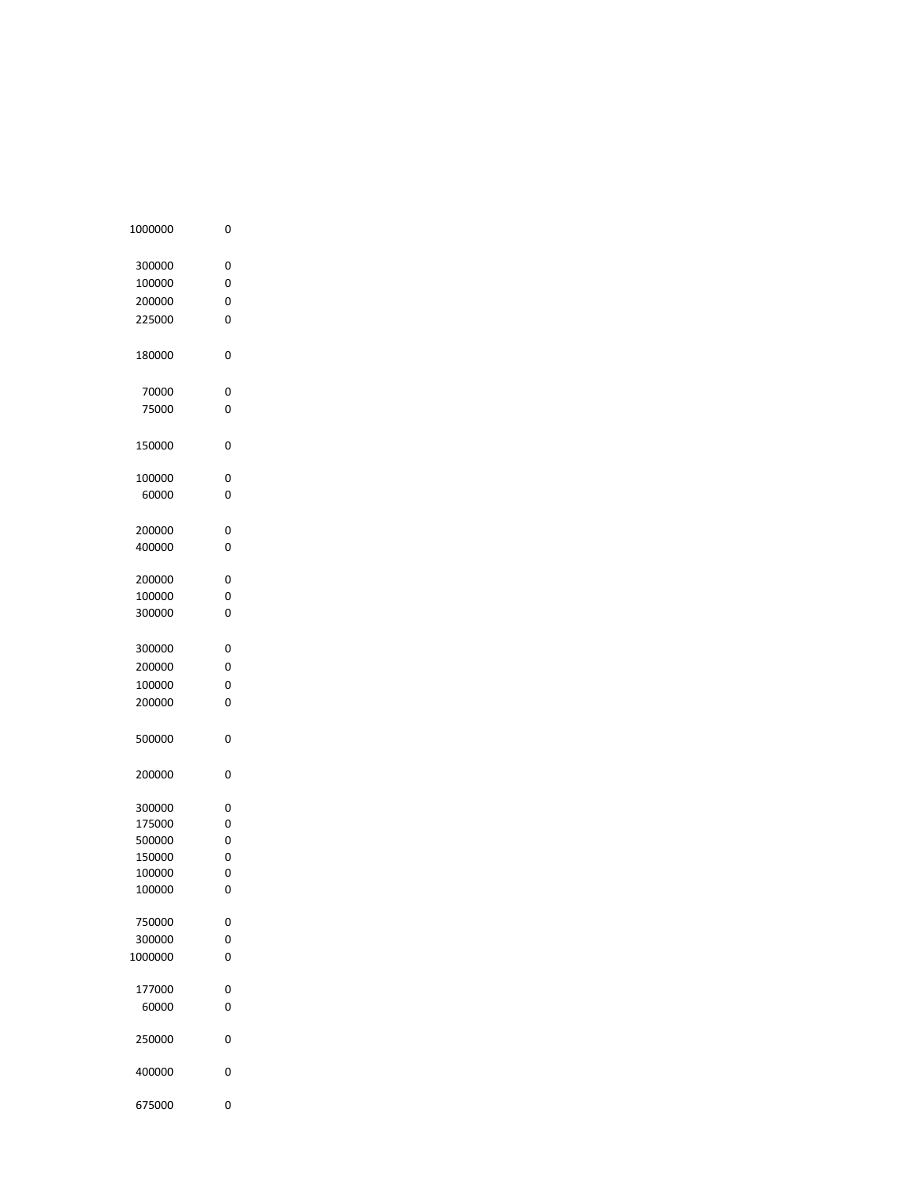| | |
|---|---|
| 1000000 | 0 |
| 300000 | 0 |
| 100000 | 0 |
| 200000 | 0 |
| 225000 | 0 |
| 180000 | 0 |
| 70000 | 0 |
| 75000 | 0 |
| 150000 | 0 |
| 100000 | 0 |
| 60000 | 0 |
| 200000 | 0 |
| 400000 | 0 |
| 200000 | 0 |
| 100000 | 0 |
| 300000 | 0 |
| 300000 | 0 |
| 200000 | 0 |
| 100000 | 0 |
| 200000 | 0 |
| 500000 | 0 |
| 200000 | 0 |
| 300000 | 0 |
| 175000 | 0 |
| 500000 | 0 |
| 150000 | 0 |
| 100000 | 0 |
| 100000 | 0 |
| 750000 | 0 |
| 300000 | 0 |
| 1000000 | 0 |
| 177000 | 0 |
| 60000 | 0 |
| 250000 | 0 |
| 400000 | 0 |
| 675000 | 0 |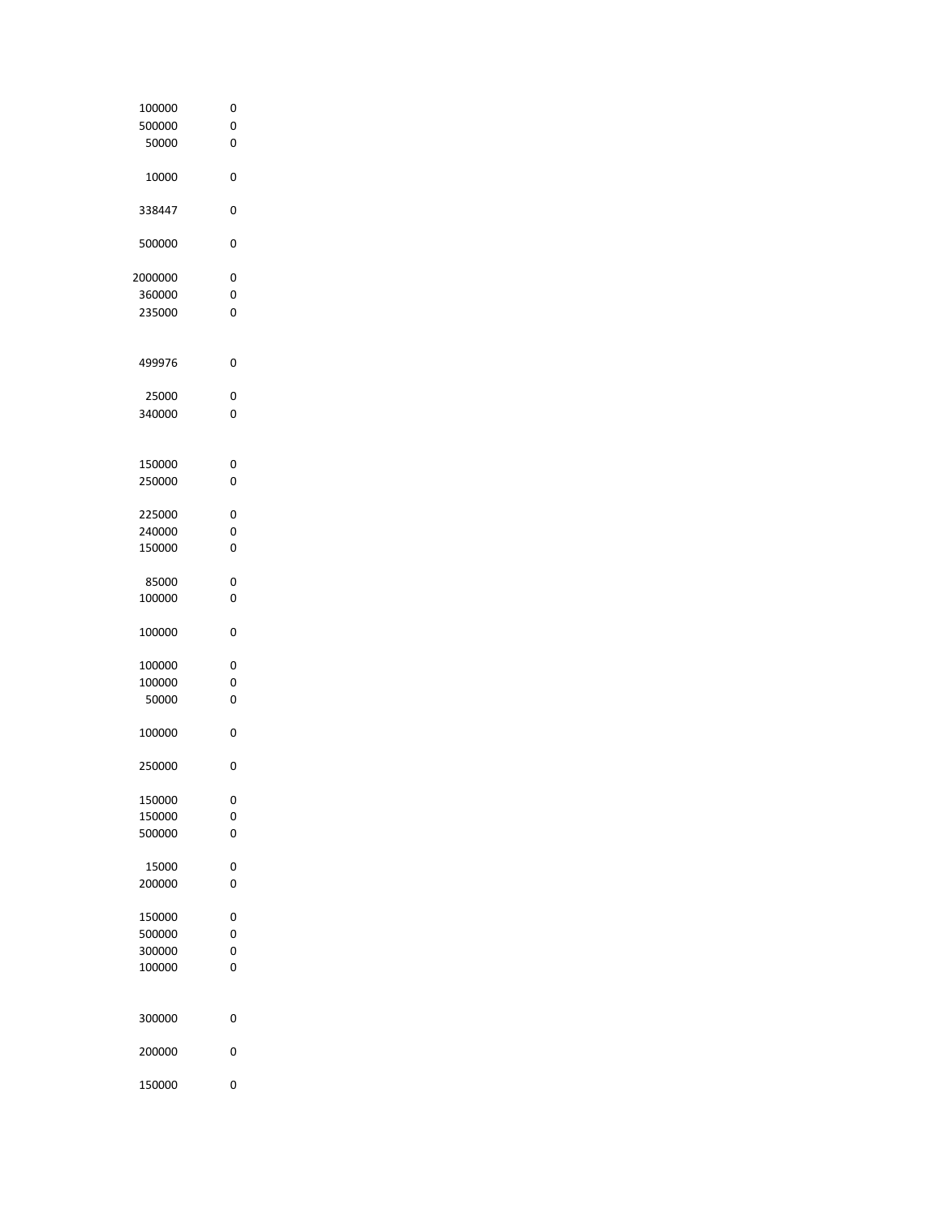| | |
|---|---|
| 100000 | 0 |
| 500000 | 0 |
| 50000 | 0 |
| 10000 | 0 |
| 338447 | 0 |
| 500000 | 0 |
| 2000000 | 0 |
| 360000 | 0 |
| 235000 | 0 |
| 499976 | 0 |
| 25000 | 0 |
| 340000 | 0 |
| 150000 | 0 |
| 250000 | 0 |
| 225000 | 0 |
| 240000 | 0 |
| 150000 | 0 |
| 85000 | 0 |
| 100000 | 0 |
| 100000 | 0 |
| 100000 | 0 |
| 100000 | 0 |
| 50000 | 0 |
| 100000 | 0 |
| 250000 | 0 |
| 150000 | 0 |
| 150000 | 0 |
| 500000 | 0 |
| 15000 | 0 |
| 200000 | 0 |
| 150000 | 0 |
| 500000 | 0 |
| 300000 | 0 |
| 100000 | 0 |
| 300000 | 0 |
| 200000 | 0 |
| 150000 | 0 |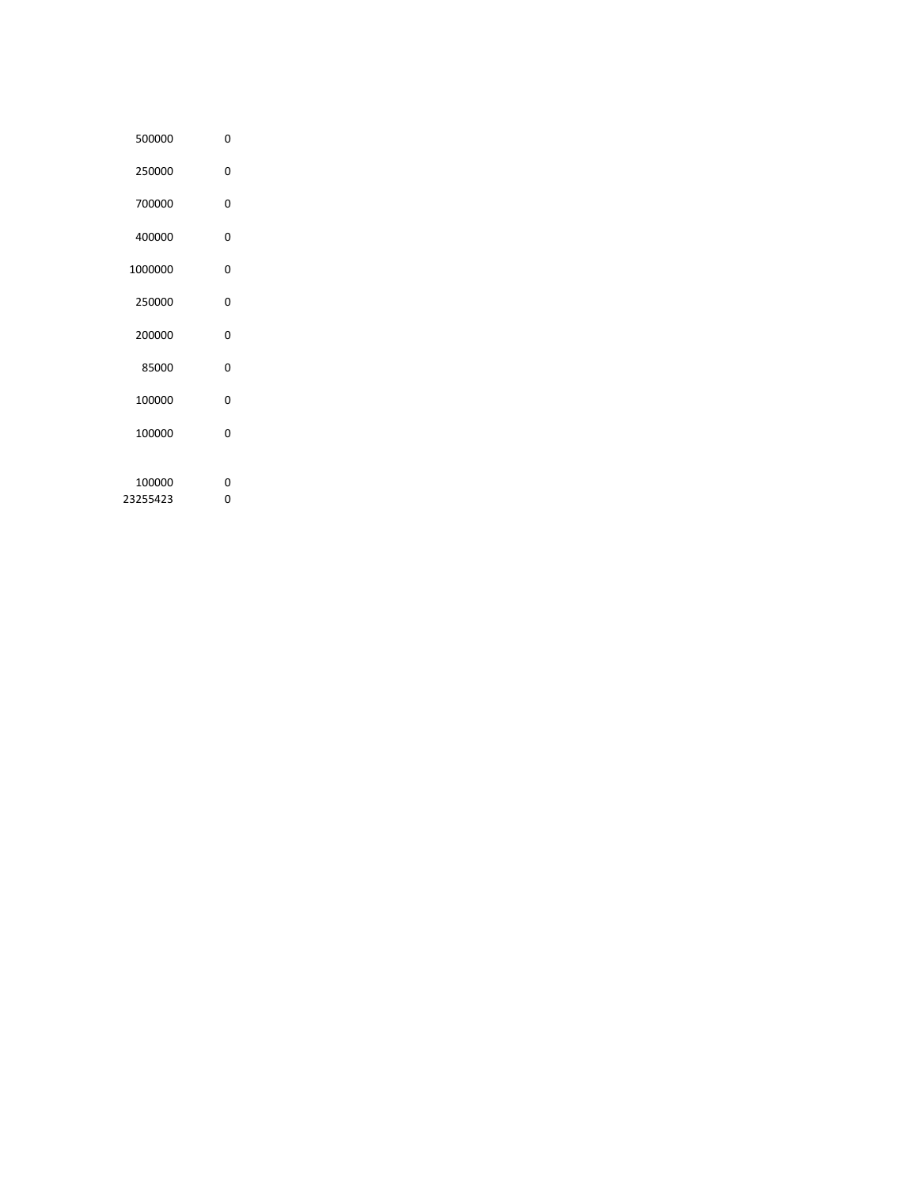| | |
|---|---|
| 500000 | 0 |
| 250000 | 0 |
| 700000 | 0 |
| 400000 | 0 |
| 1000000 | 0 |
| 250000 | 0 |
| 200000 | 0 |
| 85000 | 0 |
| 100000 | 0 |
| 100000 | 0 |
| | |
| 100000 | 0 |
| 23255423 | 0 |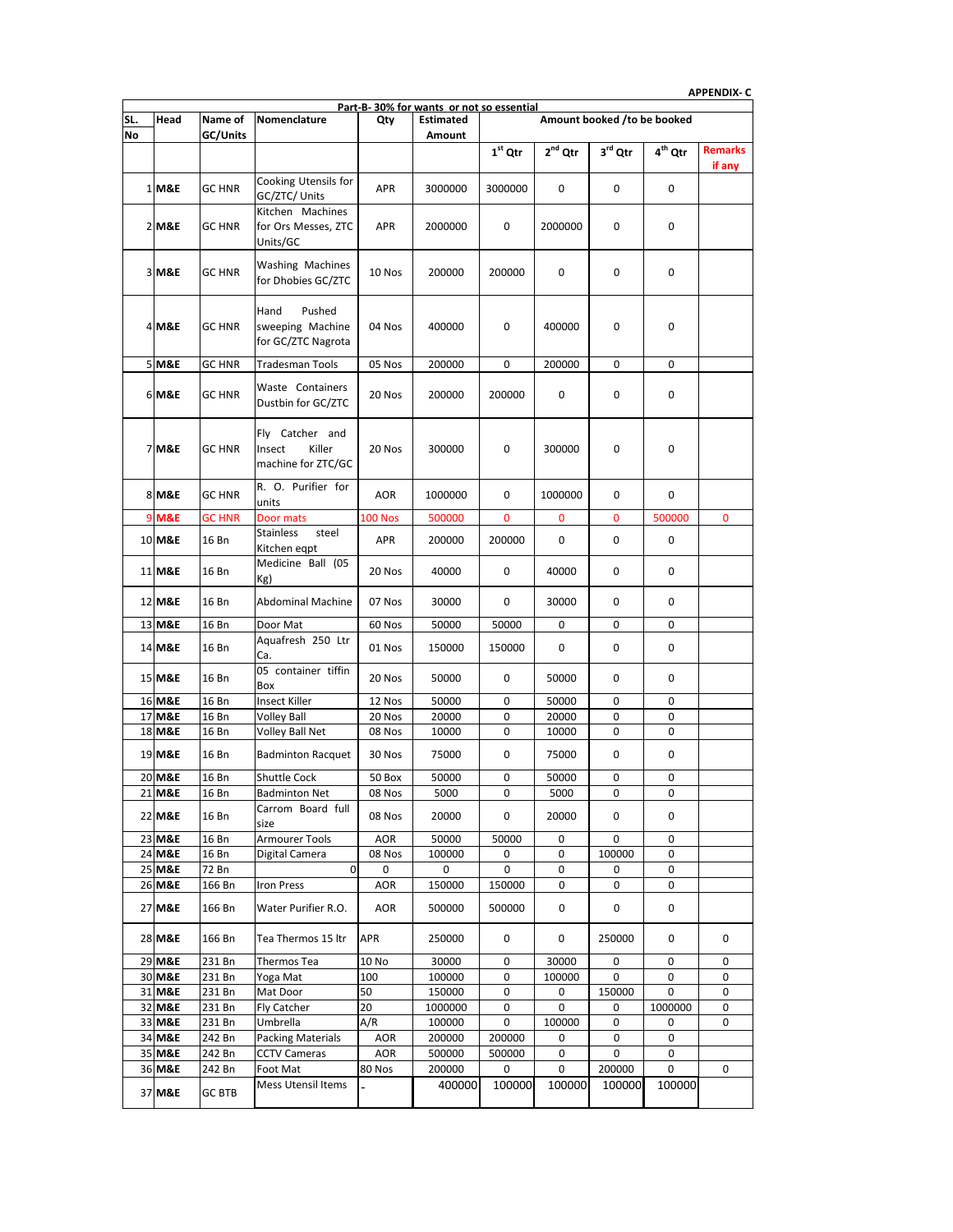**APPENDIX- C**

| SL. No | Head | Name of GC/Units | Nomenclature | Qty | Estimated Amount | Amount booked /to be booked | | | | |
|---|---|---|---|---|---|---|---|---|---|---|
| | | | | | | 1st Qtr | 2nd Qtr | 3rd Qtr | 4th Qtr | Remarks if any |
| | | | **Part-B- 30% for wants or not so essential** | | | | | | | |
| 1 | M&E | GC HNR | Cooking Utensils for GC/ZTC/ Units | APR | 3000000 | 3000000 | 0 | 0 | 0 | |
| 2 | M&E | GC HNR | Kitchen Machines for Ors Messes, ZTC Units/GC | APR | 2000000 | 0 | 2000000 | 0 | 0 | |
| 3 | M&E | GC HNR | Washing Machines for Dhobies GC/ZTC | 10 Nos | 200000 | 200000 | 0 | 0 | 0 | |
| 4 | M&E | GC HNR | Hand Pushed sweeping Machine for GC/ZTC Nagrota | 04 Nos | 400000 | 0 | 400000 | 0 | 0 | |
| 5 | M&E | GC HNR | Tradesman Tools | 05 Nos | 200000 | 0 | 200000 | 0 | 0 | |
| 6 | M&E | GC HNR | Waste Containers Dustbin for GC/ZTC | 20 Nos | 200000 | 200000 | 0 | 0 | 0 | |
| 7 | M&E | GC HNR | Fly Catcher and Insect Killer machine for ZTC/GC | 20 Nos | 300000 | 0 | 300000 | 0 | 0 | |
| 8 | M&E | GC HNR | R. O. Purifier for units | AOR | 1000000 | 0 | 1000000 | 0 | 0 | |
| 9 | M&E | GC HNR | Door mats | 100 Nos | 500000 | 0 | 0 | 0 | 500000 | 0 |
| 10 | M&E | 16 Bn | Stainless steel Kitchen eqpt | APR | 200000 | 200000 | 0 | 0 | 0 | |
| 11 | M&E | 16 Bn | Medicine Ball (05 Kg) | 20 Nos | 40000 | 0 | 40000 | 0 | 0 | |
| 12 | M&E | 16 Bn | Abdominal Machine | 07 Nos | 30000 | 0 | 30000 | 0 | 0 | |
| 13 | M&E | 16 Bn | Door Mat | 60 Nos | 50000 | 50000 | 0 | 0 | 0 | |
| 14 | M&E | 16 Bn | Aquafresh 250 Ltr Ca. | 01 Nos | 150000 | 150000 | 0 | 0 | 0 | |
| 15 | M&E | 16 Bn | 05 container tiffin Box | 20 Nos | 50000 | 0 | 50000 | 0 | 0 | |
| 16 | M&E | 16 Bn | Insect Killer | 12 Nos | 50000 | 0 | 50000 | 0 | 0 | |
| 17 | M&E | 16 Bn | Volley Ball | 20 Nos | 20000 | 0 | 20000 | 0 | 0 | |
| 18 | M&E | 16 Bn | Volley Ball Net | 08 Nos | 10000 | 0 | 10000 | 0 | 0 | |
| 19 | M&E | 16 Bn | Badminton Racquet | 30 Nos | 75000 | 0 | 75000 | 0 | 0 | |
| 20 | M&E | 16 Bn | Shuttle Cock | 50 Box | 50000 | 0 | 50000 | 0 | 0 | |
| 21 | M&E | 16 Bn | Badminton Net | 08 Nos | 5000 | 0 | 5000 | 0 | 0 | |
| 22 | M&E | 16 Bn | Carrom Board full size | 08 Nos | 20000 | 0 | 20000 | 0 | 0 | |
| 23 | M&E | 16 Bn | Armourer Tools | AOR | 50000 | 50000 | 0 | 0 | 0 | |
| 24 | M&E | 16 Bn | Digital Camera | 08 Nos | 100000 | 0 | 0 | 100000 | 0 | |
| 25 | M&E | 72 Bn | 0 | 0 | 0 | 0 | 0 | 0 | 0 | |
| 26 | M&E | 166 Bn | Iron Press | AOR | 150000 | 150000 | 0 | 0 | 0 | |
| 27 | M&E | 166 Bn | Water Purifier R.O. | AOR | 500000 | 500000 | 0 | 0 | 0 | |
| 28 | M&E | 166 Bn | Tea Thermos 15 ltr | APR | 250000 | 0 | 0 | 250000 | 0 | 0 |
| 29 | M&E | 231 Bn | Thermos Tea | 10 No | 30000 | 0 | 30000 | 0 | 0 | 0 |
| 30 | M&E | 231 Bn | Yoga Mat | 100 | 100000 | 0 | 100000 | 0 | 0 | 0 |
| 31 | M&E | 231 Bn | Mat Door | 50 | 150000 | 0 | 0 | 150000 | 0 | 0 |
| 32 | M&E | 231 Bn | Fly Catcher | 20 | 1000000 | 0 | 0 | 0 | 1000000 | 0 |
| 33 | M&E | 231 Bn | Umbrella | A/R | 100000 | 0 | 100000 | 0 | 0 | 0 |
| 34 | M&E | 242 Bn | Packing Materials | AOR | 200000 | 200000 | 0 | 0 | 0 | |
| 35 | M&E | 242 Bn | CCTV Cameras | AOR | 500000 | 500000 | 0 | 0 | 0 | |
| 36 | M&E | 242 Bn | Foot Mat | 80 Nos | 200000 | 0 | 0 | 200000 | 0 | 0 |
| 37 | M&E | GC BTB | Mess Utensil Items | - | 400000 | 100000 | 100000 | 100000 | 100000 | |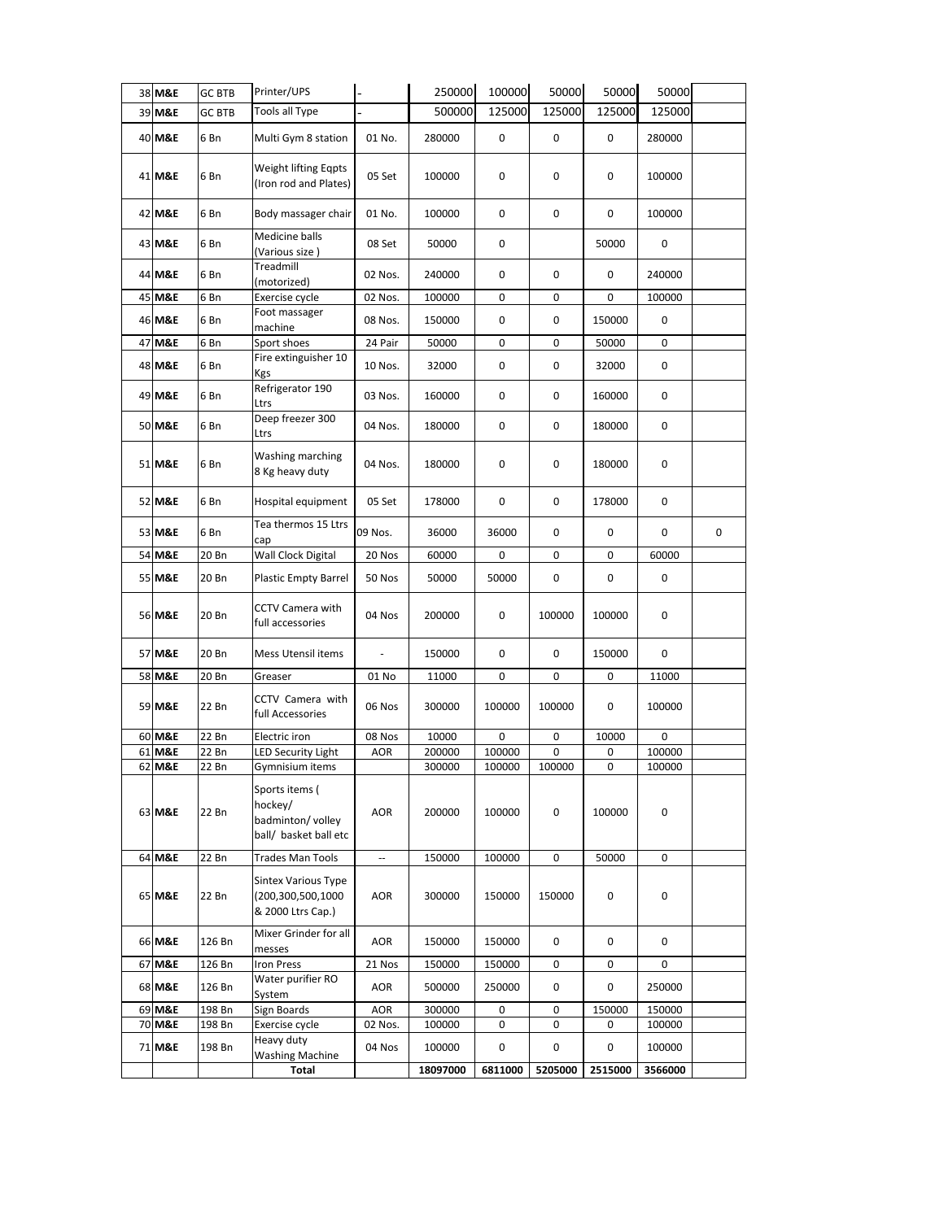| 38 | M&E | GC BTB | Printer/UPS | - | 250000 | 100000 | 50000 | 50000 | 50000 | |
|---|---|---|---|---|---|---|---|---|---|---|
| 39 | M&E | GC BTB | Tools all Type | - | 500000 | 125000 | 125000 | 125000 | 125000 | |
| 40 | M&E | 6 Bn | Multi Gym 8 station | 01 No. | 280000 | 0 | 0 | 0 | 280000 | |
| 41 | M&E | 6 Bn | Weight lifting Eqpts (Iron rod and Plates) | 05 Set | 100000 | 0 | 0 | 0 | 100000 | |
| 42 | M&E | 6 Bn | Body massager chair | 01 No. | 100000 | 0 | 0 | 0 | 100000 | |
| 43 | M&E | 6 Bn | Medicine balls (Various size ) | 08 Set | 50000 | 0 | | 50000 | 0 | |
| 44 | M&E | 6 Bn | Treadmill (motorized) | 02 Nos. | 240000 | 0 | 0 | 0 | 240000 | |
| 45 | M&E | 6 Bn | Exercise cycle | 02 Nos. | 100000 | 0 | 0 | 0 | 100000 | |
| 46 | M&E | 6 Bn | Foot massager machine | 08 Nos. | 150000 | 0 | 0 | 150000 | 0 | |
| 47 | M&E | 6 Bn | Sport shoes | 24 Pair | 50000 | 0 | 0 | 50000 | 0 | |
| 48 | M&E | 6 Bn | Fire extinguisher 10 Kgs | 10 Nos. | 32000 | 0 | 0 | 32000 | 0 | |
| 49 | M&E | 6 Bn | Refrigerator 190 Ltrs | 03 Nos. | 160000 | 0 | 0 | 160000 | 0 | |
| 50 | M&E | 6 Bn | Deep freezer 300 Ltrs | 04 Nos. | 180000 | 0 | 0 | 180000 | 0 | |
| 51 | M&E | 6 Bn | Washing marching 8 Kg heavy duty | 04 Nos. | 180000 | 0 | 0 | 180000 | 0 | |
| 52 | M&E | 6 Bn | Hospital equipment | 05 Set | 178000 | 0 | 0 | 178000 | 0 | |
| 53 | M&E | 6 Bn | Tea thermos 15 Ltrs cap | 09 Nos. | 36000 | 36000 | 0 | 0 | 0 | 0 |
| 54 | M&E | 20 Bn | Wall Clock Digital | 20 Nos | 60000 | 0 | 0 | 0 | 60000 | |
| 55 | M&E | 20 Bn | Plastic Empty Barrel | 50 Nos | 50000 | 50000 | 0 | 0 | 0 | |
| 56 | M&E | 20 Bn | CCTV Camera with full accessories | 04 Nos | 200000 | 0 | 100000 | 100000 | 0 | |
| 57 | M&E | 20 Bn | Mess Utensil items | - | 150000 | 0 | 0 | 150000 | 0 | |
| 58 | M&E | 20 Bn | Greaser | 01 No | 11000 | 0 | 0 | 0 | 11000 | |
| 59 | M&E | 22 Bn | CCTV Camera with full Accessories | 06 Nos | 300000 | 100000 | 100000 | 0 | 100000 | |
| 60 | M&E | 22 Bn | Electric iron | 08 Nos | 10000 | 0 | 0 | 10000 | 0 | |
| 61 | M&E | 22 Bn | LED Security Light | AOR | 200000 | 100000 | 0 | 0 | 100000 | |
| 62 | M&E | 22 Bn | Gymnisium items | | 300000 | 100000 | 100000 | 0 | 100000 | |
| 63 | M&E | 22 Bn | Sports items ( hockey/ badminton/ volley ball/ basket ball etc | AOR | 200000 | 100000 | 0 | 100000 | 0 | |
| 64 | M&E | 22 Bn | Trades Man Tools | -- | 150000 | 100000 | 0 | 50000 | 0 | |
| 65 | M&E | 22 Bn | Sintex Various Type (200,300,500,1000 & 2000 Ltrs Cap.) | AOR | 300000 | 150000 | 150000 | 0 | 0 | |
| 66 | M&E | 126 Bn | Mixer Grinder for all messes | AOR | 150000 | 150000 | 0 | 0 | 0 | |
| 67 | M&E | 126 Bn | Iron Press | 21 Nos | 150000 | 150000 | 0 | 0 | 0 | |
| 68 | M&E | 126 Bn | Water purifier RO System | AOR | 500000 | 250000 | 0 | 0 | 250000 | |
| 69 | M&E | 198 Bn | Sign Boards | AOR | 300000 | 0 | 0 | 150000 | 150000 | |
| 70 | M&E | 198 Bn | Exercise cycle | 02 Nos. | 100000 | 0 | 0 | 0 | 100000 | |
| 71 | M&E | 198 Bn | Heavy duty Washing Machine | 04 Nos | 100000 | 0 | 0 | 0 | 100000 | |
| | | | **Total** | | **18097000** | **6811000** | **5205000** | **2515000** | **3566000** | |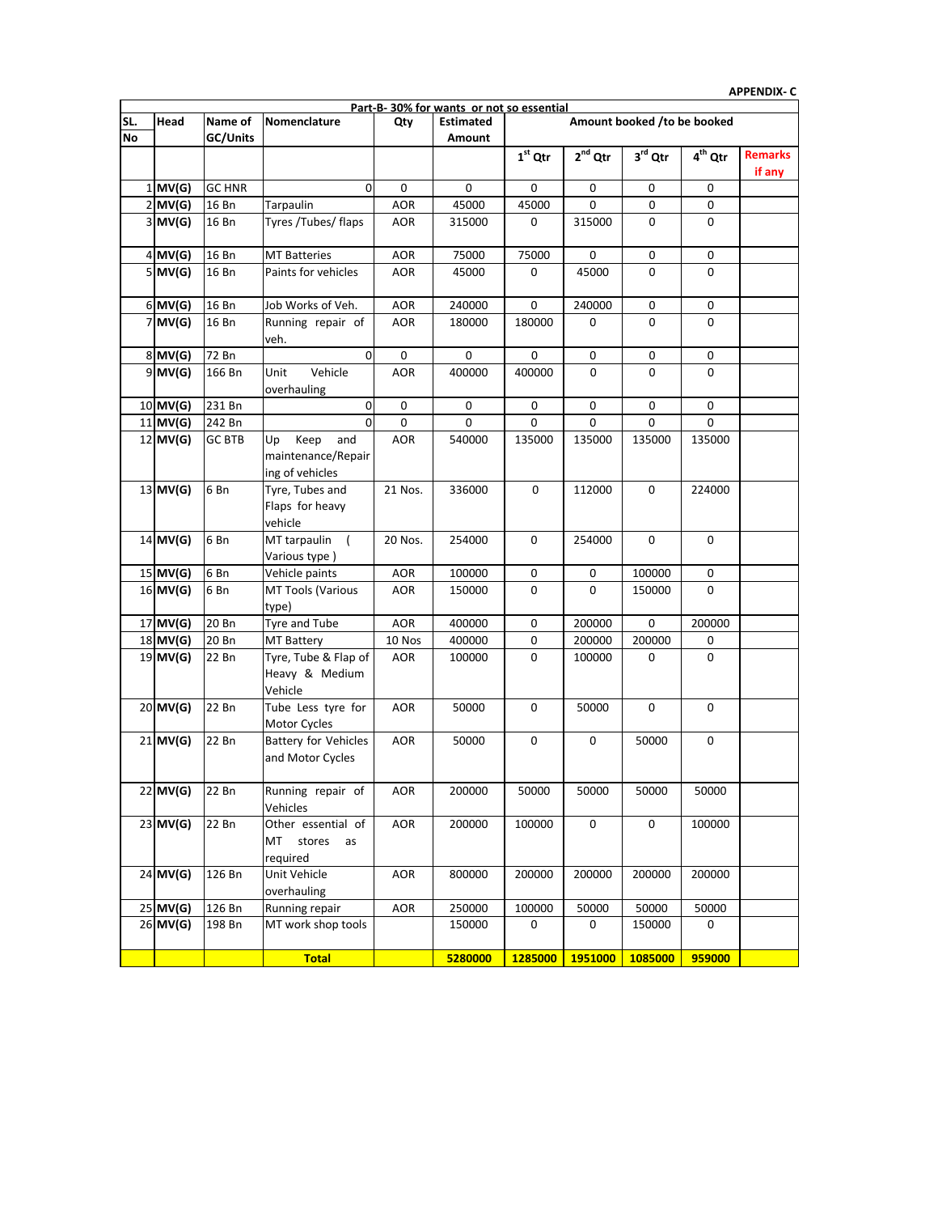**APPENDIX- C**

| Part-B- 30% for wants or not so essential | | | | | | | | | | |
|---|---|---|---|---|---|---|---|---|---|---|
| SL. No | Head | Name of GC/Units | Nomenclature | Qty | Estimated Amount | Amount booked /to be booked | | | | |
| | | | | | | 1st Qtr | 2nd Qtr | 3rd Qtr | 4th Qtr | Remarks if any |
| 1 | **MV(G)** | GC HNR | 0 | 0 | 0 | 0 | 0 | 0 | 0 | |
| 2 | **MV(G)** | 16 Bn | Tarpaulin | AOR | 45000 | 45000 | 0 | 0 | 0 | |
| 3 | **MV(G)** | 16 Bn | Tyres /Tubes/ flaps | AOR | 315000 | 0 | 315000 | 0 | 0 | |
| 4 | **MV(G)** | 16 Bn | MT Batteries | AOR | 75000 | 75000 | 0 | 0 | 0 | |
| 5 | **MV(G)** | 16 Bn | Paints for vehicles | AOR | 45000 | 0 | 45000 | 0 | 0 | |
| 6 | **MV(G)** | 16 Bn | Job Works of Veh. | AOR | 240000 | 0 | 240000 | 0 | 0 | |
| 7 | **MV(G)** | 16 Bn | Running repair of veh. | AOR | 180000 | 180000 | 0 | 0 | 0 | |
| 8 | **MV(G)** | 72 Bn | 0 | 0 | 0 | 0 | 0 | 0 | 0 | |
| 9 | **MV(G)** | 166 Bn | Unit Vehicle overhauling | AOR | 400000 | 400000 | 0 | 0 | 0 | |
| 10 | **MV(G)** | 231 Bn | 0 | 0 | 0 | 0 | 0 | 0 | 0 | |
| 11 | **MV(G)** | 242 Bn | 0 | 0 | 0 | 0 | 0 | 0 | 0 | |
| 12 | **MV(G)** | GC BTB | Up Keep and maintenance/Repairing of vehicles | AOR | 540000 | 135000 | 135000 | 135000 | 135000 | |
| 13 | **MV(G)** | 6 Bn | Tyre, Tubes and Flaps for heavy vehicle | 21 Nos. | 336000 | 0 | 112000 | 0 | 224000 | |
| 14 | **MV(G)** | 6 Bn | MT tarpaulin ( Various type ) | 20 Nos. | 254000 | 0 | 254000 | 0 | 0 | |
| 15 | **MV(G)** | 6 Bn | Vehicle paints | AOR | 100000 | 0 | 0 | 100000 | 0 | |
| 16 | **MV(G)** | 6 Bn | MT Tools (Various type) | AOR | 150000 | 0 | 0 | 150000 | 0 | |
| 17 | **MV(G)** | 20 Bn | Tyre and Tube | AOR | 400000 | 0 | 200000 | 0 | 200000 | |
| 18 | **MV(G)** | 20 Bn | MT Battery | 10 Nos | 400000 | 0 | 200000 | 200000 | 0 | |
| 19 | **MV(G)** | 22 Bn | Tyre, Tube & Flap of Heavy & Medium Vehicle | AOR | 100000 | 0 | 100000 | 0 | 0 | |
| 20 | **MV(G)** | 22 Bn | Tube Less tyre for Motor Cycles | AOR | 50000 | 0 | 50000 | 0 | 0 | |
| 21 | **MV(G)** | 22 Bn | Battery for Vehicles and Motor Cycles | AOR | 50000 | 0 | 0 | 50000 | 0 | |
| 22 | **MV(G)** | 22 Bn | Running repair of Vehicles | AOR | 200000 | 50000 | 50000 | 50000 | 50000 | |
| 23 | **MV(G)** | 22 Bn | Other essential of MT stores as required | AOR | 200000 | 100000 | 0 | 0 | 100000 | |
| 24 | **MV(G)** | 126 Bn | Unit Vehicle overhauling | AOR | 800000 | 200000 | 200000 | 200000 | 200000 | |
| 25 | **MV(G)** | 126 Bn | Running repair | AOR | 250000 | 100000 | 50000 | 50000 | 50000 | |
| 26 | **MV(G)** | 198 Bn | MT work shop tools | | 150000 | 0 | 0 | 150000 | 0 | |
| | | | **Total** | | **5280000** | **1285000** | **1951000** | **1085000** | **959000** | |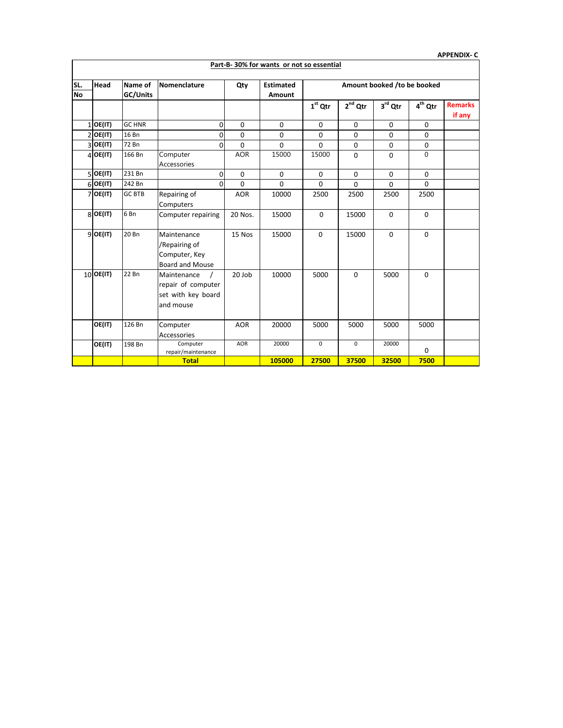**APPENDIX- C**

**Part-B- 30% for wants or not so essential**

| SL. No | Head | Name of GC/Units | Nomenclature | Qty | Estimated Amount | Amount booked /to be booked | | | | |
|---|---|---|---|---|---|---|---|---|---|---|
| | | | | | | 1st Qtr | 2nd Qtr | 3rd Qtr | 4th Qtr | Remarks if any |
| 1 | OE(IT) | GC HNR | 0 | 0 | 0 | 0 | 0 | 0 | 0 | |
| 2 | OE(IT) | 16 Bn | 0 | 0 | 0 | 0 | 0 | 0 | 0 | |
| 3 | OE(IT) | 72 Bn | 0 | 0 | 0 | 0 | 0 | 0 | 0 | |
| 4 | OE(IT) | 166 Bn | Computer Accessories | AOR | 15000 | 15000 | 0 | 0 | 0 | |
| 5 | OE(IT) | 231 Bn | 0 | 0 | 0 | 0 | 0 | 0 | 0 | |
| 6 | OE(IT) | 242 Bn | 0 | 0 | 0 | 0 | 0 | 0 | 0 | |
| 7 | OE(IT) | GC BTB | Repairing of Computers | AOR | 10000 | 2500 | 2500 | 2500 | 2500 | |
| 8 | OE(IT) | 6 Bn | Computer repairing | 20 Nos. | 15000 | 0 | 15000 | 0 | 0 | |
| 9 | OE(IT) | 20 Bn | Maintenance /Repairing of Computer, Key Board and Mouse | 15 Nos | 15000 | 0 | 15000 | 0 | 0 | |
| 10 | OE(IT) | 22 Bn | Maintenance / repair of computer set with key board and mouse | 20 Job | 10000 | 5000 | 0 | 5000 | 0 | |
| | OE(IT) | 126 Bn | Computer Accessories | AOR | 20000 | 5000 | 5000 | 5000 | 5000 | |
| | OE(IT) | 198 Bn | Computer repair/maintenance | AOR | 20000 | 0 | 0 | 20000 | 0 | |
| | | | **Total** | | **105000** | **27500** | **37500** | **32500** | **7500** | |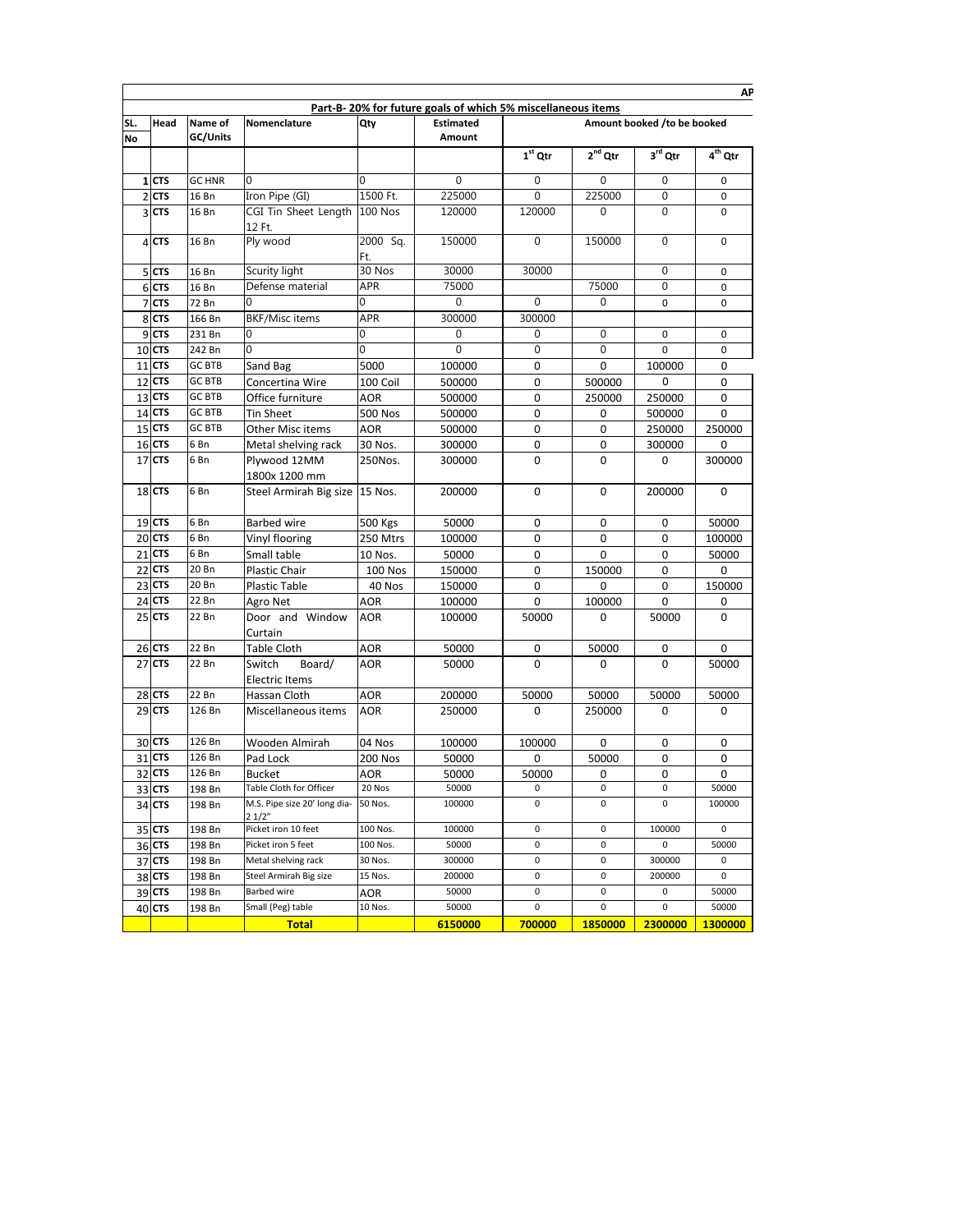AP

**Part-B- 20% for future goals of which 5% miscellaneous items**

| SL. No | Head | Name of GC/Units | Nomenclature | Qty | Estimated Amount | Amount booked /to be booked | | | |
|---|---|---|---|---|---|---|---|---|---|
| | | | | | | 1st Qtr | 2nd Qtr | 3rd Qtr | 4th Qtr |
| 1 | CTS | GC HNR | 0 | 0 | 0 | 0 | 0 | 0 | 0 |
| 2 | CTS | 16 Bn | Iron Pipe (GI) | 1500 Ft. | 225000 | 0 | 225000 | 0 | 0 |
| 3 | CTS | 16 Bn | CGI Tin Sheet Length 12 Ft. | 100 Nos | 120000 | 120000 | 0 | 0 | 0 |
| 4 | CTS | 16 Bn | Ply wood | 2000 Sq. Ft. | 150000 | 0 | 150000 | 0 | 0 |
| 5 | CTS | 16 Bn | Scurity light | 30 Nos | 30000 | 30000 | | 0 | 0 |
| 6 | CTS | 16 Bn | Defense material | APR | 75000 | | 75000 | 0 | 0 |
| 7 | CTS | 72 Bn | 0 | 0 | 0 | 0 | 0 | 0 | 0 |
| 8 | CTS | 166 Bn | BKF/Misc items | APR | 300000 | 300000 | | | |
| 9 | CTS | 231 Bn | 0 | 0 | 0 | 0 | 0 | 0 | 0 |
| 10 | CTS | 242 Bn | 0 | 0 | 0 | 0 | 0 | 0 | 0 |
| 11 | CTS | GC BTB | Sand Bag | 5000 | 100000 | 0 | 0 | 100000 | 0 |
| 12 | CTS | GC BTB | Concertina Wire | 100 Coil | 500000 | 0 | 500000 | 0 | 0 |
| 13 | CTS | GC BTB | Office furniture | AOR | 500000 | 0 | 250000 | 250000 | 0 |
| 14 | CTS | GC BTB | Tin Sheet | 500 Nos | 500000 | 0 | 0 | 500000 | 0 |
| 15 | CTS | GC BTB | Other Misc items | AOR | 500000 | 0 | 0 | 250000 | 250000 |
| 16 | CTS | 6 Bn | Metal shelving rack | 30 Nos. | 300000 | 0 | 0 | 300000 | 0 |
| 17 | CTS | 6 Bn | Plywood 12MM 1800x 1200 mm | 250Nos. | 300000 | 0 | 0 | 0 | 300000 |
| 18 | CTS | 6 Bn | Steel Armirah Big size | 15 Nos. | 200000 | 0 | 0 | 200000 | 0 |
| 19 | CTS | 6 Bn | Barbed wire | 500 Kgs | 50000 | 0 | 0 | 0 | 50000 |
| 20 | CTS | 6 Bn | Vinyl flooring | 250 Mtrs | 100000 | 0 | 0 | 0 | 100000 |
| 21 | CTS | 6 Bn | Small table | 10 Nos. | 50000 | 0 | 0 | 0 | 50000 |
| 22 | CTS | 20 Bn | Plastic Chair | 100 Nos | 150000 | 0 | 150000 | 0 | 0 |
| 23 | CTS | 20 Bn | Plastic Table | 40 Nos | 150000 | 0 | 0 | 0 | 150000 |
| 24 | CTS | 22 Bn | Agro Net | AOR | 100000 | 0 | 100000 | 0 | 0 |
| 25 | CTS | 22 Bn | Door and Window Curtain | AOR | 100000 | 50000 | 0 | 50000 | 0 |
| 26 | CTS | 22 Bn | Table Cloth | AOR | 50000 | 0 | 50000 | 0 | 0 |
| 27 | CTS | 22 Bn | Switch Board/ Electric Items | AOR | 50000 | 0 | 0 | 0 | 50000 |
| 28 | CTS | 22 Bn | Hassan Cloth | AOR | 200000 | 50000 | 50000 | 50000 | 50000 |
| 29 | CTS | 126 Bn | Miscellaneous items | AOR | 250000 | 0 | 250000 | 0 | 0 |
| 30 | CTS | 126 Bn | Wooden Almirah | 04 Nos | 100000 | 100000 | 0 | 0 | 0 |
| 31 | CTS | 126 Bn | Pad Lock | 200 Nos | 50000 | 0 | 50000 | 0 | 0 |
| 32 | CTS | 126 Bn | Bucket | AOR | 50000 | 50000 | 0 | 0 | 0 |
| 33 | CTS | 198 Bn | Table Cloth for Officer | 20 Nos | 50000 | 0 | 0 | 0 | 50000 |
| 34 | CTS | 198 Bn | M.S. Pipe size 20' long dia- 2 1/2" | 50 Nos. | 100000 | 0 | 0 | 0 | 100000 |
| 35 | CTS | 198 Bn | Picket iron 10 feet | 100 Nos. | 100000 | 0 | 0 | 100000 | 0 |
| 36 | CTS | 198 Bn | Picket iron 5 feet | 100 Nos. | 50000 | 0 | 0 | 0 | 50000 |
| 37 | CTS | 198 Bn | Metal shelving rack | 30 Nos. | 300000 | 0 | 0 | 300000 | 0 |
| 38 | CTS | 198 Bn | Steel Armirah Big size | 15 Nos. | 200000 | 0 | 0 | 200000 | 0 |
| 39 | CTS | 198 Bn | Barbed wire | AOR | 50000 | 0 | 0 | 0 | 50000 |
| 40 | CTS | 198 Bn | Small (Peg) table | 10 Nos. | 50000 | 0 | 0 | 0 | 50000 |
| | | | **Total** | | **6150000** | **700000** | **1850000** | **2300000** | **1300000** |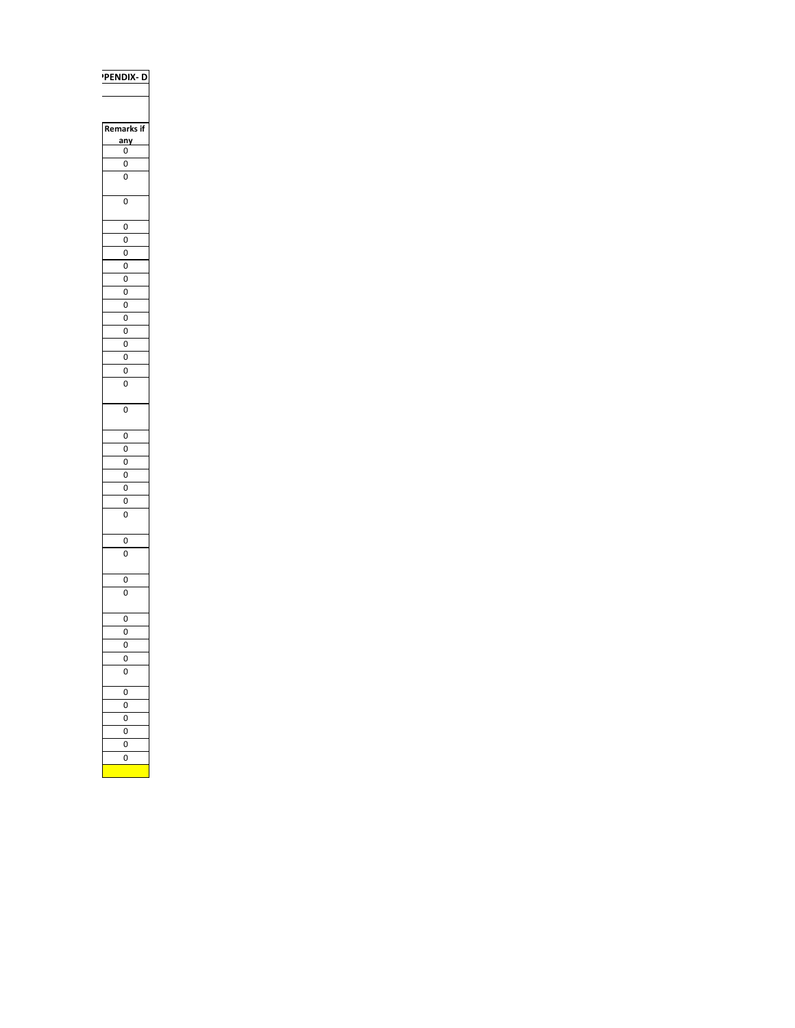**PENDIX- D**

| Remarks if any |
| --- |
| 0 |
| 0 |
| 0 |
| 0 |
| 0 |
| 0 |
| 0 |
| 0 |
| 0 |
| 0 |
| 0 |
| 0 |
| 0 |
| 0 |
| 0 |
| 0 |
| 0 |
| 0 |
| 0 |
| 0 |
| 0 |
| 0 |
| 0 |
| 0 |
| 0 |
| 0 |
| 0 |
| 0 |
| 0 |
| 0 |
| 0 |
| 0 |
| 0 |
| 0 |
| 0 |
| 0 |
| 0 |
| 0 |
| 0 |
| 0 |
| 0 |
| |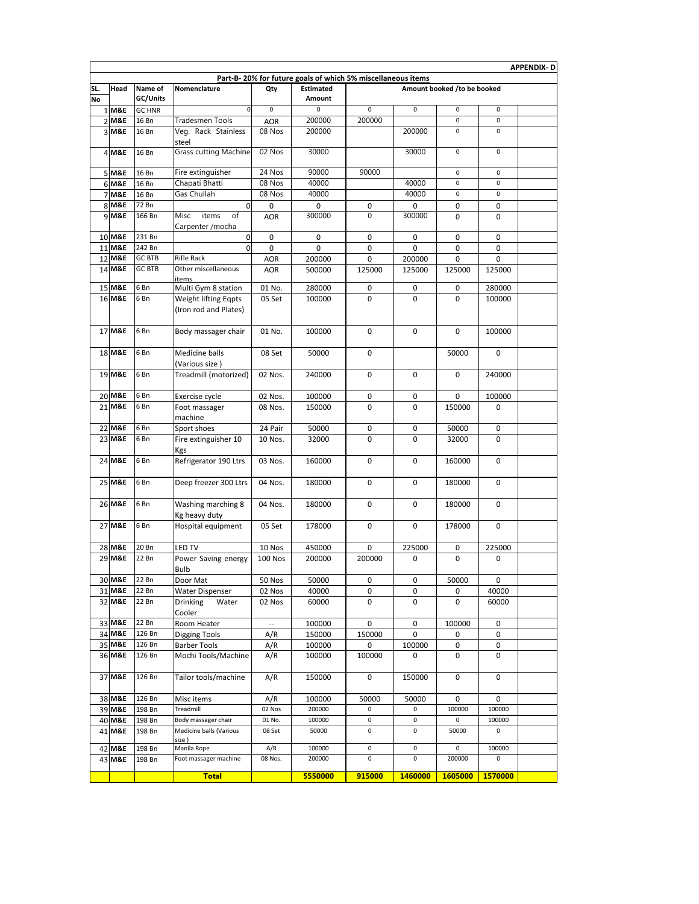**APPENDIX- D**

**Part-B- 20% for future goals of which 5% miscellaneous items**

| SL. No | Head | Name of GC/Units | Nomenclature | Qty | Estimated Amount | Amount booked /to be booked | | | | |
|---|---|---|---|---|---|---|---|---|---|---|
| 1 | M&E | GC HNR | 0 | 0 | 0 | 0 | 0 | 0 | 0 | |
| 2 | M&E | 16 Bn | Tradesmen Tools | AOR | 200000 | 200000 | | 0 | 0 | |
| 3 | M&E | 16 Bn | Veg. Rack Stainless steel | 08 Nos | 200000 | | 200000 | 0 | 0 | |
| 4 | M&E | 16 Bn | Grass cutting Machine | 02 Nos | 30000 | | 30000 | 0 | 0 | |
| 5 | M&E | 16 Bn | Fire extinguisher | 24 Nos | 90000 | 90000 | | 0 | 0 | |
| 6 | M&E | 16 Bn | Chapati Bhatti | 08 Nos | 40000 | | 40000 | 0 | 0 | |
| 7 | M&E | 16 Bn | Gas Chullah | 08 Nos | 40000 | | 40000 | 0 | 0 | |
| 8 | M&E | 72 Bn | 0 | 0 | 0 | 0 | 0 | 0 | 0 | |
| 9 | M&E | 166 Bn | Misc items of Carpenter /mocha | AOR | 300000 | 0 | 300000 | 0 | 0 | |
| 10 | M&E | 231 Bn | 0 | 0 | 0 | 0 | 0 | 0 | 0 | |
| 11 | M&E | 242 Bn | 0 | 0 | 0 | 0 | 0 | 0 | 0 | |
| 12 | M&E | GC BTB | Rifle Rack | AOR | 200000 | 0 | 200000 | 0 | 0 | |
| 14 | M&E | GC BTB | Other miscellaneous items | AOR | 500000 | 125000 | 125000 | 125000 | 125000 | |
| 15 | M&E | 6 Bn | Multi Gym 8 station | 01 No. | 280000 | 0 | 0 | 0 | 280000 | |
| 16 | M&E | 6 Bn | Weight lifting Eqpts (Iron rod and Plates) | 05 Set | 100000 | 0 | 0 | 0 | 100000 | |
| 17 | M&E | 6 Bn | Body massager chair | 01 No. | 100000 | 0 | 0 | 0 | 100000 | |
| 18 | M&E | 6 Bn | Medicine balls (Various size ) | 08 Set | 50000 | 0 | | 50000 | 0 | |
| 19 | M&E | 6 Bn | Treadmill (motorized) | 02 Nos. | 240000 | 0 | 0 | 0 | 240000 | |
| 20 | M&E | 6 Bn | Exercise cycle | 02 Nos. | 100000 | 0 | 0 | 0 | 100000 | |
| 21 | M&E | 6 Bn | Foot massager machine | 08 Nos. | 150000 | 0 | 0 | 150000 | 0 | |
| 22 | M&E | 6 Bn | Sport shoes | 24 Pair | 50000 | 0 | 0 | 50000 | 0 | |
| 23 | M&E | 6 Bn | Fire extinguisher 10 Kgs | 10 Nos. | 32000 | 0 | 0 | 32000 | 0 | |
| 24 | M&E | 6 Bn | Refrigerator 190 Ltrs | 03 Nos. | 160000 | 0 | 0 | 160000 | 0 | |
| 25 | M&E | 6 Bn | Deep freezer 300 Ltrs | 04 Nos. | 180000 | 0 | 0 | 180000 | 0 | |
| 26 | M&E | 6 Bn | Washing marching 8 Kg heavy duty | 04 Nos. | 180000 | 0 | 0 | 180000 | 0 | |
| 27 | M&E | 6 Bn | Hospital equipment | 05 Set | 178000 | 0 | 0 | 178000 | 0 | |
| 28 | M&E | 20 Bn | LED TV | 10 Nos | 450000 | 0 | 225000 | 0 | 225000 | |
| 29 | M&E | 22 Bn | Power Saving energy Bulb | 100 Nos | 200000 | 200000 | 0 | 0 | 0 | |
| 30 | M&E | 22 Bn | Door Mat | 50 Nos | 50000 | 0 | 0 | 50000 | 0 | |
| 31 | M&E | 22 Bn | Water Dispenser | 02 Nos | 40000 | 0 | 0 | 0 | 40000 | |
| 32 | M&E | 22 Bn | Drinking Water Cooler | 02 Nos | 60000 | 0 | 0 | 0 | 60000 | |
| 33 | M&E | 22 Bn | Room Heater | -- | 100000 | 0 | 0 | 100000 | 0 | |
| 34 | M&E | 126 Bn | Digging Tools | A/R | 150000 | 150000 | 0 | 0 | 0 | |
| 35 | M&E | 126 Bn | Barber Tools | A/R | 100000 | 0 | 100000 | 0 | 0 | |
| 36 | M&E | 126 Bn | Mochi Tools/Machine | A/R | 100000 | 100000 | 0 | 0 | 0 | |
| 37 | M&E | 126 Bn | Tailor tools/machine | A/R | 150000 | 0 | 150000 | 0 | 0 | |
| 38 | M&E | 126 Bn | Misc items | A/R | 100000 | 50000 | 50000 | 0 | 0 | |
| 39 | M&E | 198 Bn | Treadmill | 02 Nos | 200000 | 0 | 0 | 100000 | 100000 | |
| 40 | M&E | 198 Bn | Body massager chair | 01 No. | 100000 | 0 | 0 | 0 | 100000 | |
| 41 | M&E | 198 Bn | Medicine balls (Various size ) | 08 Set | 50000 | 0 | 0 | 50000 | 0 | |
| 42 | M&E | 198 Bn | Manila Rope | A/R | 100000 | 0 | 0 | 0 | 100000 | |
| 43 | M&E | 198 Bn | Foot massager machine | 08 Nos. | 200000 | 0 | 0 | 200000 | 0 | |
| | | | **Total** | | **5550000** | **915000** | **1460000** | **1605000** | **1570000** | |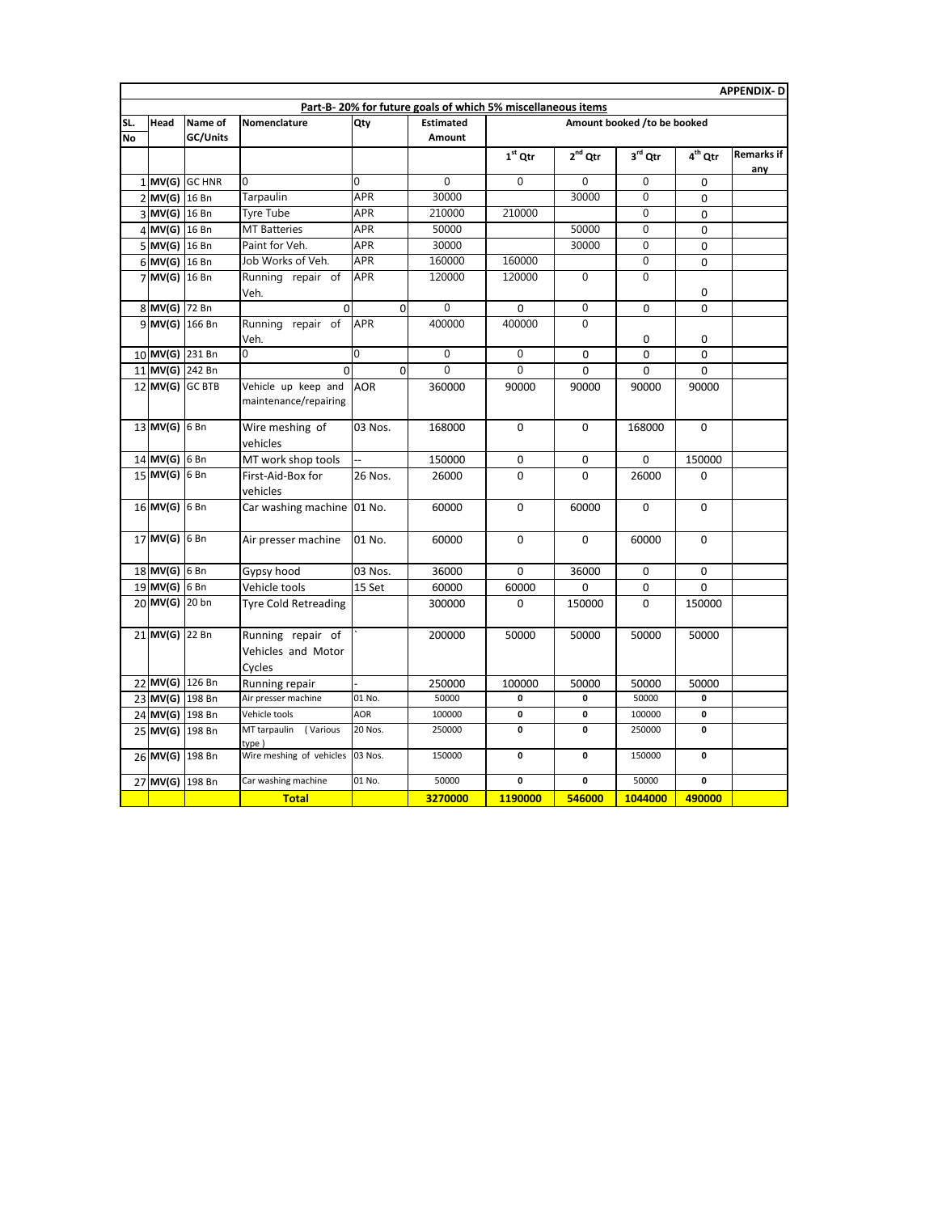**APPENDIX- D**

**Part-B- 20% for future goals of which 5% miscellaneous items**

| SL. No | Head | Name of GC/Units | Nomenclature | Qty | Estimated Amount | Amount booked /to be booked | | | | |
|---|---|---|---|---|---|---|---|---|---|---|
| | | | | | | 1st Qtr | 2nd Qtr | 3rd Qtr | 4th Qtr | Remarks if any |
| 1 | MV(G) | GC HNR | 0 | 0 | 0 | 0 | 0 | 0 | 0 | |
| 2 | MV(G) | 16 Bn | Tarpaulin | APR | 30000 | | 30000 | 0 | 0 | |
| 3 | MV(G) | 16 Bn | Tyre Tube | APR | 210000 | 210000 | | 0 | 0 | |
| 4 | MV(G) | 16 Bn | MT Batteries | APR | 50000 | | 50000 | 0 | 0 | |
| 5 | MV(G) | 16 Bn | Paint for Veh. | APR | 30000 | | 30000 | 0 | 0 | |
| 6 | MV(G) | 16 Bn | Job Works of Veh. | APR | 160000 | 160000 | | 0 | 0 | |
| 7 | MV(G) | 16 Bn | Running repair of Veh. | APR | 120000 | 120000 | 0 | 0 | 0 | |
| 8 | MV(G) | 72 Bn | 0 | 0 | 0 | 0 | 0 | 0 | 0 | |
| 9 | MV(G) | 166 Bn | Running repair of Veh. | APR | 400000 | 400000 | 0 | 0 | 0 | |
| 10 | MV(G) | 231 Bn | 0 | 0 | 0 | 0 | 0 | 0 | 0 | |
| 11 | MV(G) | 242 Bn | 0 | 0 | 0 | 0 | 0 | 0 | 0 | |
| 12 | MV(G) | GC BTB | Vehicle up keep and maintenance/repairing | AOR | 360000 | 90000 | 90000 | 90000 | 90000 | |
| 13 | MV(G) | 6 Bn | Wire meshing of vehicles | 03 Nos. | 168000 | 0 | 0 | 168000 | 0 | |
| 14 | MV(G) | 6 Bn | MT work shop tools | -- | 150000 | 0 | 0 | 0 | 150000 | |
| 15 | MV(G) | 6 Bn | First-Aid-Box for vehicles | 26 Nos. | 26000 | 0 | 0 | 26000 | 0 | |
| 16 | MV(G) | 6 Bn | Car washing machine | 01 No. | 60000 | 0 | 60000 | 0 | 0 | |
| 17 | MV(G) | 6 Bn | Air presser machine | 01 No. | 60000 | 0 | 0 | 60000 | 0 | |
| 18 | MV(G) | 6 Bn | Gypsy hood | 03 Nos. | 36000 | 0 | 36000 | 0 | 0 | |
| 19 | MV(G) | 6 Bn | Vehicle tools | 15 Set | 60000 | 60000 | 0 | 0 | 0 | |
| 20 | MV(G) | 20 bn | Tyre Cold Retreading | | 300000 | 0 | 150000 | 0 | 150000 | |
| 21 | MV(G) | 22 Bn | Running repair of Vehicles and Motor Cycles | ` | 200000 | 50000 | 50000 | 50000 | 50000 | |
| 22 | MV(G) | 126 Bn | Running repair | - | 250000 | 100000 | 50000 | 50000 | 50000 | |
| 23 | MV(G) | 198 Bn | Air presser machine | 01 No. | 50000 | 0 | 0 | 50000 | 0 | |
| 24 | MV(G) | 198 Bn | Vehicle tools | AOR | 100000 | 0 | 0 | 100000 | 0 | |
| 25 | MV(G) | 198 Bn | MT tarpaulin (Various type) | 20 Nos. | 250000 | 0 | 0 | 250000 | 0 | |
| 26 | MV(G) | 198 Bn | Wire meshing of vehicles | 03 Nos. | 150000 | 0 | 0 | 150000 | 0 | |
| 27 | MV(G) | 198 Bn | Car washing machine | 01 No. | 50000 | 0 | 0 | 50000 | 0 | |
| | | | **Total** | | **3270000** | **1190000** | **546000** | **1044000** | **490000** | |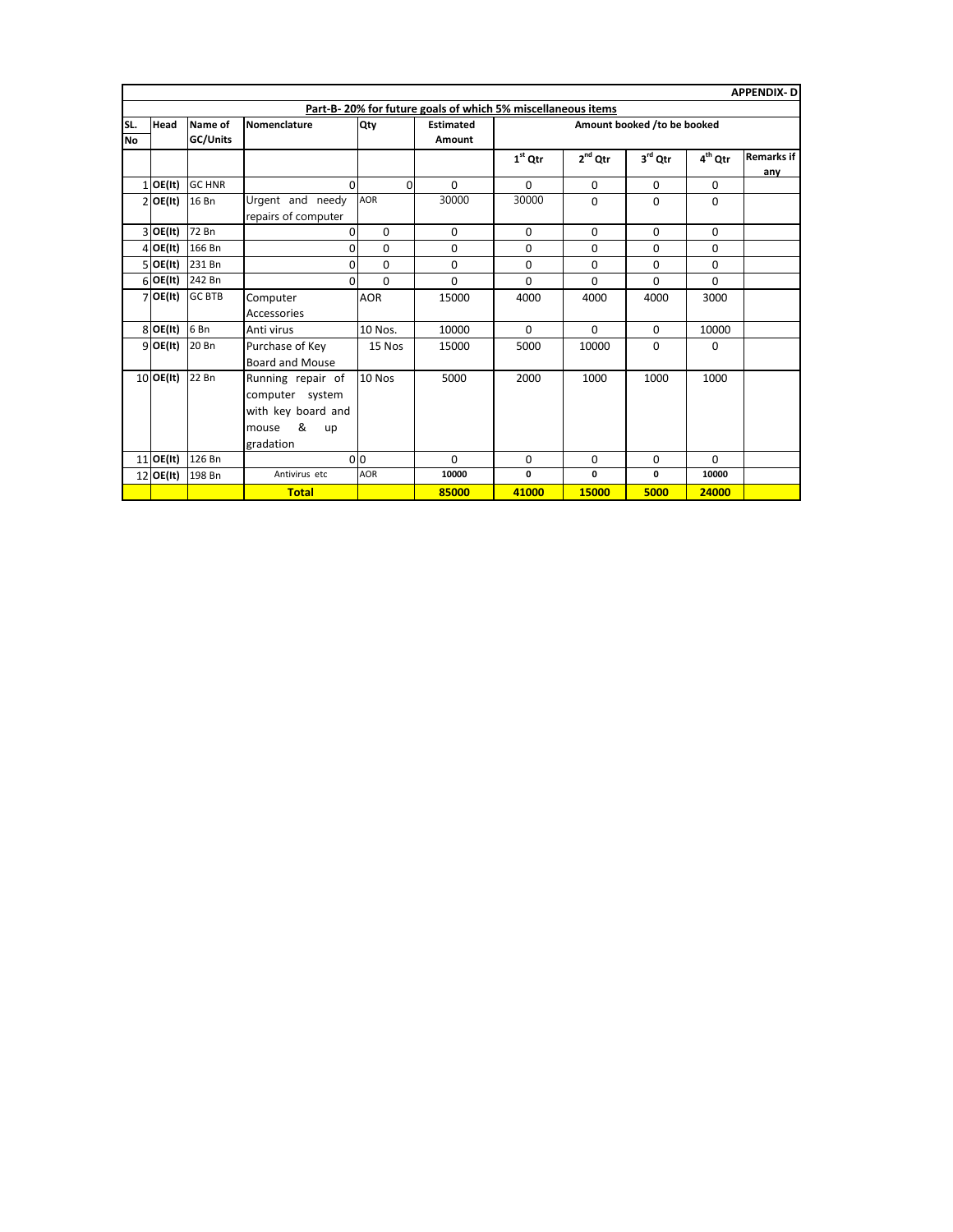**APPENDIX- D**

**Part-B- 20% for future goals of which 5% miscellaneous items**

| SL. No | Head | Name of GC/Units | Nomenclature | Qty | Estimated Amount | Amount booked /to be booked | | | | |
|---|---|---|---|---|---|---|---|---|---|---|
| | | | | | | 1st Qtr | 2nd Qtr | 3rd Qtr | 4th Qtr | Remarks if any |
| 1 | OE(It) | GC HNR | 0 | 0 | 0 | 0 | 0 | 0 | 0 | |
| 2 | OE(It) | 16 Bn | Urgent and needy repairs of computer | AOR | 30000 | 30000 | 0 | 0 | 0 | |
| 3 | OE(It) | 72 Bn | 0 | 0 | 0 | 0 | 0 | 0 | 0 | |
| 4 | OE(It) | 166 Bn | 0 | 0 | 0 | 0 | 0 | 0 | 0 | |
| 5 | OE(It) | 231 Bn | 0 | 0 | 0 | 0 | 0 | 0 | 0 | |
| 6 | OE(It) | 242 Bn | 0 | 0 | 0 | 0 | 0 | 0 | 0 | |
| 7 | OE(It) | GC BTB | Computer Accessories | AOR | 15000 | 4000 | 4000 | 4000 | 3000 | |
| 8 | OE(It) | 6 Bn | Anti virus | 10 Nos. | 10000 | 0 | 0 | 0 | 10000 | |
| 9 | OE(It) | 20 Bn | Purchase of Key Board and Mouse | 15 Nos | 15000 | 5000 | 10000 | 0 | 0 | |
| 10 | OE(It) | 22 Bn | Running repair of computer system with key board and mouse & up gradation | 10 Nos | 5000 | 2000 | 1000 | 1000 | 1000 | |
| 11 | OE(It) | 126 Bn | 0 | 0 | 0 | 0 | 0 | 0 | 0 | |
| 12 | OE(It) | 198 Bn | Antivirus etc | AOR | 10000 | 0 | 0 | 0 | 10000 | |
| | | | **Total** | | **85000** | **41000** | **15000** | **5000** | **24000** | |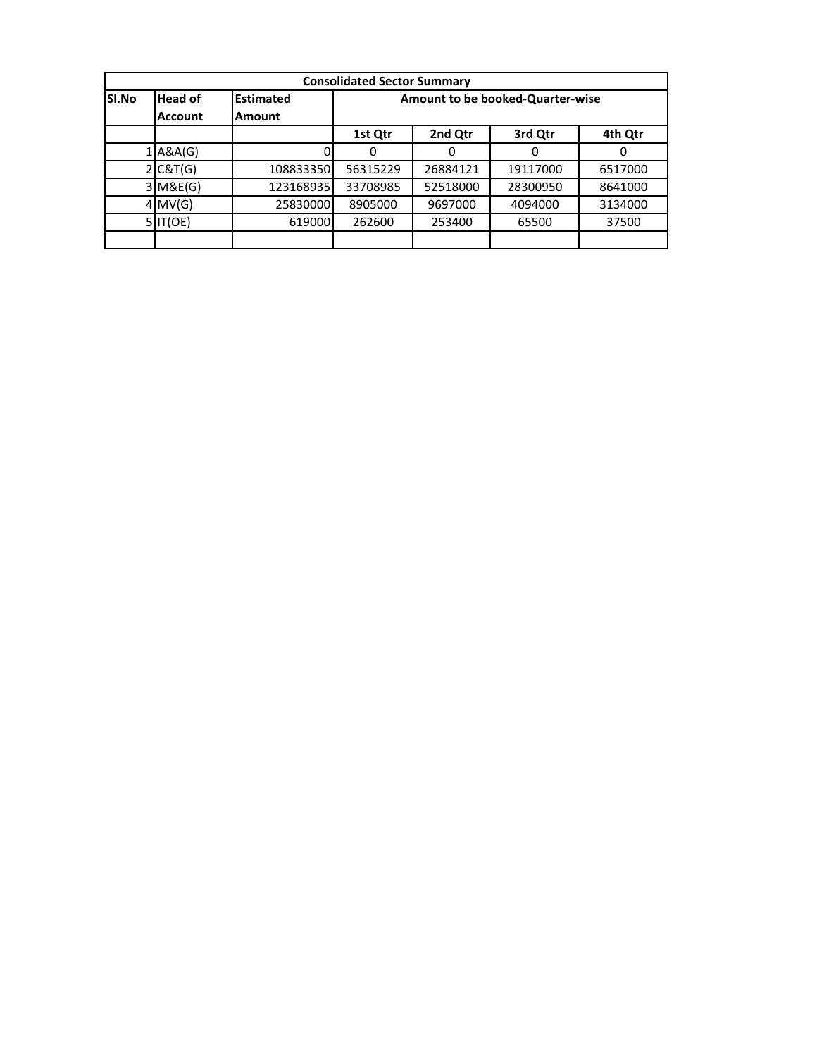| Consolidated Sector Summary | | | | | | |
|---|---|---|---|---|---|---|
| Sl.No | Head of Account | Estimated Amount | Amount to be booked-Quarter-wise | | | |
| | | | 1st Qtr | 2nd Qtr | 3rd Qtr | 4th Qtr |
| 1 | A&A(G) | 0 | 0 | 0 | 0 | 0 |
| 2 | C&T(G) | 108833350 | 56315229 | 26884121 | 19117000 | 6517000 |
| 3 | M&E(G) | 123168935 | 33708985 | 52518000 | 28300950 | 8641000 |
| 4 | MV(G) | 25830000 | 8905000 | 9697000 | 4094000 | 3134000 |
| 5 | IT(OE) | 619000 | 262600 | 253400 | 65500 | 37500 |
| | | | | | | |